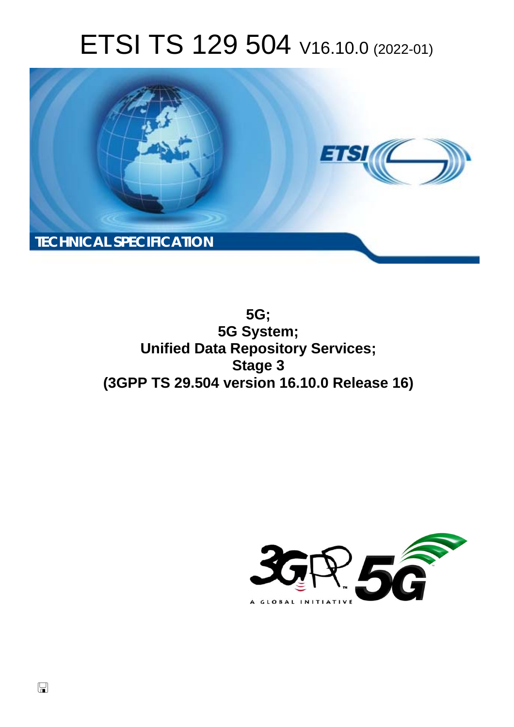# ETSI TS 129 504 V16.10.0 (2022-01)

TECHNICAL SPECIFICATION

**5G;**
**5G System;**
**Unified Data Repository Services;**
**Stage 3**
**(3GPP TS 29.504 version 16.10.0 Release 16)**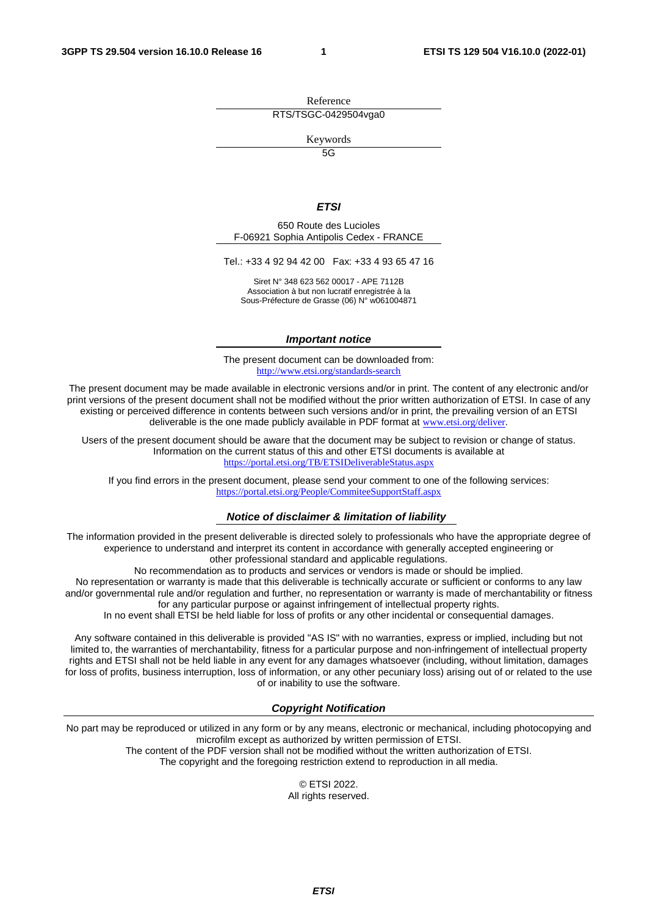Reference

RTS/TSGC-0429504vga0

Keywords

5G

***ETSI***

650 Route des Lucioles
F-06921 Sophia Antipolis Cedex - FRANCE

Tel.: +33 4 92 94 42 00   Fax: +33 4 93 65 47 16

Siret N° 348 623 562 00017 - APE 7112B
Association à but non lucratif enregistrée à la
Sous-Préfecture de Grasse (06) N° w061004871

***Important notice***

The present document can be downloaded from:
http://www.etsi.org/standards-search

The present document may be made available in electronic versions and/or in print. The content of any electronic and/or print versions of the present document shall not be modified without the prior written authorization of ETSI. In case of any existing or perceived difference in contents between such versions and/or in print, the prevailing version of an ETSI deliverable is the one made publicly available in PDF format at www.etsi.org/deliver.

Users of the present document should be aware that the document may be subject to revision or change of status. Information on the current status of this and other ETSI documents is available at https://portal.etsi.org/TB/ETSIDeliverableStatus.aspx

If you find errors in the present document, please send your comment to one of the following services:
https://portal.etsi.org/People/CommiteeSupportStaff.aspx

***Notice of disclaimer & limitation of liability***

The information provided in the present deliverable is directed solely to professionals who have the appropriate degree of experience to understand and interpret its content in accordance with generally accepted engineering or other professional standard and applicable regulations.
No recommendation as to products and services or vendors is made or should be implied.
No representation or warranty is made that this deliverable is technically accurate or sufficient or conforms to any law and/or governmental rule and/or regulation and further, no representation or warranty is made of merchantability or fitness for any particular purpose or against infringement of intellectual property rights.
In no event shall ETSI be held liable for loss of profits or any other incidental or consequential damages.

Any software contained in this deliverable is provided "AS IS" with no warranties, express or implied, including but not limited to, the warranties of merchantability, fitness for a particular purpose and non-infringement of intellectual property rights and ETSI shall not be held liable in any event for any damages whatsoever (including, without limitation, damages for loss of profits, business interruption, loss of information, or any other pecuniary loss) arising out of or related to the use of or inability to use the software.

***Copyright Notification***

No part may be reproduced or utilized in any form or by any means, electronic or mechanical, including photocopying and microfilm except as authorized by written permission of ETSI.
The content of the PDF version shall not be modified without the written authorization of ETSI.
The copyright and the foregoing restriction extend to reproduction in all media.

© ETSI 2022.
All rights reserved.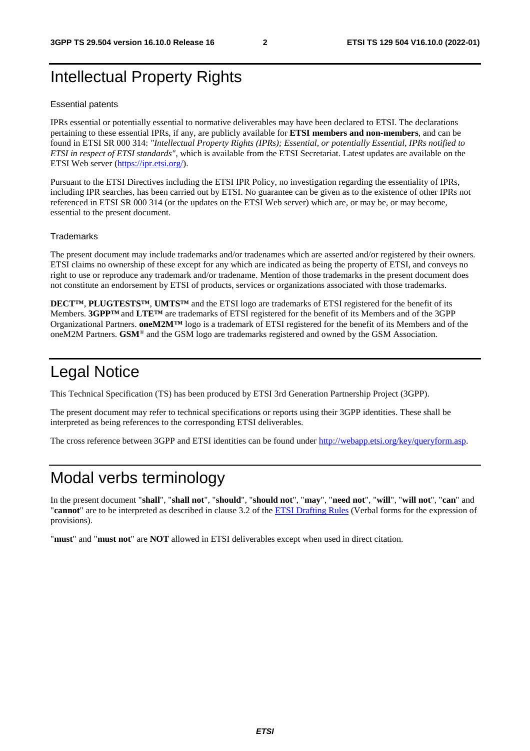# Intellectual Property Rights

Essential patents

IPRs essential or potentially essential to normative deliverables may have been declared to ETSI. The declarations pertaining to these essential IPRs, if any, are publicly available for **ETSI members and non-members**, and can be found in ETSI SR 000 314: *"Intellectual Property Rights (IPRs); Essential, or potentially Essential, IPRs notified to ETSI in respect of ETSI standards"*, which is available from the ETSI Secretariat. Latest updates are available on the ETSI Web server (https://ipr.etsi.org/).

Pursuant to the ETSI Directives including the ETSI IPR Policy, no investigation regarding the essentiality of IPRs, including IPR searches, has been carried out by ETSI. No guarantee can be given as to the existence of other IPRs not referenced in ETSI SR 000 314 (or the updates on the ETSI Web server) which are, or may be, or may become, essential to the present document.

Trademarks

The present document may include trademarks and/or tradenames which are asserted and/or registered by their owners. ETSI claims no ownership of these except for any which are indicated as being the property of ETSI, and conveys no right to use or reproduce any trademark and/or tradename. Mention of those trademarks in the present document does not constitute an endorsement by ETSI of products, services or organizations associated with those trademarks.

**DECT™**, **PLUGTESTS™**, **UMTS™** and the ETSI logo are trademarks of ETSI registered for the benefit of its Members. **3GPP™** and **LTE™** are trademarks of ETSI registered for the benefit of its Members and of the 3GPP Organizational Partners. **oneM2M™** logo is a trademark of ETSI registered for the benefit of its Members and of the oneM2M Partners. **GSM**® and the GSM logo are trademarks registered and owned by the GSM Association.

# Legal Notice

This Technical Specification (TS) has been produced by ETSI 3rd Generation Partnership Project (3GPP).

The present document may refer to technical specifications or reports using their 3GPP identities. These shall be interpreted as being references to the corresponding ETSI deliverables.

The cross reference between 3GPP and ETSI identities can be found under http://webapp.etsi.org/key/queryform.asp.

# Modal verbs terminology

In the present document "**shall**", "**shall not**", "**should**", "**should not**", "**may**", "**need not**", "**will**", "**will not**", "**can**" and "**cannot**" are to be interpreted as described in clause 3.2 of the ETSI Drafting Rules (Verbal forms for the expression of provisions).

"**must**" and "**must not**" are **NOT** allowed in ETSI deliverables except when used in direct citation.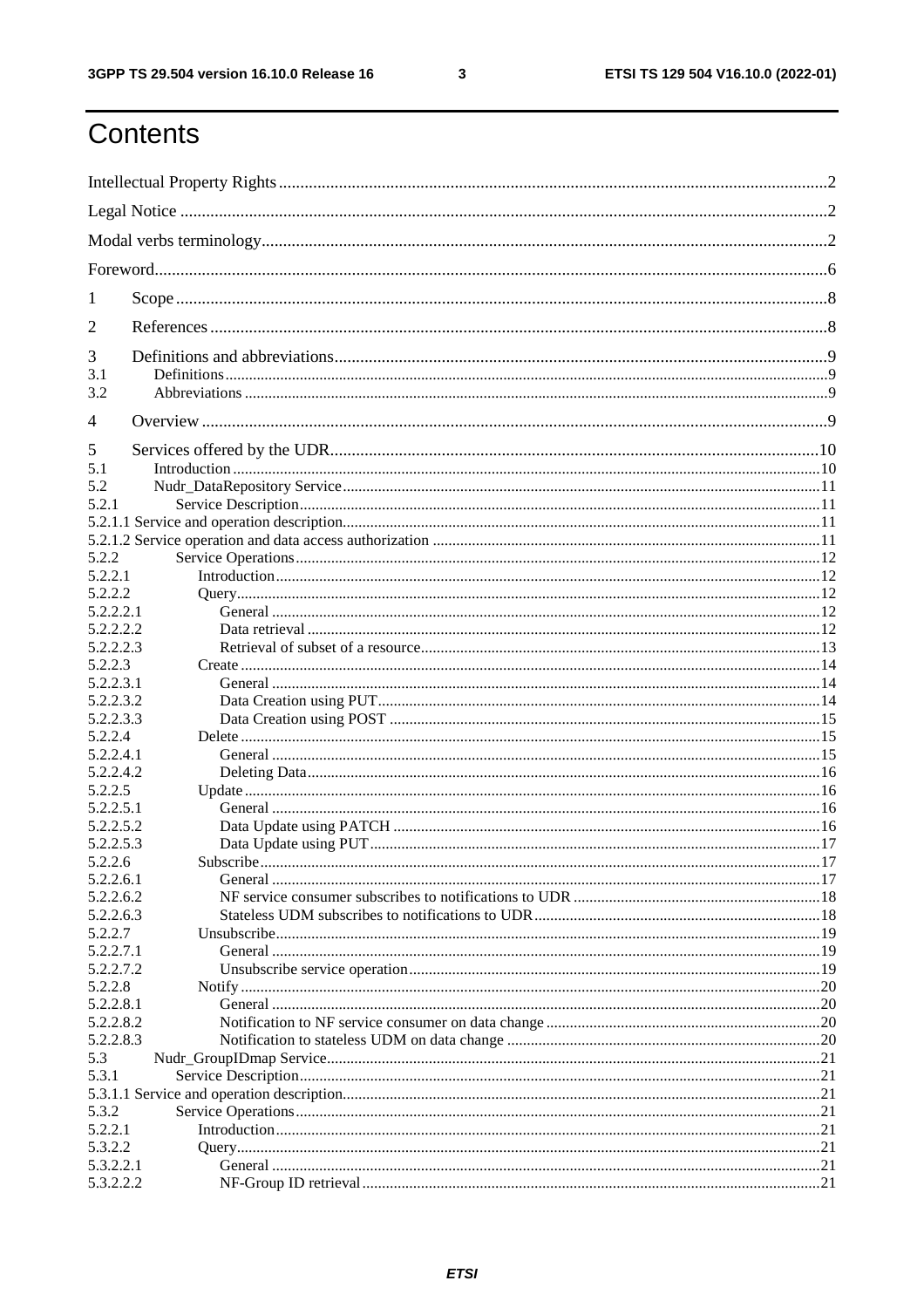# Contents

Intellectual Property Rights ........................................................................................................................ 2

Legal Notice ................................................................................................................................................ 2

Modal verbs terminology ............................................................................................................................ 2

Foreword ..................................................................................................................................................... 6

1 Scope ....................................................................................................................................................... 8

2 References ............................................................................................................................................... 8

3 Definitions and abbreviations ................................................................................................................... 9

3.1 Definitions ............................................................................................................................................ 9

3.2 Abbreviations ........................................................................................................................................ 9

4 Overview .................................................................................................................................................. 9

5 Services offered by the UDR ................................................................................................................... 10

5.1 Introduction ........................................................................................................................................ 10

5.2 Nudr_DataRepository Service ............................................................................................................. 11

5.2.1 Service Description ........................................................................................................................... 11

5.2.1.1 Service and operation description ................................................................................................... 11

5.2.1.2 Service operation and data access authorization ............................................................................ 11

5.2.2 Service Operations ............................................................................................................................ 12

5.2.2.1 Introduction .................................................................................................................................... 12

5.2.2.2 Query .............................................................................................................................................. 12

5.2.2.2.1 General ....................................................................................................................................... 12

5.2.2.2.2 Data retrieval ............................................................................................................................... 12

5.2.2.2.3 Retrieval of subset of a resource .................................................................................................. 13

5.2.2.3 Create ............................................................................................................................................. 14

5.2.2.3.1 General ....................................................................................................................................... 14

5.2.2.3.2 Data Creation using PUT ............................................................................................................. 14

5.2.2.3.3 Data Creation using POST ........................................................................................................... 15

5.2.2.4 Delete ............................................................................................................................................. 15

5.2.2.4.1 General ....................................................................................................................................... 15

5.2.2.4.2 Deleting Data ............................................................................................................................... 16

5.2.2.5 Update ............................................................................................................................................ 16

5.2.2.5.1 General ....................................................................................................................................... 16

5.2.2.5.2 Data Update using PATCH .......................................................................................................... 16

5.2.2.5.3 Data Update using PUT ................................................................................................................ 17

5.2.2.6 Subscribe ........................................................................................................................................ 17

5.2.2.6.1 General ....................................................................................................................................... 17

5.2.2.6.2 NF service consumer subscribes to notifications to UDR ............................................................. 18

5.2.2.6.3 Stateless UDM subscribes to notifications to UDR ...................................................................... 18

5.2.2.7 Unsubscribe ..................................................................................................................................... 19

5.2.2.7.1 General ....................................................................................................................................... 19

5.2.2.7.2 Unsubscribe service operation ...................................................................................................... 19

5.2.2.8 Notify .............................................................................................................................................. 20

5.2.2.8.1 General ....................................................................................................................................... 20

5.2.2.8.2 Notification to NF service consumer on data change .................................................................... 20

5.2.2.8.3 Notification to stateless UDM on data change .............................................................................. 20

5.3 Nudr_GroupIDmap Service ................................................................................................................. 21

5.3.1 Service Description ........................................................................................................................... 21

5.3.1.1 Service and operation description ................................................................................................... 21

5.3.2 Service Operations ............................................................................................................................ 21

5.2.2.1 Introduction .................................................................................................................................... 21

5.3.2.2 Query .............................................................................................................................................. 21

5.3.2.2.1 General ....................................................................................................................................... 21

5.3.2.2.2 NF-Group ID retrieval .................................................................................................................. 21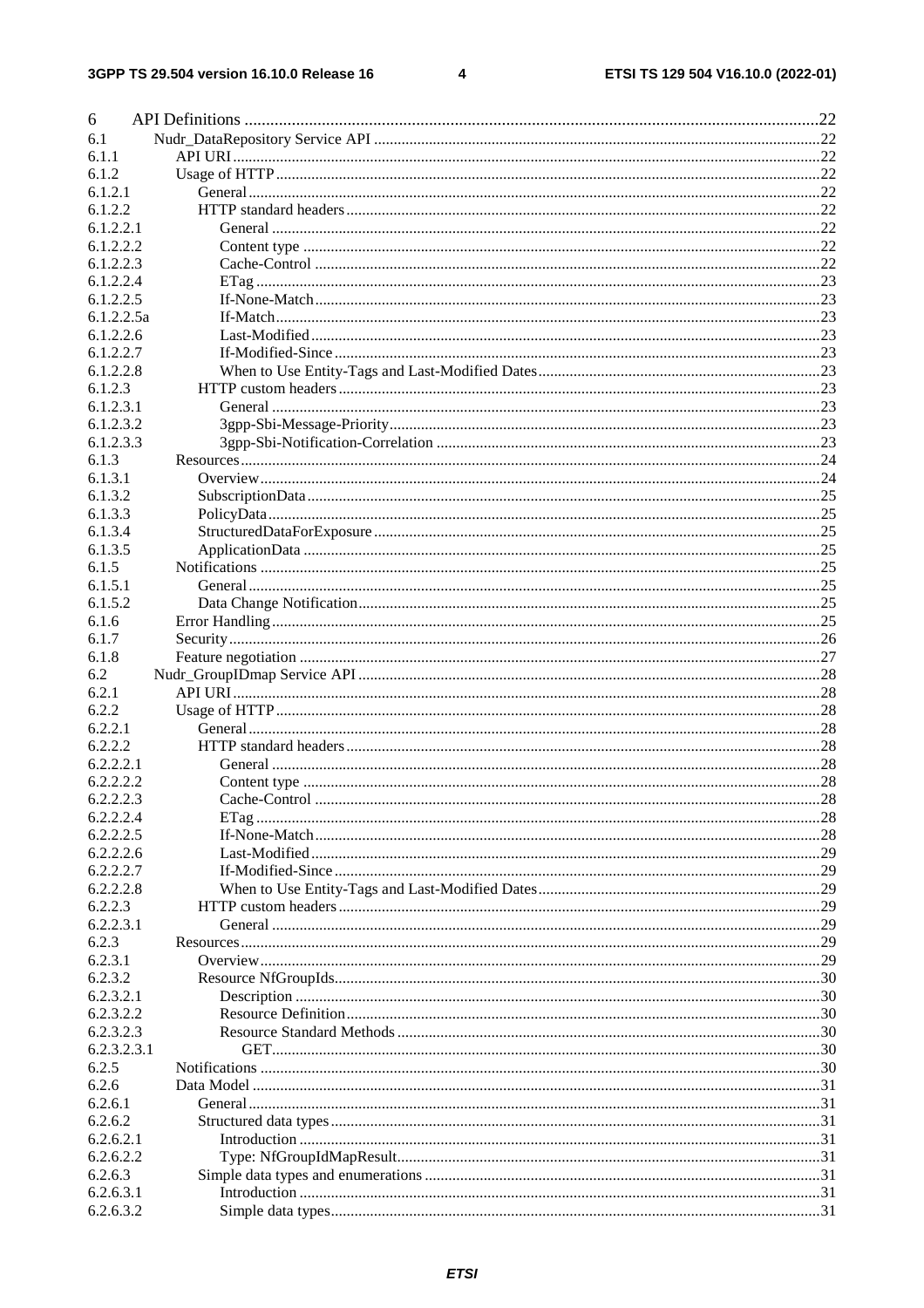6 API Definitions ..... 22
6.1 Nudr_DataRepository Service API ..... 22
6.1.1 API URI ..... 22
6.1.2 Usage of HTTP ..... 22
6.1.2.1 General ..... 22
6.1.2.2 HTTP standard headers ..... 22
6.1.2.2.1 General ..... 22
6.1.2.2.2 Content type ..... 22
6.1.2.2.3 Cache-Control ..... 22
6.1.2.2.4 ETag ..... 23
6.1.2.2.5 If-None-Match ..... 23
6.1.2.2.5a If-Match ..... 23
6.1.2.2.6 Last-Modified ..... 23
6.1.2.2.7 If-Modified-Since ..... 23
6.1.2.2.8 When to Use Entity-Tags and Last-Modified Dates ..... 23
6.1.2.3 HTTP custom headers ..... 23
6.1.2.3.1 General ..... 23
6.1.2.3.2 3gpp-Sbi-Message-Priority ..... 23
6.1.2.3.3 3gpp-Sbi-Notification-Correlation ..... 23
6.1.3 Resources ..... 24
6.1.3.1 Overview ..... 24
6.1.3.2 SubscriptionData ..... 25
6.1.3.3 PolicyData ..... 25
6.1.3.4 StructuredDataForExposure ..... 25
6.1.3.5 ApplicationData ..... 25
6.1.5 Notifications ..... 25
6.1.5.1 General ..... 25
6.1.5.2 Data Change Notification ..... 25
6.1.6 Error Handling ..... 25
6.1.7 Security ..... 26
6.1.8 Feature negotiation ..... 27
6.2 Nudr_GroupIDmap Service API ..... 28
6.2.1 API URI ..... 28
6.2.2 Usage of HTTP ..... 28
6.2.2.1 General ..... 28
6.2.2.2 HTTP standard headers ..... 28
6.2.2.2.1 General ..... 28
6.2.2.2.2 Content type ..... 28
6.2.2.2.3 Cache-Control ..... 28
6.2.2.2.4 ETag ..... 28
6.2.2.2.5 If-None-Match ..... 28
6.2.2.2.6 Last-Modified ..... 29
6.2.2.2.7 If-Modified-Since ..... 29
6.2.2.2.8 When to Use Entity-Tags and Last-Modified Dates ..... 29
6.2.2.3 HTTP custom headers ..... 29
6.2.2.3.1 General ..... 29
6.2.3 Resources ..... 29
6.2.3.1 Overview ..... 29
6.2.3.2 Resource NfGroupIds ..... 30
6.2.3.2.1 Description ..... 30
6.2.3.2.2 Resource Definition ..... 30
6.2.3.2.3 Resource Standard Methods ..... 30
6.2.3.2.3.1 GET ..... 30
6.2.5 Notifications ..... 30
6.2.6 Data Model ..... 31
6.2.6.1 General ..... 31
6.2.6.2 Structured data types ..... 31
6.2.6.2.1 Introduction ..... 31
6.2.6.2.2 Type: NfGroupIdMapResult ..... 31
6.2.6.3 Simple data types and enumerations ..... 31
6.2.6.3.1 Introduction ..... 31
6.2.6.3.2 Simple data types ..... 31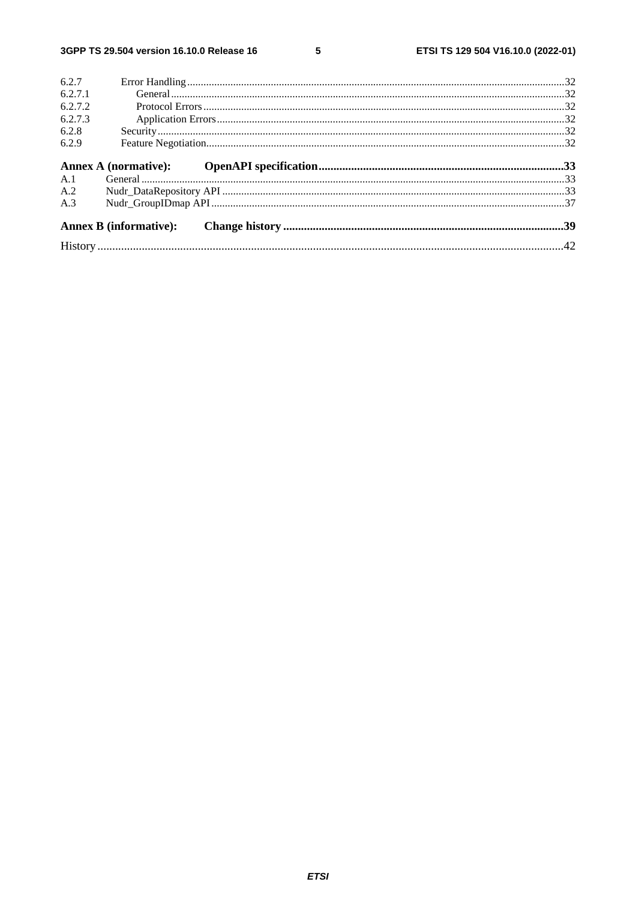6.2.7 Error Handling ... 32
6.2.7.1 General ... 32
6.2.7.2 Protocol Errors ... 32
6.2.7.3 Application Errors ... 32
6.2.8 Security ... 32
6.2.9 Feature Negotiation ... 32

**Annex A (normative): OpenAPI specification ... 33**

A.1 General ... 33
A.2 Nudr_DataRepository API ... 33
A.3 Nudr_GroupIDmap API ... 37

**Annex B (informative): Change history ... 39**

History ... 42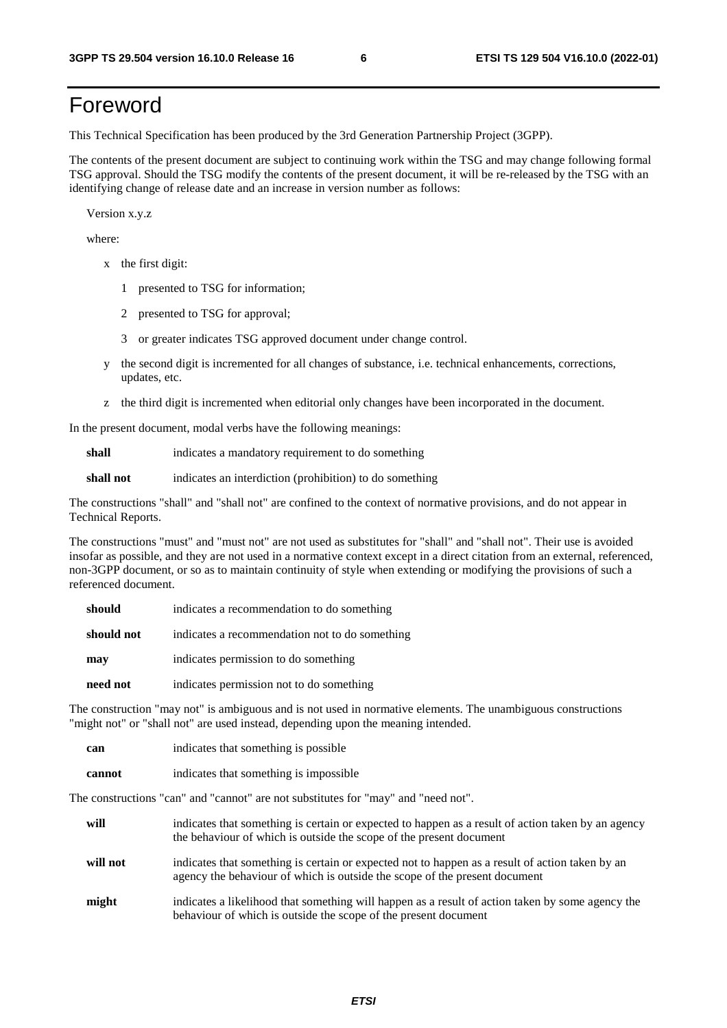# Foreword

This Technical Specification has been produced by the 3rd Generation Partnership Project (3GPP).

The contents of the present document are subject to continuing work within the TSG and may change following formal TSG approval. Should the TSG modify the contents of the present document, it will be re-released by the TSG with an identifying change of release date and an increase in version number as follows:

Version x.y.z

where:

- x the first digit:
  - 1 presented to TSG for information;
  - 2 presented to TSG for approval;
  - 3 or greater indicates TSG approved document under change control.
- y the second digit is incremented for all changes of substance, i.e. technical enhancements, corrections, updates, etc.
- z the third digit is incremented when editorial only changes have been incorporated in the document.

In the present document, modal verbs have the following meanings:

**shall** indicates a mandatory requirement to do something

**shall not** indicates an interdiction (prohibition) to do something

The constructions "shall" and "shall not" are confined to the context of normative provisions, and do not appear in Technical Reports.

The constructions "must" and "must not" are not used as substitutes for "shall" and "shall not". Their use is avoided insofar as possible, and they are not used in a normative context except in a direct citation from an external, referenced, non-3GPP document, or so as to maintain continuity of style when extending or modifying the provisions of such a referenced document.

**should** indicates a recommendation to do something

**should not** indicates a recommendation not to do something

**may** indicates permission to do something

**need not** indicates permission not to do something

The construction "may not" is ambiguous and is not used in normative elements. The unambiguous constructions "might not" or "shall not" are used instead, depending upon the meaning intended.

**can** indicates that something is possible

**cannot** indicates that something is impossible

The constructions "can" and "cannot" are not substitutes for "may" and "need not".

**will** indicates that something is certain or expected to happen as a result of action taken by an agency the behaviour of which is outside the scope of the present document

**will not** indicates that something is certain or expected not to happen as a result of action taken by an agency the behaviour of which is outside the scope of the present document

**might** indicates a likelihood that something will happen as a result of action taken by some agency the behaviour of which is outside the scope of the present document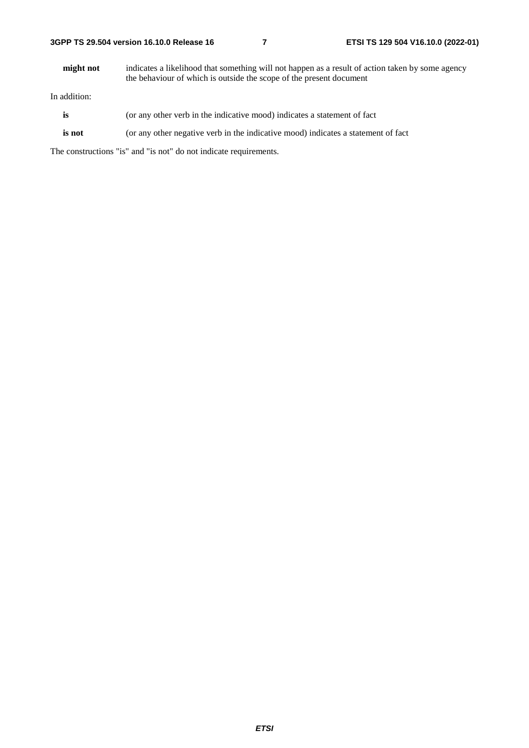**might not** indicates a likelihood that something will not happen as a result of action taken by some agency the behaviour of which is outside the scope of the present document

In addition:

**is** (or any other verb in the indicative mood) indicates a statement of fact

**is not** (or any other negative verb in the indicative mood) indicates a statement of fact

The constructions "is" and "is not" do not indicate requirements.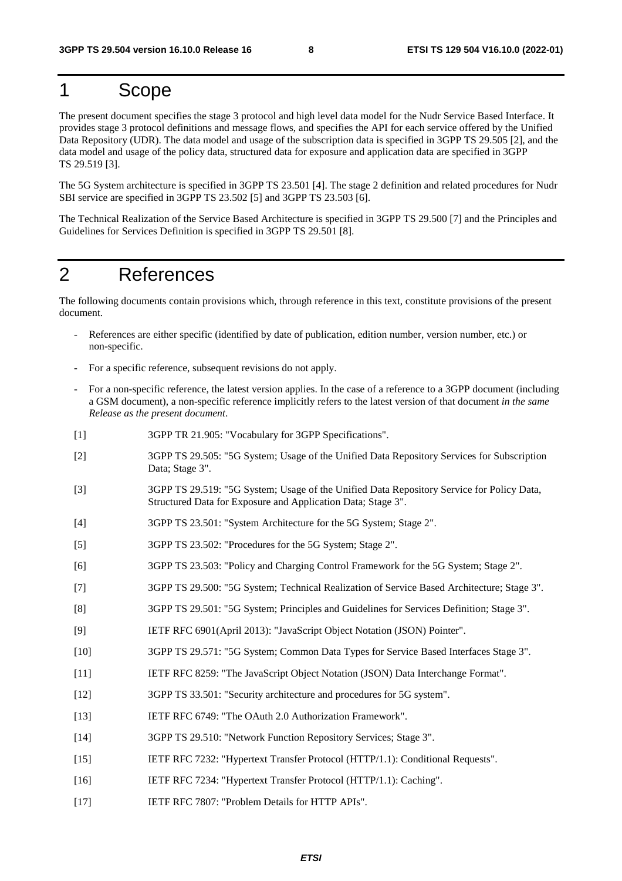# 1 Scope

The present document specifies the stage 3 protocol and high level data model for the Nudr Service Based Interface. It provides stage 3 protocol definitions and message flows, and specifies the API for each service offered by the Unified Data Repository (UDR). The data model and usage of the subscription data is specified in 3GPP TS 29.505 [2], and the data model and usage of the policy data, structured data for exposure and application data are specified in 3GPP TS 29.519 [3].

The 5G System architecture is specified in 3GPP TS 23.501 [4]. The stage 2 definition and related procedures for Nudr SBI service are specified in 3GPP TS 23.502 [5] and 3GPP TS 23.503 [6].

The Technical Realization of the Service Based Architecture is specified in 3GPP TS 29.500 [7] and the Principles and Guidelines for Services Definition is specified in 3GPP TS 29.501 [8].

# 2 References

The following documents contain provisions which, through reference in this text, constitute provisions of the present document.

- References are either specific (identified by date of publication, edition number, version number, etc.) or non-specific.
- For a specific reference, subsequent revisions do not apply.
- For a non-specific reference, the latest version applies. In the case of a reference to a 3GPP document (including a GSM document), a non-specific reference implicitly refers to the latest version of that document *in the same Release as the present document*.

[1] 3GPP TR 21.905: "Vocabulary for 3GPP Specifications".

[2] 3GPP TS 29.505: "5G System; Usage of the Unified Data Repository Services for Subscription Data; Stage 3".

[3] 3GPP TS 29.519: "5G System; Usage of the Unified Data Repository Service for Policy Data, Structured Data for Exposure and Application Data; Stage 3".

[4] 3GPP TS 23.501: "System Architecture for the 5G System; Stage 2".

[5] 3GPP TS 23.502: "Procedures for the 5G System; Stage 2".

[6] 3GPP TS 23.503: "Policy and Charging Control Framework for the 5G System; Stage 2".

[7] 3GPP TS 29.500: "5G System; Technical Realization of Service Based Architecture; Stage 3".

[8] 3GPP TS 29.501: "5G System; Principles and Guidelines for Services Definition; Stage 3".

[9] IETF RFC 6901(April 2013): "JavaScript Object Notation (JSON) Pointer".

[10] 3GPP TS 29.571: "5G System; Common Data Types for Service Based Interfaces Stage 3".

[11] IETF RFC 8259: "The JavaScript Object Notation (JSON) Data Interchange Format".

[12] 3GPP TS 33.501: "Security architecture and procedures for 5G system".

[13] IETF RFC 6749: "The OAuth 2.0 Authorization Framework".

[14] 3GPP TS 29.510: "Network Function Repository Services; Stage 3".

[15] IETF RFC 7232: "Hypertext Transfer Protocol (HTTP/1.1): Conditional Requests".

[16] IETF RFC 7234: "Hypertext Transfer Protocol (HTTP/1.1): Caching".

[17] IETF RFC 7807: "Problem Details for HTTP APIs".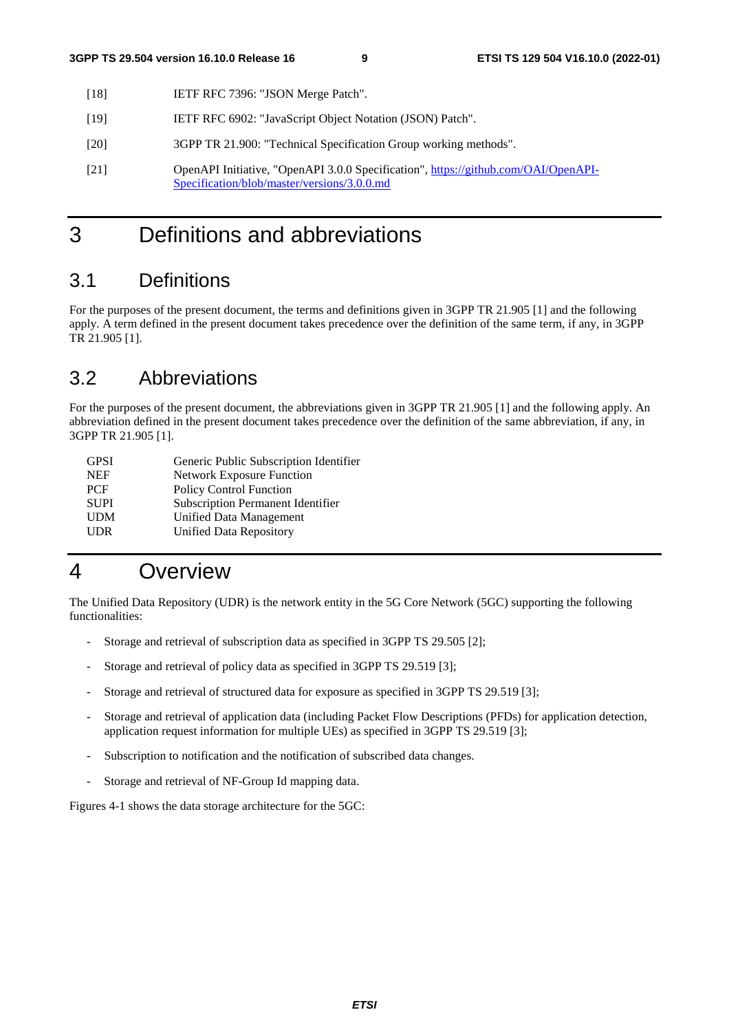[18] IETF RFC 7396: "JSON Merge Patch".

[19] IETF RFC 6902: "JavaScript Object Notation (JSON) Patch".

[20] 3GPP TR 21.900: "Technical Specification Group working methods".

[21] OpenAPI Initiative, "OpenAPI 3.0.0 Specification", https://github.com/OAI/OpenAPI-Specification/blob/master/versions/3.0.0.md

# 3 Definitions and abbreviations

## 3.1 Definitions

For the purposes of the present document, the terms and definitions given in 3GPP TR 21.905 [1] and the following apply. A term defined in the present document takes precedence over the definition of the same term, if any, in 3GPP TR 21.905 [1].

## 3.2 Abbreviations

For the purposes of the present document, the abbreviations given in 3GPP TR 21.905 [1] and the following apply. An abbreviation defined in the present document takes precedence over the definition of the same abbreviation, if any, in 3GPP TR 21.905 [1].

GPSI Generic Public Subscription Identifier
NEF Network Exposure Function
PCF Policy Control Function
SUPI Subscription Permanent Identifier
UDM Unified Data Management
UDR Unified Data Repository

# 4 Overview

The Unified Data Repository (UDR) is the network entity in the 5G Core Network (5GC) supporting the following functionalities:

- Storage and retrieval of subscription data as specified in 3GPP TS 29.505 [2];
- Storage and retrieval of policy data as specified in 3GPP TS 29.519 [3];
- Storage and retrieval of structured data for exposure as specified in 3GPP TS 29.519 [3];
- Storage and retrieval of application data (including Packet Flow Descriptions (PFDs) for application detection, application request information for multiple UEs) as specified in 3GPP TS 29.519 [3];
- Subscription to notification and the notification of subscribed data changes.
- Storage and retrieval of NF-Group Id mapping data.

Figures 4-1 shows the data storage architecture for the 5GC: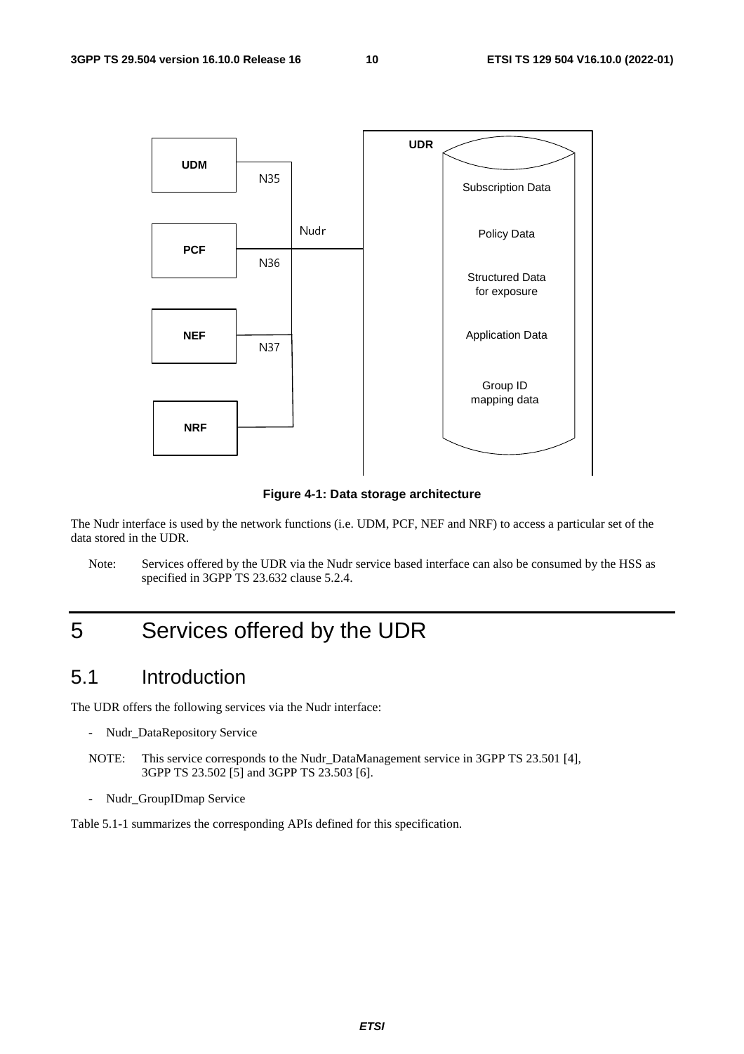Figure 4-1: Data storage architecture

The Nudr interface is used by the network functions (i.e. UDM, PCF, NEF and NRF) to access a particular set of the data stored in the UDR.

Note: Services offered by the UDR via the Nudr service based interface can also be consumed by the HSS as specified in 3GPP TS 23.632 clause 5.2.4.

# 5 Services offered by the UDR

## 5.1 Introduction

The UDR offers the following services via the Nudr interface:

- Nudr_DataRepository Service

NOTE: This service corresponds to the Nudr_DataManagement service in 3GPP TS 23.501 [4], 3GPP TS 23.502 [5] and 3GPP TS 23.503 [6].

- Nudr_GroupIDmap Service

Table 5.1-1 summarizes the corresponding APIs defined for this specification.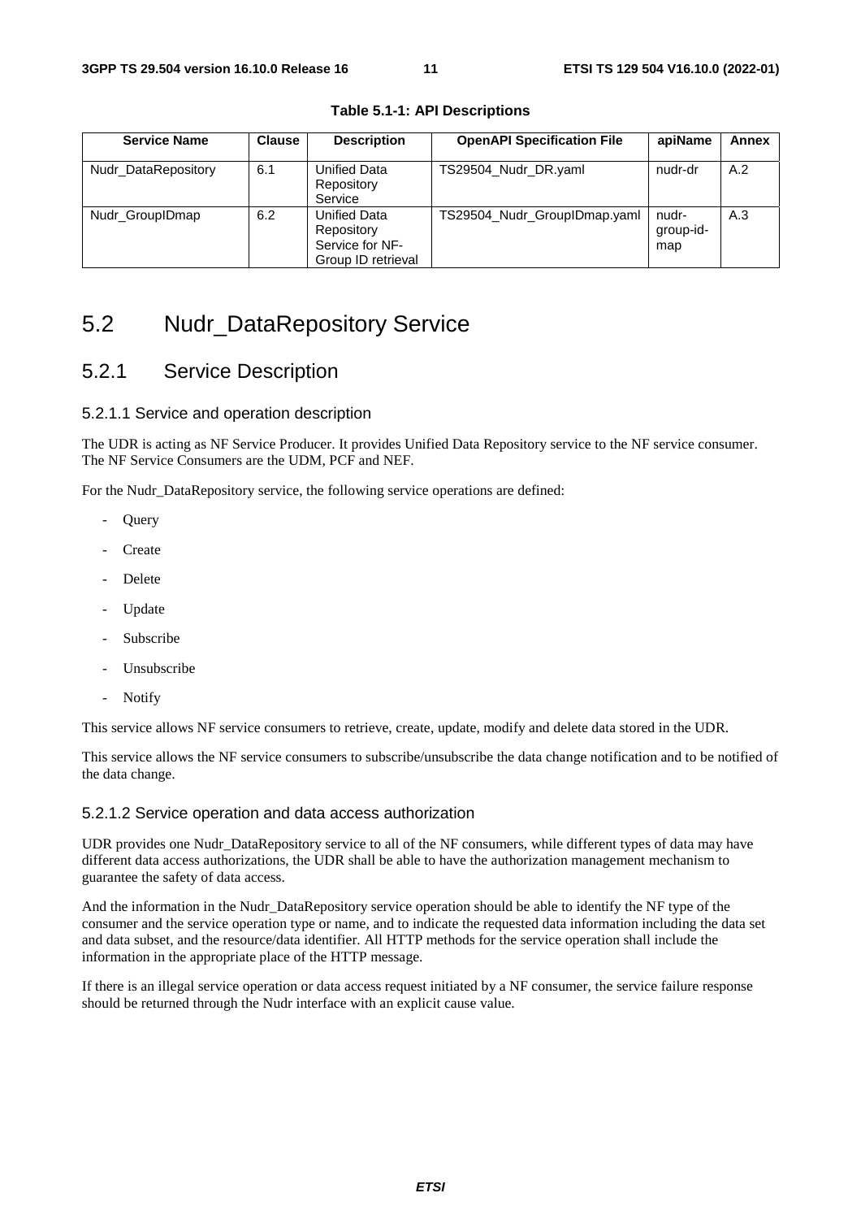**Table 5.1-1: API Descriptions**

| Service Name | Clause | Description | OpenAPI Specification File | apiName | Annex |
|---|---|---|---|---|---|
| Nudr_DataRepository | 6.1 | Unified Data Repository Service | TS29504_Nudr_DR.yaml | nudr-dr | A.2 |
| Nudr_GroupIDmap | 6.2 | Unified Data Repository Service for NF-Group ID retrieval | TS29504_Nudr_GroupIDmap.yaml | nudr-group-id-map | A.3 |

# 5.2 Nudr_DataRepository Service

## 5.2.1 Service Description

### 5.2.1.1 Service and operation description

The UDR is acting as NF Service Producer. It provides Unified Data Repository service to the NF service consumer. The NF Service Consumers are the UDM, PCF and NEF.

For the Nudr_DataRepository service, the following service operations are defined:

- Query
- Create
- Delete
- Update
- Subscribe
- Unsubscribe
- Notify

This service allows NF service consumers to retrieve, create, update, modify and delete data stored in the UDR.

This service allows the NF service consumers to subscribe/unsubscribe the data change notification and to be notified of the data change.

### 5.2.1.2 Service operation and data access authorization

UDR provides one Nudr_DataRepository service to all of the NF consumers, while different types of data may have different data access authorizations, the UDR shall be able to have the authorization management mechanism to guarantee the safety of data access.

And the information in the Nudr_DataRepository service operation should be able to identify the NF type of the consumer and the service operation type or name, and to indicate the requested data information including the data set and data subset, and the resource/data identifier. All HTTP methods for the service operation shall include the information in the appropriate place of the HTTP message.

If there is an illegal service operation or data access request initiated by a NF consumer, the service failure response should be returned through the Nudr interface with an explicit cause value.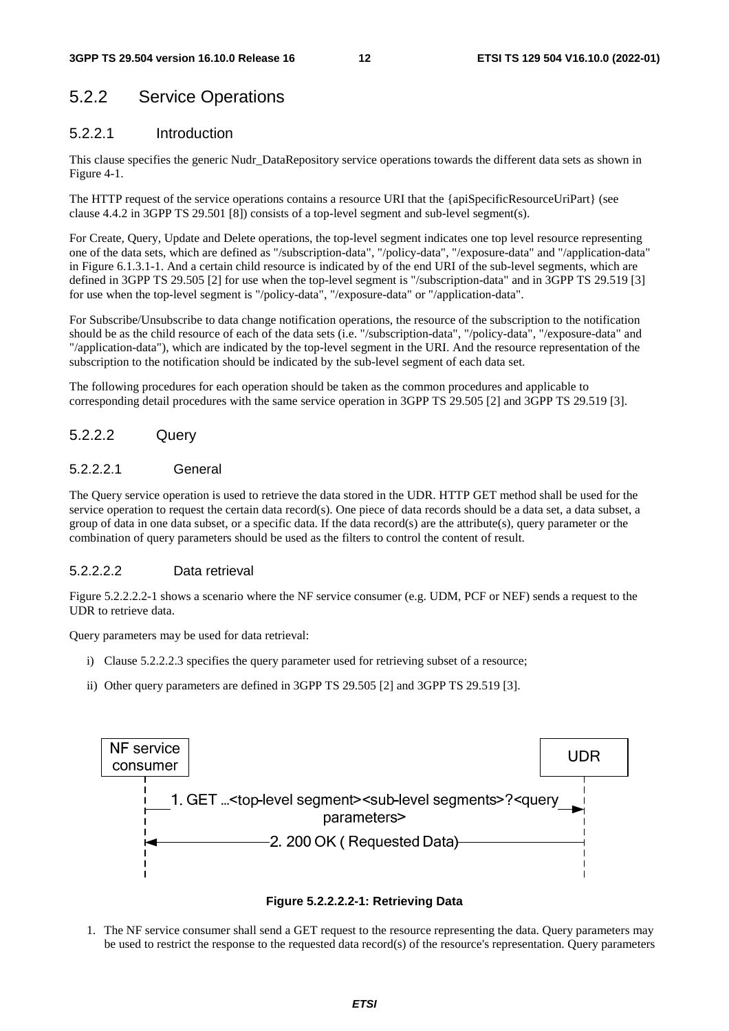## 5.2.2 Service Operations

### 5.2.2.1 Introduction

This clause specifies the generic Nudr_DataRepository service operations towards the different data sets as shown in Figure 4-1.

The HTTP request of the service operations contains a resource URI that the {apiSpecificResourceUriPart} (see clause 4.4.2 in 3GPP TS 29.501 [8]) consists of a top-level segment and sub-level segment(s).

For Create, Query, Update and Delete operations, the top-level segment indicates one top level resource representing one of the data sets, which are defined as "/subscription-data", "/policy-data", "/exposure-data" and "/application-data" in Figure 6.1.3.1-1. And a certain child resource is indicated by of the end URI of the sub-level segments, which are defined in 3GPP TS 29.505 [2] for use when the top-level segment is "/subscription-data" and in 3GPP TS 29.519 [3] for use when the top-level segment is "/policy-data", "/exposure-data" or "/application-data".

For Subscribe/Unsubscribe to data change notification operations, the resource of the subscription to the notification should be as the child resource of each of the data sets (i.e. "/subscription-data", "/policy-data", "/exposure-data" and "/application-data"), which are indicated by the top-level segment in the URI. And the resource representation of the subscription to the notification should be indicated by the sub-level segment of each data set.

The following procedures for each operation should be taken as the common procedures and applicable to corresponding detail procedures with the same service operation in 3GPP TS 29.505 [2] and 3GPP TS 29.519 [3].

### 5.2.2.2 Query

#### 5.2.2.2.1 General

The Query service operation is used to retrieve the data stored in the UDR. HTTP GET method shall be used for the service operation to request the certain data record(s). One piece of data records should be a data set, a data subset, a group of data in one data subset, or a specific data. If the data record(s) are the attribute(s), query parameter or the combination of query parameters should be used as the filters to control the content of result.

#### 5.2.2.2.2 Data retrieval

Figure 5.2.2.2.2-1 shows a scenario where the NF service consumer (e.g. UDM, PCF or NEF) sends a request to the UDR to retrieve data.

Query parameters may be used for data retrieval:

i) Clause 5.2.2.2.3 specifies the query parameter used for retrieving subset of a resource;

ii) Other query parameters are defined in 3GPP TS 29.505 [2] and 3GPP TS 29.519 [3].

NF service consumer → UDR: 1. GET ...<top-level segment><sub-level segments>?<query parameters>

UDR → NF service consumer: 2. 200 OK ( Requested Data)

**Figure 5.2.2.2.2-1: Retrieving Data**

1. The NF service consumer shall send a GET request to the resource representing the data. Query parameters may be used to restrict the response to the requested data record(s) of the resource's representation. Query parameters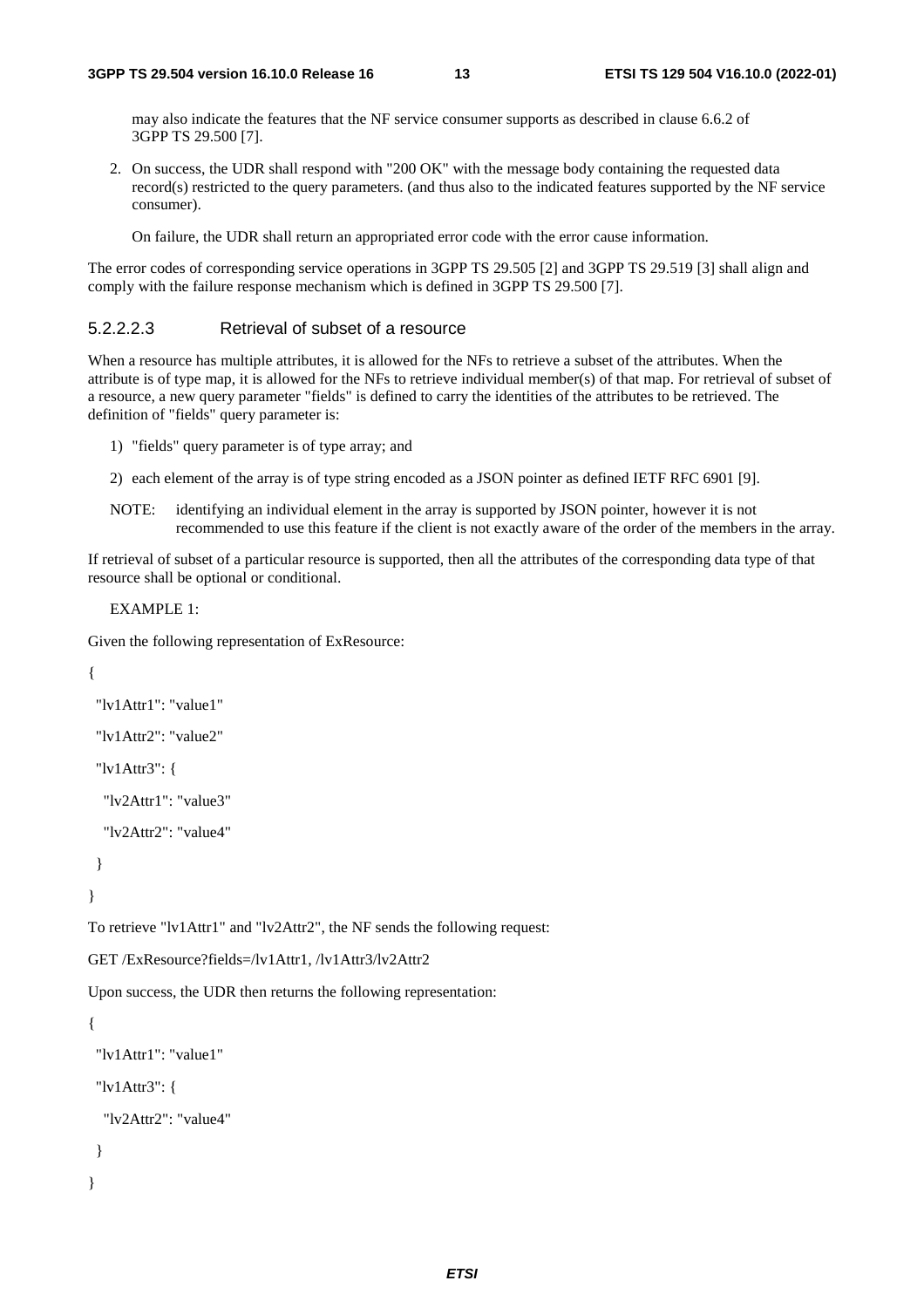may also indicate the features that the NF service consumer supports as described in clause 6.6.2 of 3GPP TS 29.500 [7].

2. On success, the UDR shall respond with "200 OK" with the message body containing the requested data record(s) restricted to the query parameters. (and thus also to the indicated features supported by the NF service consumer).

   On failure, the UDR shall return an appropriated error code with the error cause information.

The error codes of corresponding service operations in 3GPP TS 29.505 [2] and 3GPP TS 29.519 [3] shall align and comply with the failure response mechanism which is defined in 3GPP TS 29.500 [7].

#### 5.2.2.2.3 Retrieval of subset of a resource

When a resource has multiple attributes, it is allowed for the NFs to retrieve a subset of the attributes. When the attribute is of type map, it is allowed for the NFs to retrieve individual member(s) of that map. For retrieval of subset of a resource, a new query parameter "fields" is defined to carry the identities of the attributes to be retrieved. The definition of "fields" query parameter is:

1) "fields" query parameter is of type array; and

2) each element of the array is of type string encoded as a JSON pointer as defined IETF RFC 6901 [9].

NOTE: identifying an individual element in the array is supported by JSON pointer, however it is not recommended to use this feature if the client is not exactly aware of the order of the members in the array.

If retrieval of subset of a particular resource is supported, then all the attributes of the corresponding data type of that resource shall be optional or conditional.

EXAMPLE 1:

Given the following representation of ExResource:

```
{
  "lv1Attr1": "value1"
  "lv1Attr2": "value2"
  "lv1Attr3": {
    "lv2Attr1": "value3"
    "lv2Attr2": "value4"
  }
}
```

To retrieve "lv1Attr1" and "lv2Attr2", the NF sends the following request:

```
GET /ExResource?fields=/lv1Attr1, /lv1Attr3/lv2Attr2
```

Upon success, the UDR then returns the following representation:

```
{
  "lv1Attr1": "value1"
  "lv1Attr3": {
    "lv2Attr2": "value4"
  }
}
```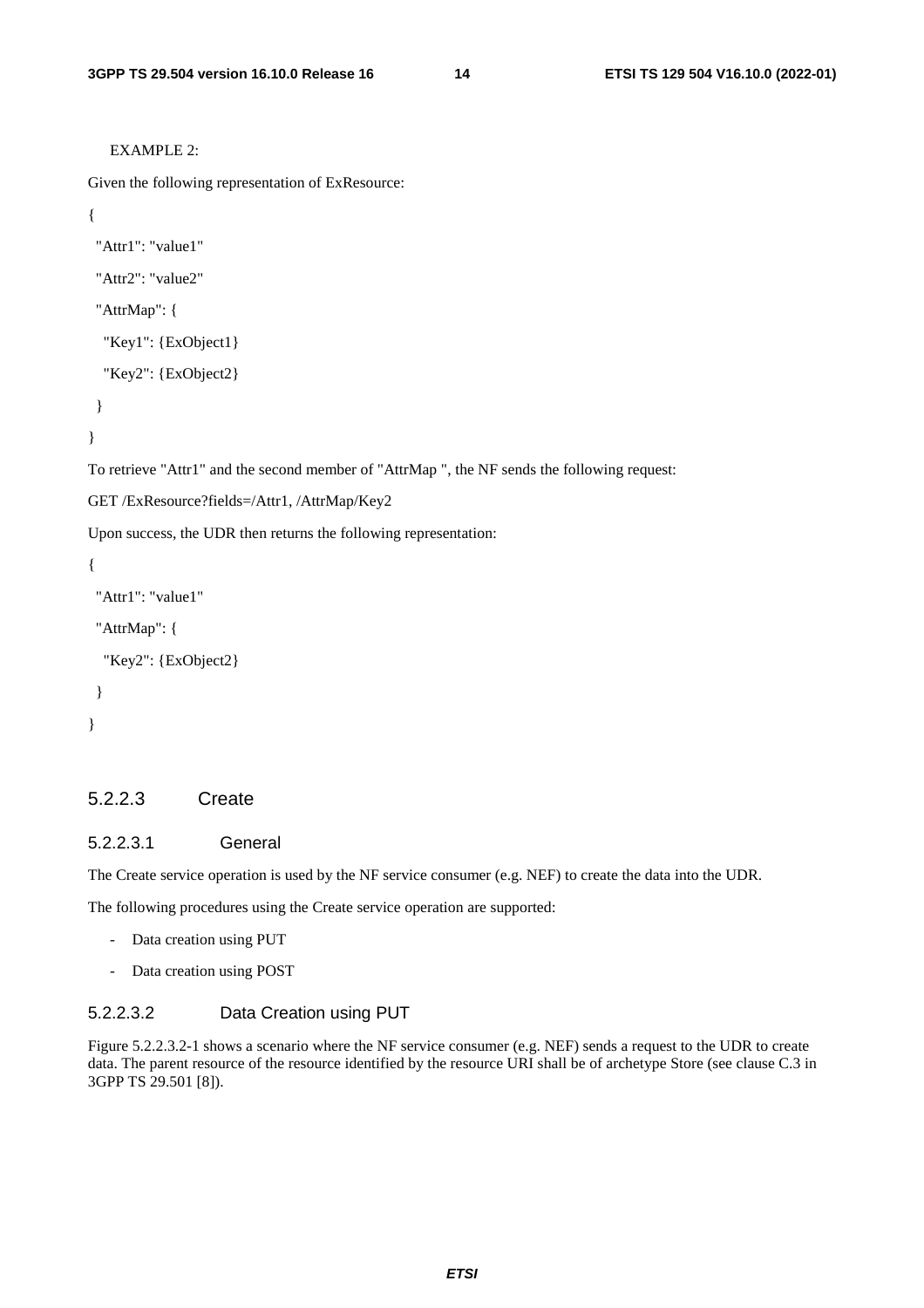EXAMPLE 2:

Given the following representation of ExResource:

```
{
  "Attr1": "value1"
  "Attr2": "value2"
  "AttrMap": {
    "Key1": {ExObject1}
    "Key2": {ExObject2}
  }
}
```

To retrieve "Attr1" and the second member of "AttrMap ", the NF sends the following request:

GET /ExResource?fields=/Attr1, /AttrMap/Key2

Upon success, the UDR then returns the following representation:

```
{
  "Attr1": "value1"
  "AttrMap": {
    "Key2": {ExObject2}
  }
}
```

#### 5.2.2.3 Create

##### 5.2.2.3.1 General

The Create service operation is used by the NF service consumer (e.g. NEF) to create the data into the UDR.

The following procedures using the Create service operation are supported:

- Data creation using PUT
- Data creation using POST

##### 5.2.2.3.2 Data Creation using PUT

Figure 5.2.2.3.2-1 shows a scenario where the NF service consumer (e.g. NEF) sends a request to the UDR to create data. The parent resource of the resource identified by the resource URI shall be of archetype Store (see clause C.3 in 3GPP TS 29.501 [8]).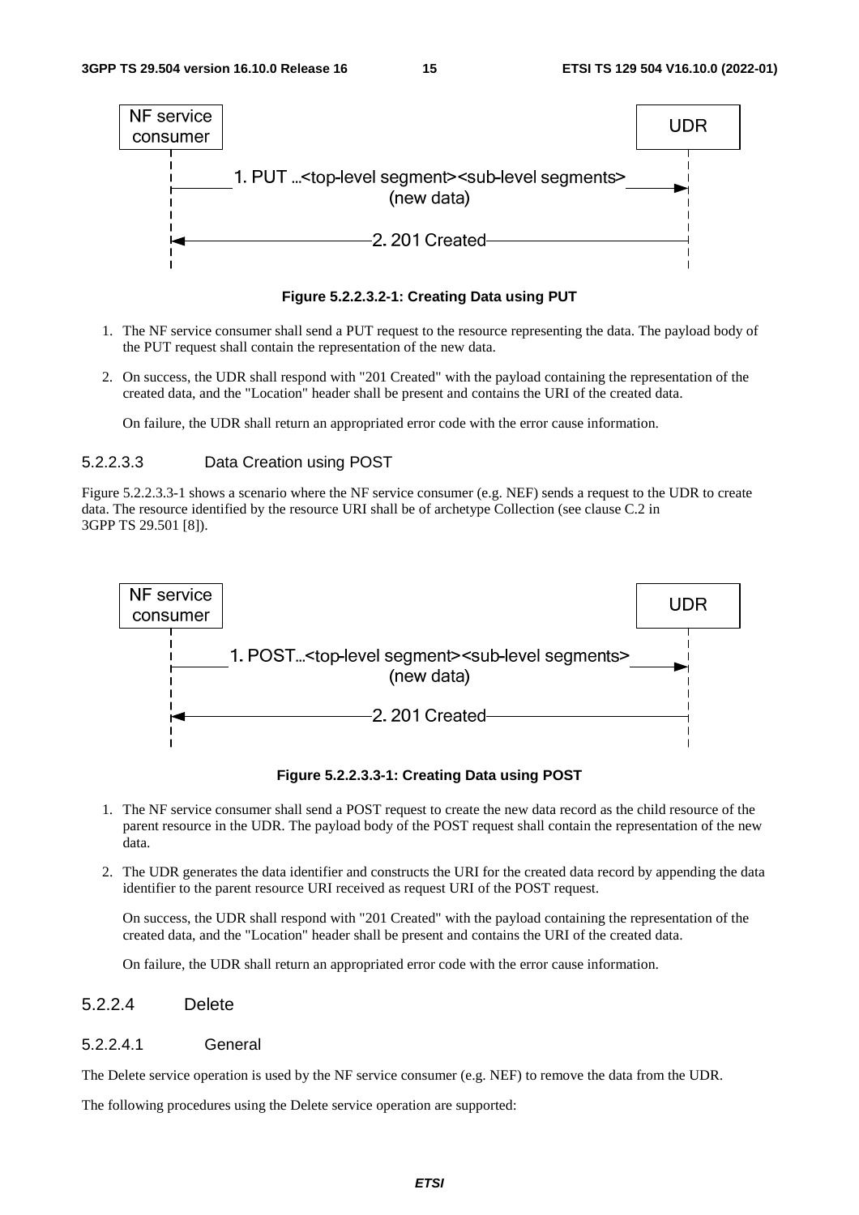**Figure 5.2.2.3.2-1: Creating Data using PUT**

1. The NF service consumer shall send a PUT request to the resource representing the data. The payload body of the PUT request shall contain the representation of the new data.

2. On success, the UDR shall respond with "201 Created" with the payload containing the representation of the created data, and the "Location" header shall be present and contains the URI of the created data.

   On failure, the UDR shall return an appropriated error code with the error cause information.

#### 5.2.2.3.3 Data Creation using POST

Figure 5.2.2.3.3-1 shows a scenario where the NF service consumer (e.g. NEF) sends a request to the UDR to create data. The resource identified by the resource URI shall be of archetype Collection (see clause C.2 in 3GPP TS 29.501 [8]).

**Figure 5.2.2.3.3-1: Creating Data using POST**

1. The NF service consumer shall send a POST request to create the new data record as the child resource of the parent resource in the UDR. The payload body of the POST request shall contain the representation of the new data.

2. The UDR generates the data identifier and constructs the URI for the created data record by appending the data identifier to the parent resource URI received as request URI of the POST request.

   On success, the UDR shall respond with "201 Created" with the payload containing the representation of the created data, and the "Location" header shall be present and contains the URI of the created data.

   On failure, the UDR shall return an appropriated error code with the error cause information.

### 5.2.2.4 Delete

#### 5.2.2.4.1 General

The Delete service operation is used by the NF service consumer (e.g. NEF) to remove the data from the UDR.

The following procedures using the Delete service operation are supported: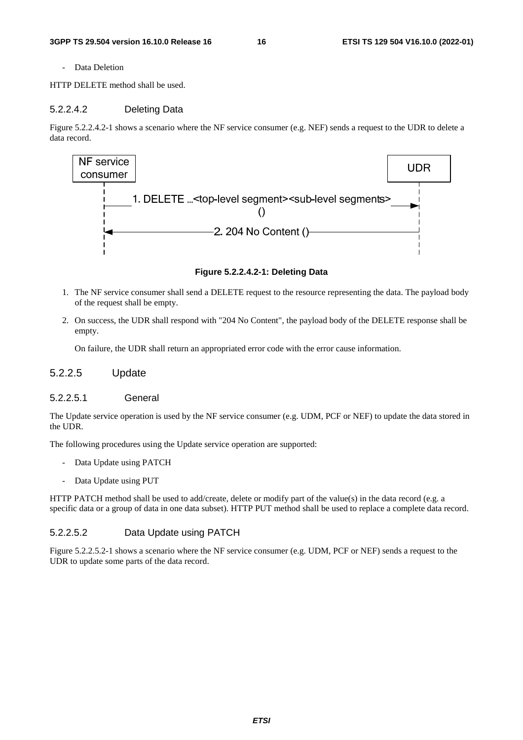- Data Deletion

HTTP DELETE method shall be used.

#### 5.2.2.4.2 Deleting Data

Figure 5.2.2.4.2-1 shows a scenario where the NF service consumer (e.g. NEF) sends a request to the UDR to delete a data record.

NF service consumer | UDR

1. DELETE ...<top-level segment><sub-level segments> ()

2. 204 No Content ()

**Figure 5.2.2.4.2-1: Deleting Data**

1. The NF service consumer shall send a DELETE request to the resource representing the data. The payload body of the request shall be empty.

2. On success, the UDR shall respond with "204 No Content", the payload body of the DELETE response shall be empty.

   On failure, the UDR shall return an appropriated error code with the error cause information.

### 5.2.2.5 Update

#### 5.2.2.5.1 General

The Update service operation is used by the NF service consumer (e.g. UDM, PCF or NEF) to update the data stored in the UDR.

The following procedures using the Update service operation are supported:

- Data Update using PATCH
- Data Update using PUT

HTTP PATCH method shall be used to add/create, delete or modify part of the value(s) in the data record (e.g. a specific data or a group of data in one data subset). HTTP PUT method shall be used to replace a complete data record.

#### 5.2.2.5.2 Data Update using PATCH

Figure 5.2.2.5.2-1 shows a scenario where the NF service consumer (e.g. UDM, PCF or NEF) sends a request to the UDR to update some parts of the data record.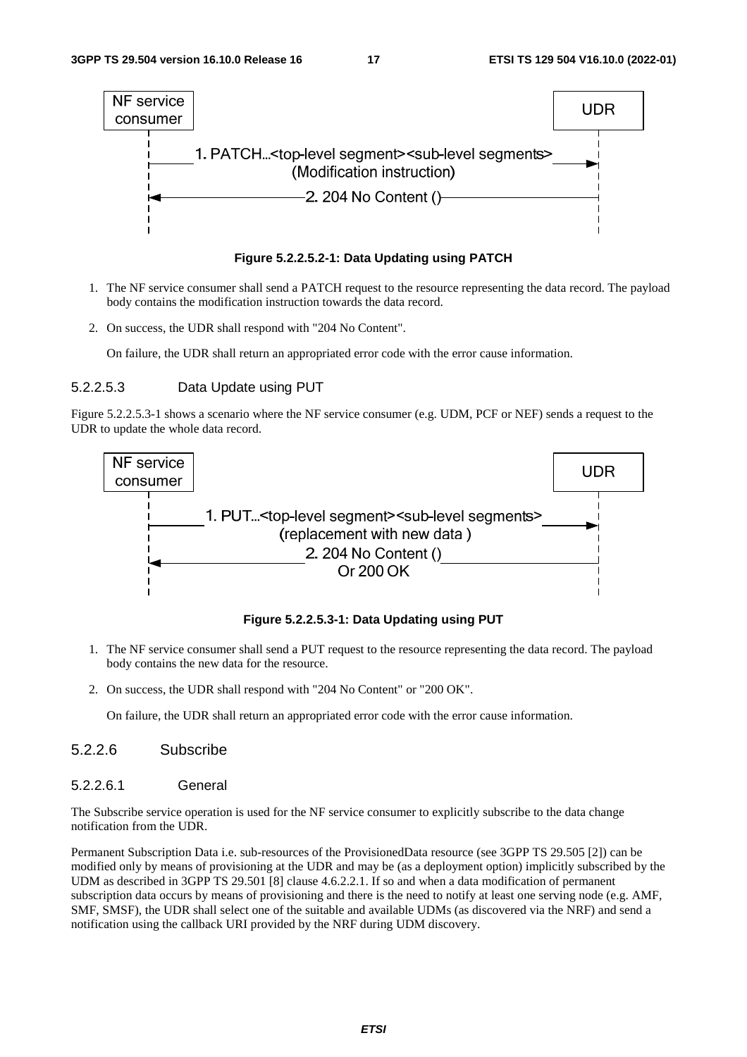NF service consumer → UDR: 1. PATCH...<top-level segment><sub-level segments> (Modification instruction)

UDR → NF service consumer: 2. 204 No Content ()

**Figure 5.2.2.5.2-1: Data Updating using PATCH**

1. The NF service consumer shall send a PATCH request to the resource representing the data record. The payload body contains the modification instruction towards the data record.
2. On success, the UDR shall respond with "204 No Content".

   On failure, the UDR shall return an appropriated error code with the error cause information.

##### 5.2.2.5.3 Data Update using PUT

Figure 5.2.2.5.3-1 shows a scenario where the NF service consumer (e.g. UDM, PCF or NEF) sends a request to the UDR to update the whole data record.

NF service consumer → UDR: 1. PUT...<top-level segment><sub-level segments> (replacement with new data )

UDR → NF service consumer: 2. 204 No Content () Or 200 OK

**Figure 5.2.2.5.3-1: Data Updating using PUT**

1. The NF service consumer shall send a PUT request to the resource representing the data record. The payload body contains the new data for the resource.
2. On success, the UDR shall respond with "204 No Content" or "200 OK".

   On failure, the UDR shall return an appropriated error code with the error cause information.

### 5.2.2.6 Subscribe

#### 5.2.2.6.1 General

The Subscribe service operation is used for the NF service consumer to explicitly subscribe to the data change notification from the UDR.

Permanent Subscription Data i.e. sub-resources of the ProvisionedData resource (see 3GPP TS 29.505 [2]) can be modified only by means of provisioning at the UDR and may be (as a deployment option) implicitly subscribed by the UDM as described in 3GPP TS 29.501 [8] clause 4.6.2.2.1. If so and when a data modification of permanent subscription data occurs by means of provisioning and there is the need to notify at least one serving node (e.g. AMF, SMF, SMSF), the UDR shall select one of the suitable and available UDMs (as discovered via the NRF) and send a notification using the callback URI provided by the NRF during UDM discovery.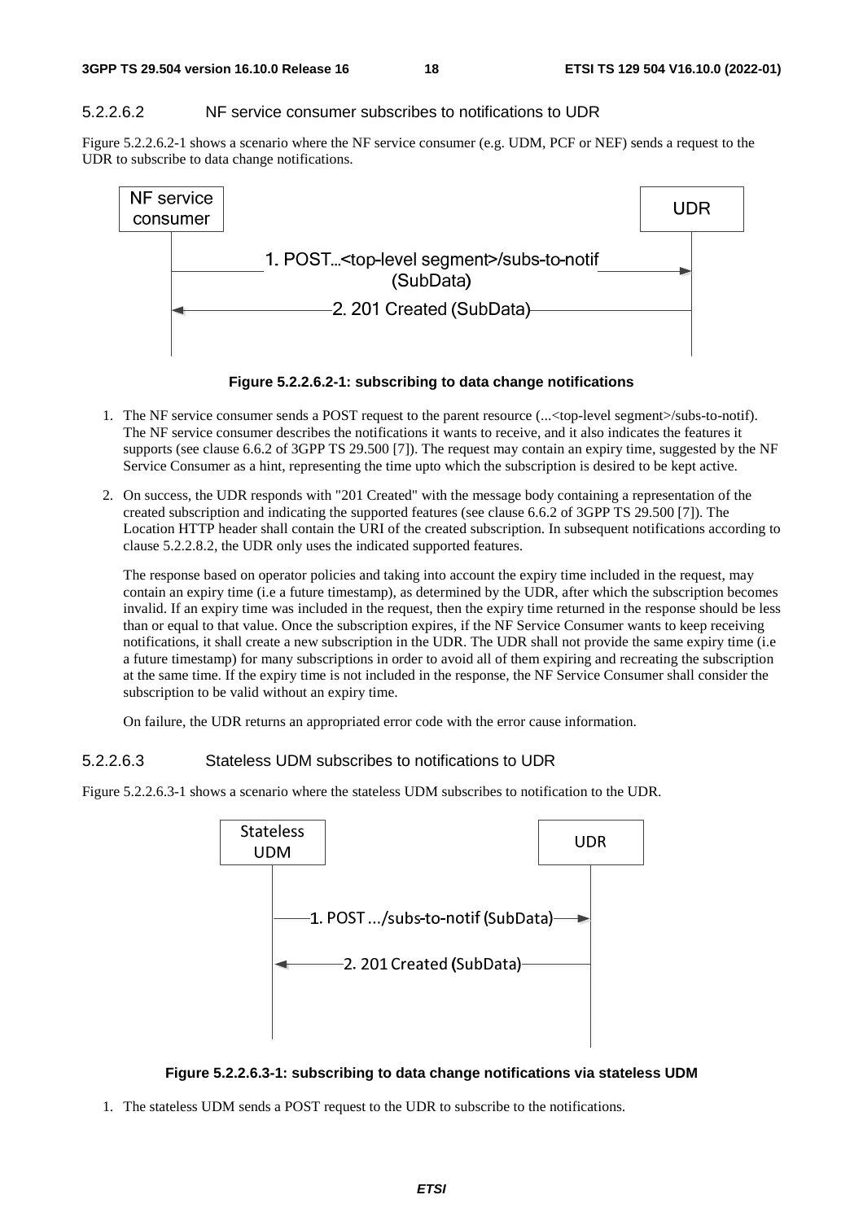#### 5.2.2.6.2 NF service consumer subscribes to notifications to UDR

Figure 5.2.2.6.2-1 shows a scenario where the NF service consumer (e.g. UDM, PCF or NEF) sends a request to the UDR to subscribe to data change notifications.

**Figure 5.2.2.6.2-1: subscribing to data change notifications**

1. The NF service consumer sends a POST request to the parent resource (...<top-level segment>/subs-to-notif). The NF service consumer describes the notifications it wants to receive, and it also indicates the features it supports (see clause 6.6.2 of 3GPP TS 29.500 [7]). The request may contain an expiry time, suggested by the NF Service Consumer as a hint, representing the time upto which the subscription is desired to be kept active.

2. On success, the UDR responds with "201 Created" with the message body containing a representation of the created subscription and indicating the supported features (see clause 6.6.2 of 3GPP TS 29.500 [7]). The Location HTTP header shall contain the URI of the created subscription. In subsequent notifications according to clause 5.2.2.8.2, the UDR only uses the indicated supported features.

   The response based on operator policies and taking into account the expiry time included in the request, may contain an expiry time (i.e a future timestamp), as determined by the UDR, after which the subscription becomes invalid. If an expiry time was included in the request, then the expiry time returned in the response should be less than or equal to that value. Once the subscription expires, if the NF Service Consumer wants to keep receiving notifications, it shall create a new subscription in the UDR. The UDR shall not provide the same expiry time (i.e a future timestamp) for many subscriptions in order to avoid all of them expiring and recreating the subscription at the same time. If the expiry time is not included in the response, the NF Service Consumer shall consider the subscription to be valid without an expiry time.

   On failure, the UDR returns an appropriated error code with the error cause information.

#### 5.2.2.6.3 Stateless UDM subscribes to notifications to UDR

Figure 5.2.2.6.3-1 shows a scenario where the stateless UDM subscribes to notification to the UDR.

**Figure 5.2.2.6.3-1: subscribing to data change notifications via stateless UDM**

1. The stateless UDM sends a POST request to the UDR to subscribe to the notifications.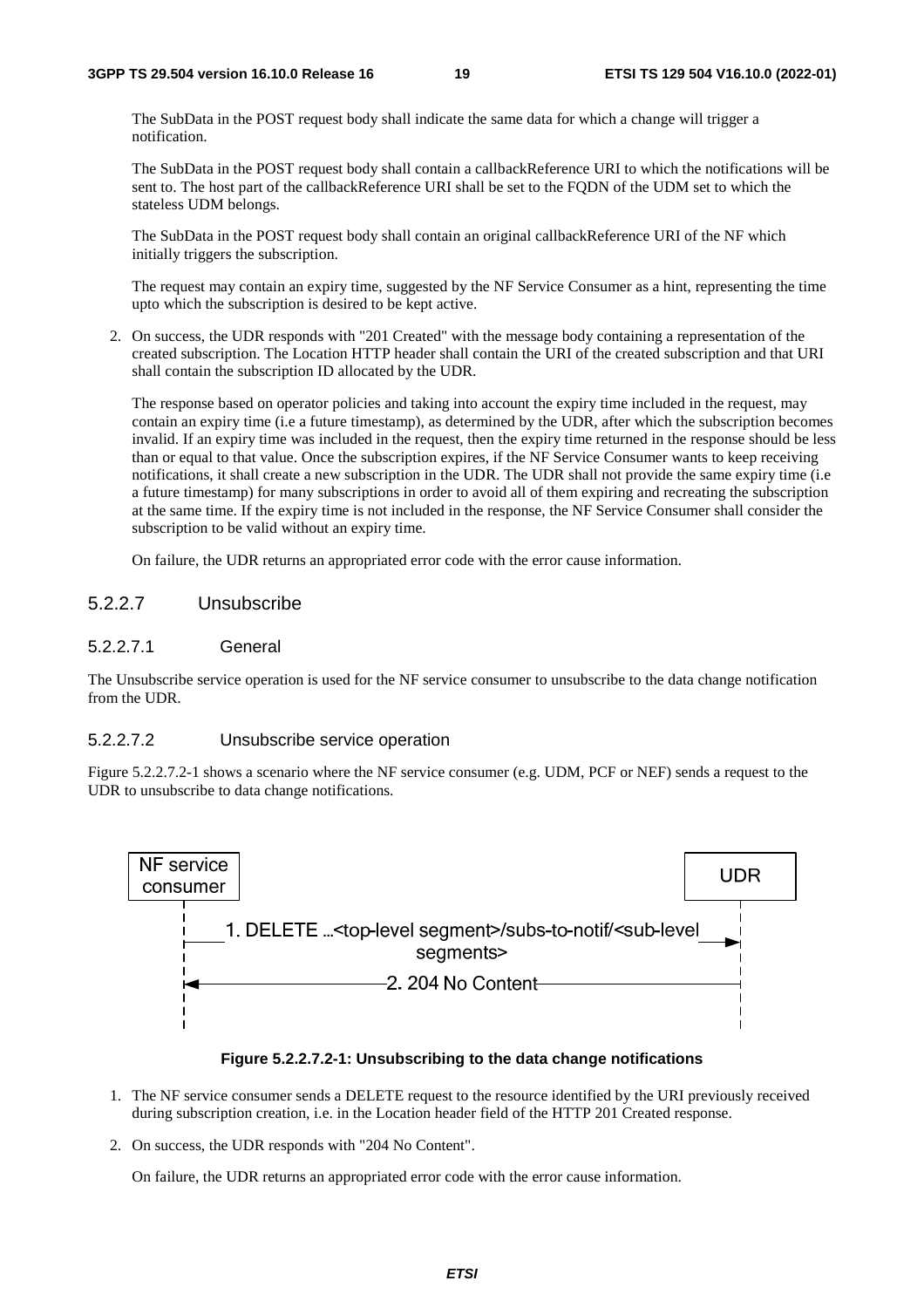The SubData in the POST request body shall indicate the same data for which a change will trigger a notification.

The SubData in the POST request body shall contain a callbackReference URI to which the notifications will be sent to. The host part of the callbackReference URI shall be set to the FQDN of the UDM set to which the stateless UDM belongs.

The SubData in the POST request body shall contain an original callbackReference URI of the NF which initially triggers the subscription.

The request may contain an expiry time, suggested by the NF Service Consumer as a hint, representing the time upto which the subscription is desired to be kept active.

2. On success, the UDR responds with "201 Created" with the message body containing a representation of the created subscription. The Location HTTP header shall contain the URI of the created subscription and that URI shall contain the subscription ID allocated by the UDR.

   The response based on operator policies and taking into account the expiry time included in the request, may contain an expiry time (i.e a future timestamp), as determined by the UDR, after which the subscription becomes invalid. If an expiry time was included in the request, then the expiry time returned in the response should be less than or equal to that value. Once the subscription expires, if the NF Service Consumer wants to keep receiving notifications, it shall create a new subscription in the UDR. The UDR shall not provide the same expiry time (i.e a future timestamp) for many subscriptions in order to avoid all of them expiring and recreating the subscription at the same time. If the expiry time is not included in the response, the NF Service Consumer shall consider the subscription to be valid without an expiry time.

   On failure, the UDR returns an appropriated error code with the error cause information.

#### 5.2.2.7 Unsubscribe

##### 5.2.2.7.1 General

The Unsubscribe service operation is used for the NF service consumer to unsubscribe to the data change notification from the UDR.

##### 5.2.2.7.2 Unsubscribe service operation

Figure 5.2.2.7.2-1 shows a scenario where the NF service consumer (e.g. UDM, PCF or NEF) sends a request to the UDR to unsubscribe to data change notifications.

NF service consumer → UDR: 1. DELETE ...<top-level segment>/subs-to-notif/<sub-level segments>

UDR → NF service consumer: 2. 204 No Content

**Figure 5.2.2.7.2-1: Unsubscribing to the data change notifications**

1. The NF service consumer sends a DELETE request to the resource identified by the URI previously received during subscription creation, i.e. in the Location header field of the HTTP 201 Created response.
2. On success, the UDR responds with "204 No Content".

   On failure, the UDR returns an appropriated error code with the error cause information.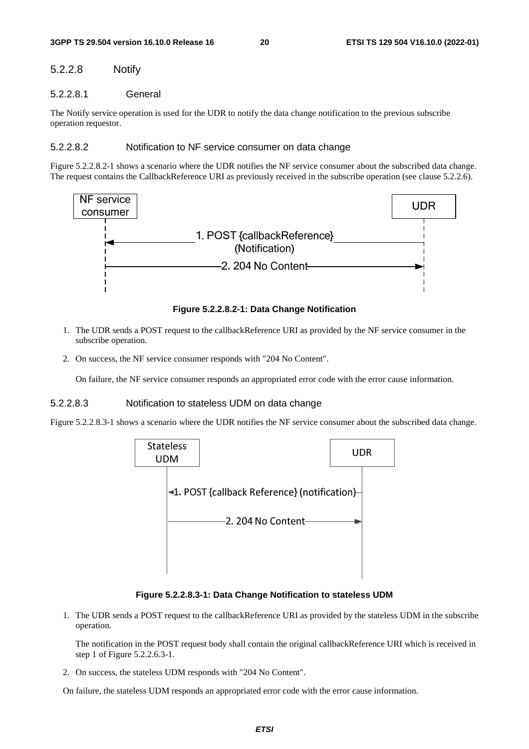#### 5.2.2.8 Notify

##### 5.2.2.8.1 General

The Notify service operation is used for the UDR to notify the data change notification to the previous subscribe operation requestor.

##### 5.2.2.8.2 Notification to NF service consumer on data change

Figure 5.2.2.8.2-1 shows a scenario where the UDR notifies the NF service consumer about the subscribed data change. The request contains the CallbackReference URI as previously received in the subscribe operation (see clause 5.2.2.6).

**Figure 5.2.2.8.2-1: Data Change Notification**

1. The UDR sends a POST request to the callbackReference URI as provided by the NF service consumer in the subscribe operation.
2. On success, the NF service consumer responds with "204 No Content".

   On failure, the NF service consumer responds an appropriated error code with the error cause information.

##### 5.2.2.8.3 Notification to stateless UDM on data change

Figure 5.2.2.8.3-1 shows a scenario where the UDR notifies the NF service consumer about the subscribed data change.

**Figure 5.2.2.8.3-1: Data Change Notification to stateless UDM**

1. The UDR sends a POST request to the callbackReference URI as provided by the stateless UDM in the subscribe operation.

   The notification in the POST request body shall contain the original callbackReference URI which is received in step 1 of Figure 5.2.2.6.3-1.

2. On success, the stateless UDM responds with "204 No Content".

On failure, the stateless UDM responds an appropriated error code with the error cause information.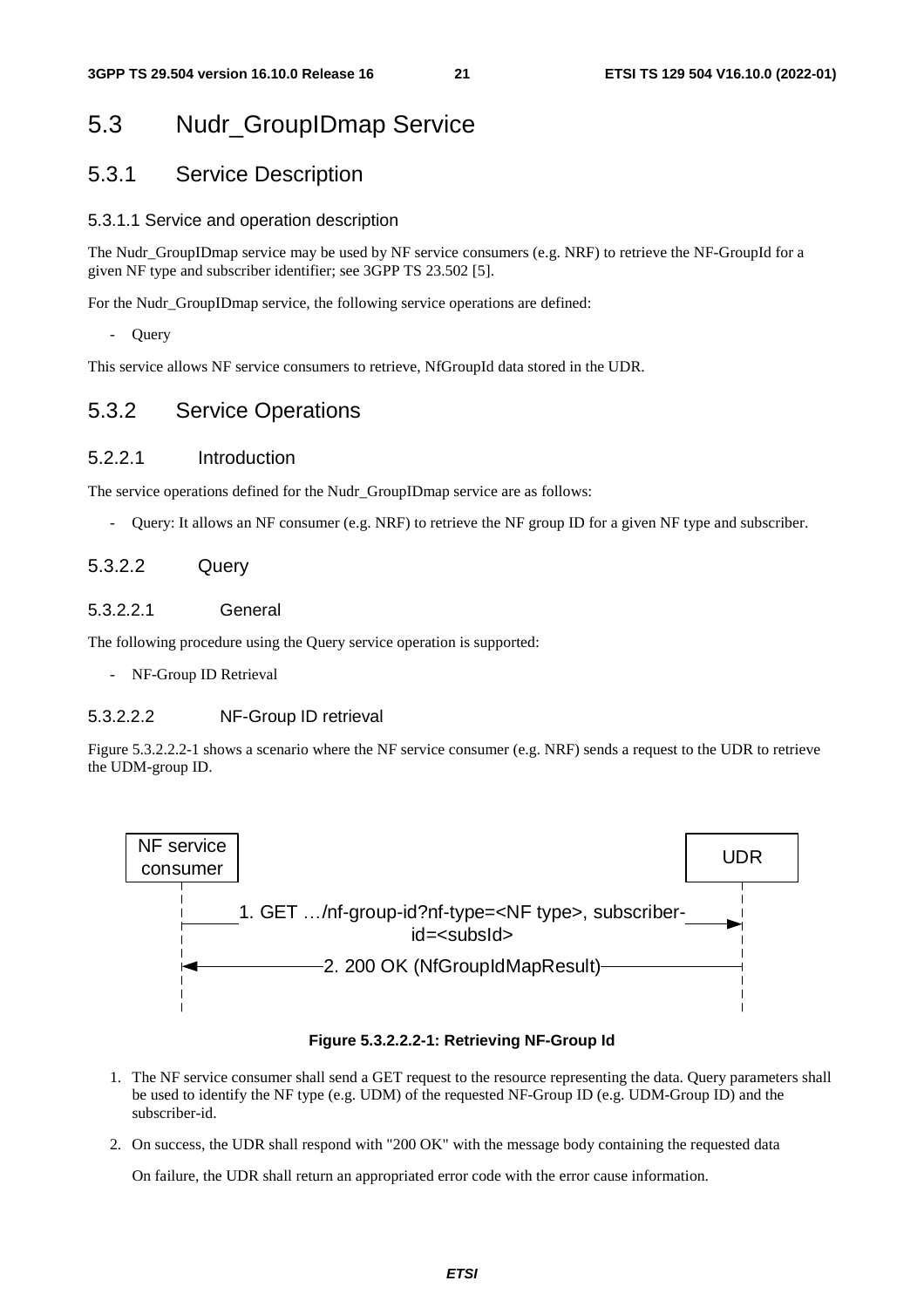# 5.3 Nudr_GroupIDmap Service

## 5.3.1 Service Description

### 5.3.1.1 Service and operation description

The Nudr_GroupIDmap service may be used by NF service consumers (e.g. NRF) to retrieve the NF-GroupId for a given NF type and subscriber identifier; see 3GPP TS 23.502 [5].

For the Nudr_GroupIDmap service, the following service operations are defined:

- Query

This service allows NF service consumers to retrieve, NfGroupId data stored in the UDR.

## 5.3.2 Service Operations

### 5.2.2.1 Introduction

The service operations defined for the Nudr_GroupIDmap service are as follows:

- Query: It allows an NF consumer (e.g. NRF) to retrieve the NF group ID for a given NF type and subscriber.

### 5.3.2.2 Query

#### 5.3.2.2.1 General

The following procedure using the Query service operation is supported:

- NF-Group ID Retrieval

#### 5.3.2.2.2 NF-Group ID retrieval

Figure 5.3.2.2.2-1 shows a scenario where the NF service consumer (e.g. NRF) sends a request to the UDR to retrieve the UDM-group ID.

```
NF service consumer                                              UDR
        |                                                         |
        |  1. GET …/nf-group-id?nf-type=<NF type>, subscriber-    |
        |                     id=<subsId>                         |
        |-------------------------------------------------------->|
        |                                                         |
        |<---------------2. 200 OK (NfGroupIdMapResult)-----------|
        |                                                         |
```

**Figure 5.3.2.2.2-1: Retrieving NF-Group Id**

1. The NF service consumer shall send a GET request to the resource representing the data. Query parameters shall be used to identify the NF type (e.g. UDM) of the requested NF-Group ID (e.g. UDM-Group ID) and the subscriber-id.
2. On success, the UDR shall respond with "200 OK" with the message body containing the requested data

   On failure, the UDR shall return an appropriated error code with the error cause information.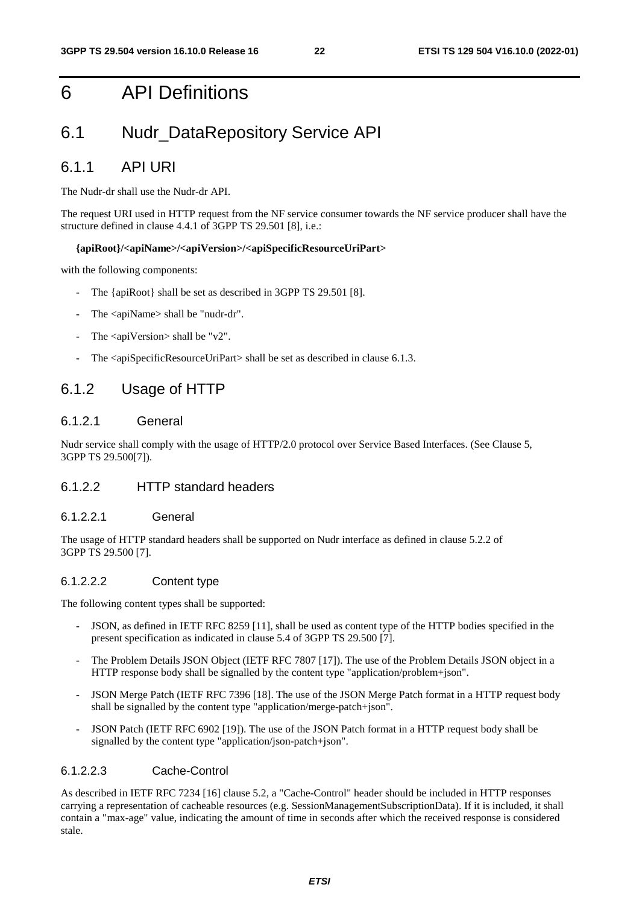# 6 API Definitions

## 6.1 Nudr_DataRepository Service API

### 6.1.1 API URI

The Nudr-dr shall use the Nudr-dr API.

The request URI used in HTTP request from the NF service consumer towards the NF service producer shall have the structure defined in clause 4.4.1 of 3GPP TS 29.501 [8], i.e.:

**{apiRoot}/<apiName>/<apiVersion>/<apiSpecificResourceUriPart>**

with the following components:

- The {apiRoot} shall be set as described in 3GPP TS 29.501 [8].
- The <apiName> shall be "nudr-dr".
- The <apiVersion> shall be "v2".
- The <apiSpecificResourceUriPart> shall be set as described in clause 6.1.3.

### 6.1.2 Usage of HTTP

#### 6.1.2.1 General

Nudr service shall comply with the usage of HTTP/2.0 protocol over Service Based Interfaces. (See Clause 5, 3GPP TS 29.500[7]).

#### 6.1.2.2 HTTP standard headers

##### 6.1.2.2.1 General

The usage of HTTP standard headers shall be supported on Nudr interface as defined in clause 5.2.2 of 3GPP TS 29.500 [7].

##### 6.1.2.2.2 Content type

The following content types shall be supported:

- JSON, as defined in IETF RFC 8259 [11], shall be used as content type of the HTTP bodies specified in the present specification as indicated in clause 5.4 of 3GPP TS 29.500 [7].
- The Problem Details JSON Object (IETF RFC 7807 [17]). The use of the Problem Details JSON object in a HTTP response body shall be signalled by the content type "application/problem+json".
- JSON Merge Patch (IETF RFC 7396 [18]. The use of the JSON Merge Patch format in a HTTP request body shall be signalled by the content type "application/merge-patch+json".
- JSON Patch (IETF RFC 6902 [19]). The use of the JSON Patch format in a HTTP request body shall be signalled by the content type "application/json-patch+json".

##### 6.1.2.2.3 Cache-Control

As described in IETF RFC 7234 [16] clause 5.2, a "Cache-Control" header should be included in HTTP responses carrying a representation of cacheable resources (e.g. SessionManagementSubscriptionData). If it is included, it shall contain a "max-age" value, indicating the amount of time in seconds after which the received response is considered stale.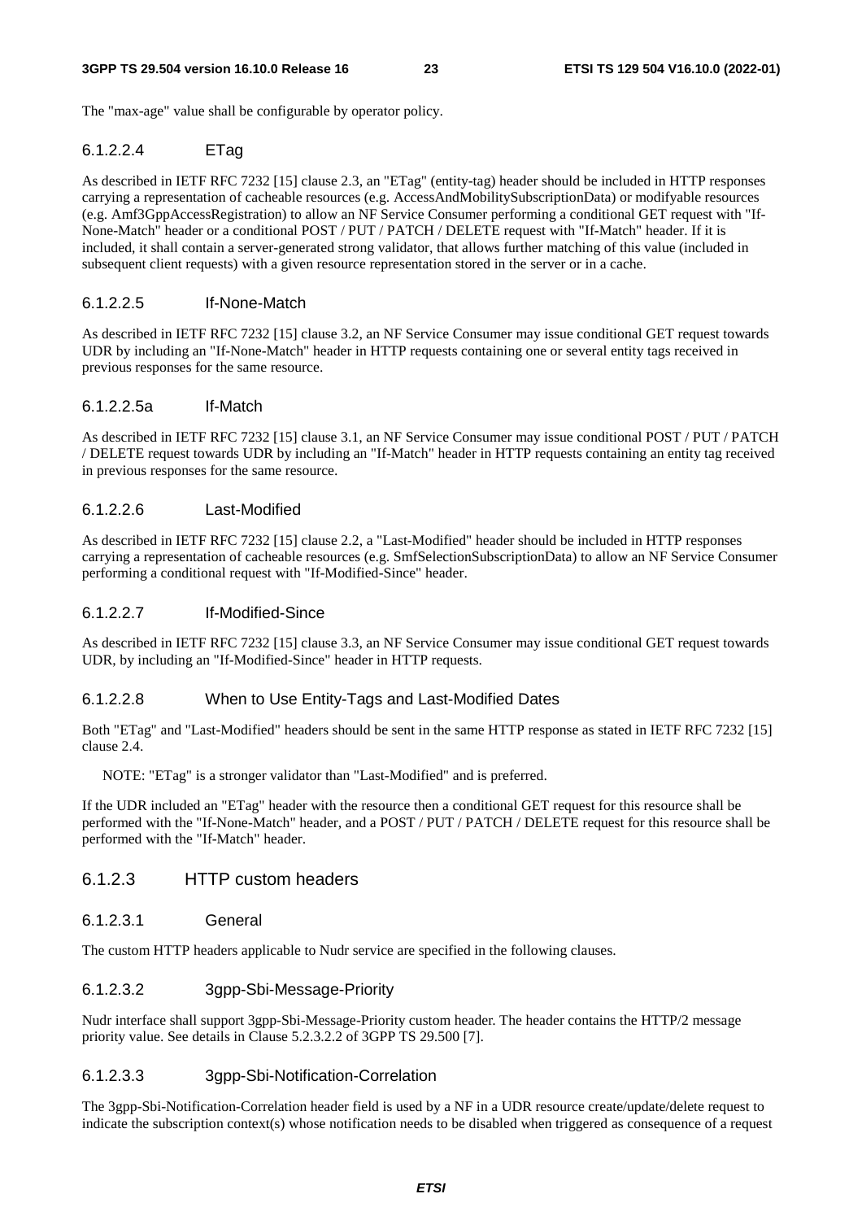The "max-age" value shall be configurable by operator policy.

##### 6.1.2.2.4 ETag

As described in IETF RFC 7232 [15] clause 2.3, an "ETag" (entity-tag) header should be included in HTTP responses carrying a representation of cacheable resources (e.g. AccessAndMobilitySubscriptionData) or modifyable resources (e.g. Amf3GppAccessRegistration) to allow an NF Service Consumer performing a conditional GET request with "If-None-Match" header or a conditional POST / PUT / PATCH / DELETE request with "If-Match" header. If it is included, it shall contain a server-generated strong validator, that allows further matching of this value (included in subsequent client requests) with a given resource representation stored in the server or in a cache.

##### 6.1.2.2.5 If-None-Match

As described in IETF RFC 7232 [15] clause 3.2, an NF Service Consumer may issue conditional GET request towards UDR by including an "If-None-Match" header in HTTP requests containing one or several entity tags received in previous responses for the same resource.

##### 6.1.2.2.5a If-Match

As described in IETF RFC 7232 [15] clause 3.1, an NF Service Consumer may issue conditional POST / PUT / PATCH / DELETE request towards UDR by including an "If-Match" header in HTTP requests containing an entity tag received in previous responses for the same resource.

##### 6.1.2.2.6 Last-Modified

As described in IETF RFC 7232 [15] clause 2.2, a "Last-Modified" header should be included in HTTP responses carrying a representation of cacheable resources (e.g. SmfSelectionSubscriptionData) to allow an NF Service Consumer performing a conditional request with "If-Modified-Since" header.

##### 6.1.2.2.7 If-Modified-Since

As described in IETF RFC 7232 [15] clause 3.3, an NF Service Consumer may issue conditional GET request towards UDR, by including an "If-Modified-Since" header in HTTP requests.

##### 6.1.2.2.8 When to Use Entity-Tags and Last-Modified Dates

Both "ETag" and "Last-Modified" headers should be sent in the same HTTP response as stated in IETF RFC 7232 [15] clause 2.4.

NOTE: "ETag" is a stronger validator than "Last-Modified" and is preferred.

If the UDR included an "ETag" header with the resource then a conditional GET request for this resource shall be performed with the "If-None-Match" header, and a POST / PUT / PATCH / DELETE request for this resource shall be performed with the "If-Match" header.

#### 6.1.2.3 HTTP custom headers

##### 6.1.2.3.1 General

The custom HTTP headers applicable to Nudr service are specified in the following clauses.

##### 6.1.2.3.2 3gpp-Sbi-Message-Priority

Nudr interface shall support 3gpp-Sbi-Message-Priority custom header. The header contains the HTTP/2 message priority value. See details in Clause 5.2.3.2.2 of 3GPP TS 29.500 [7].

##### 6.1.2.3.3 3gpp-Sbi-Notification-Correlation

The 3gpp-Sbi-Notification-Correlation header field is used by a NF in a UDR resource create/update/delete request to indicate the subscription context(s) whose notification needs to be disabled when triggered as consequence of a request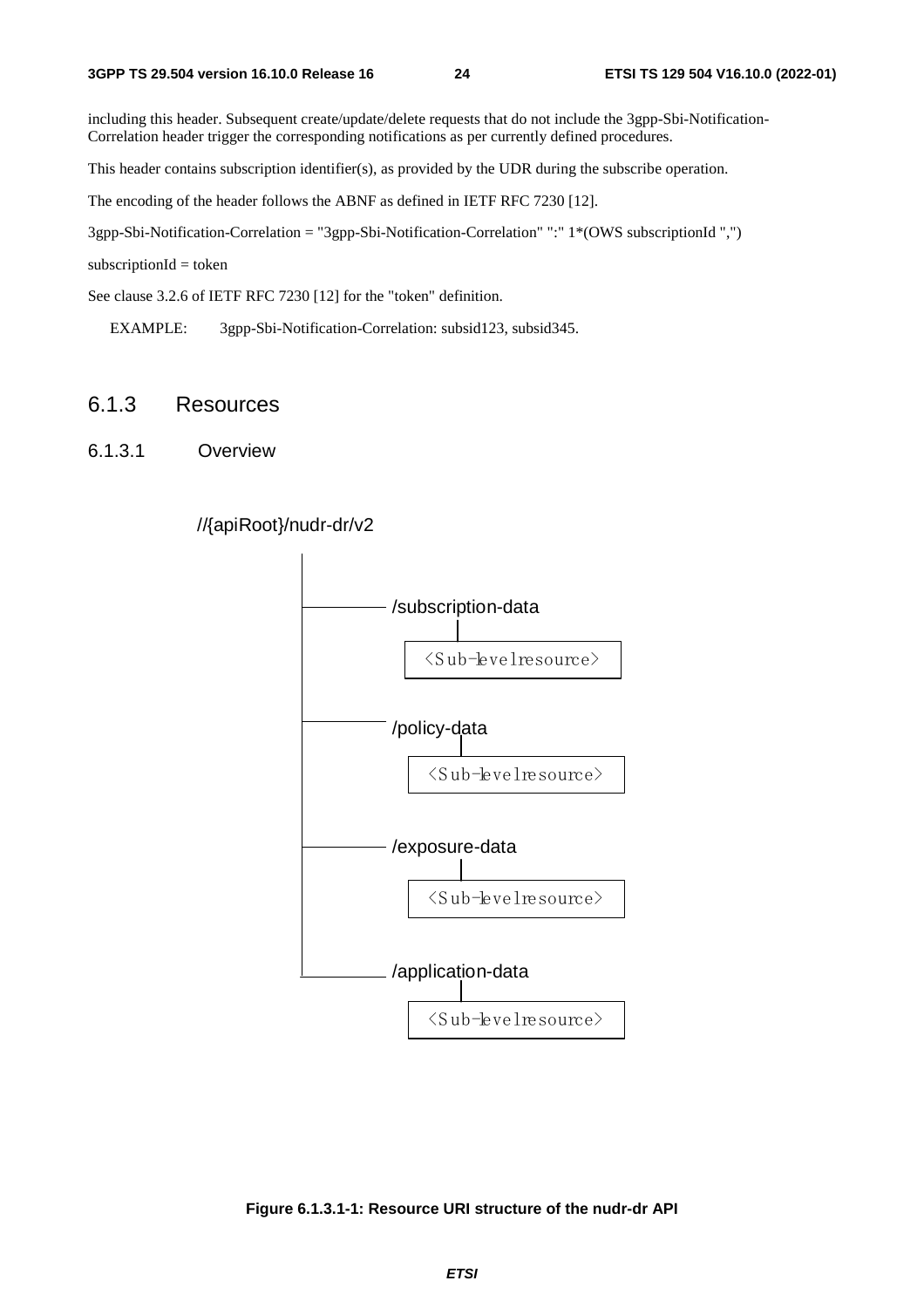including this header. Subsequent create/update/delete requests that do not include the 3gpp-Sbi-Notification-Correlation header trigger the corresponding notifications as per currently defined procedures.

This header contains subscription identifier(s), as provided by the UDR during the subscribe operation.

The encoding of the header follows the ABNF as defined in IETF RFC 7230 [12].

3gpp-Sbi-Notification-Correlation = "3gpp-Sbi-Notification-Correlation" ":" 1*(OWS subscriptionId ",")

subscriptionId = token

See clause 3.2.6 of IETF RFC 7230 [12] for the "token" definition.

EXAMPLE: 3gpp-Sbi-Notification-Correlation: subsid123, subsid345.

## 6.1.3 Resources

### 6.1.3.1 Overview

```
//{apiRoot}/nudr-dr/v2
    |
    |---- /subscription-data
    |         |
    |       <Sub-level resource>
    |
    |---- /policy-data
    |         |
    |       <Sub-level resource>
    |
    |---- /exposure-data
    |         |
    |       <Sub-level resource>
    |
    |---- /application-data
              |
            <Sub-level resource>
```

**Figure 6.1.3.1-1: Resource URI structure of the nudr-dr API**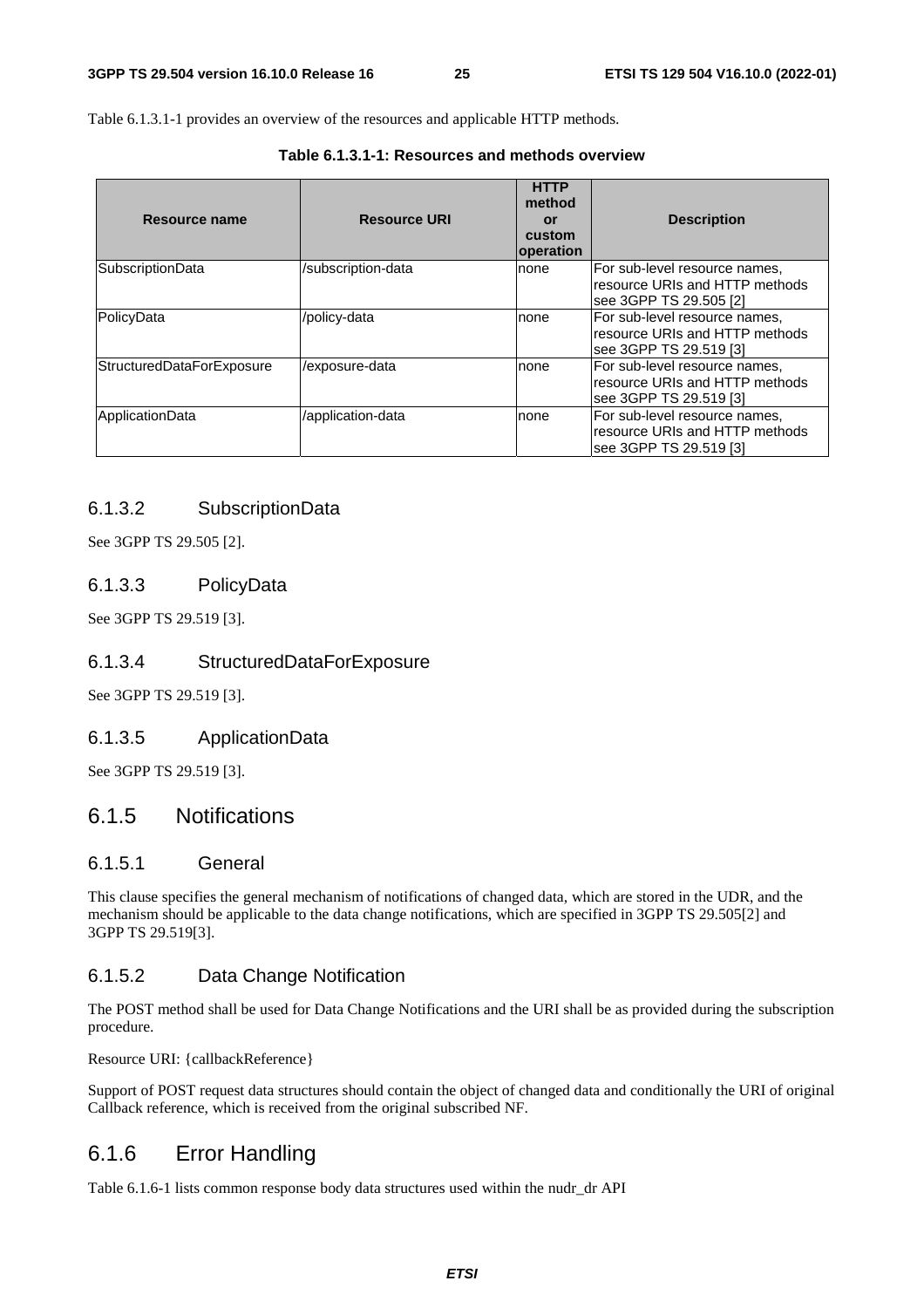Table 6.1.3.1-1 provides an overview of the resources and applicable HTTP methods.

**Table 6.1.3.1-1: Resources and methods overview**

| Resource name | Resource URI | HTTP method or custom operation | Description |
|---|---|---|---|
| SubscriptionData | /subscription-data | none | For sub-level resource names, resource URIs and HTTP methods see 3GPP TS 29.505 [2] |
| PolicyData | /policy-data | none | For sub-level resource names, resource URIs and HTTP methods see 3GPP TS 29.519 [3] |
| StructuredDataForExposure | /exposure-data | none | For sub-level resource names, resource URIs and HTTP methods see 3GPP TS 29.519 [3] |
| ApplicationData | /application-data | none | For sub-level resource names, resource URIs and HTTP methods see 3GPP TS 29.519 [3] |

#### 6.1.3.2 SubscriptionData

See 3GPP TS 29.505 [2].

#### 6.1.3.3 PolicyData

See 3GPP TS 29.519 [3].

#### 6.1.3.4 StructuredDataForExposure

See 3GPP TS 29.519 [3].

#### 6.1.3.5 ApplicationData

See 3GPP TS 29.519 [3].

### 6.1.5 Notifications

#### 6.1.5.1 General

This clause specifies the general mechanism of notifications of changed data, which are stored in the UDR, and the mechanism should be applicable to the data change notifications, which are specified in 3GPP TS 29.505[2] and 3GPP TS 29.519[3].

#### 6.1.5.2 Data Change Notification

The POST method shall be used for Data Change Notifications and the URI shall be as provided during the subscription procedure.

Resource URI: {callbackReference}

Support of POST request data structures should contain the object of changed data and conditionally the URI of original Callback reference, which is received from the original subscribed NF.

### 6.1.6 Error Handling

Table 6.1.6-1 lists common response body data structures used within the nudr_dr API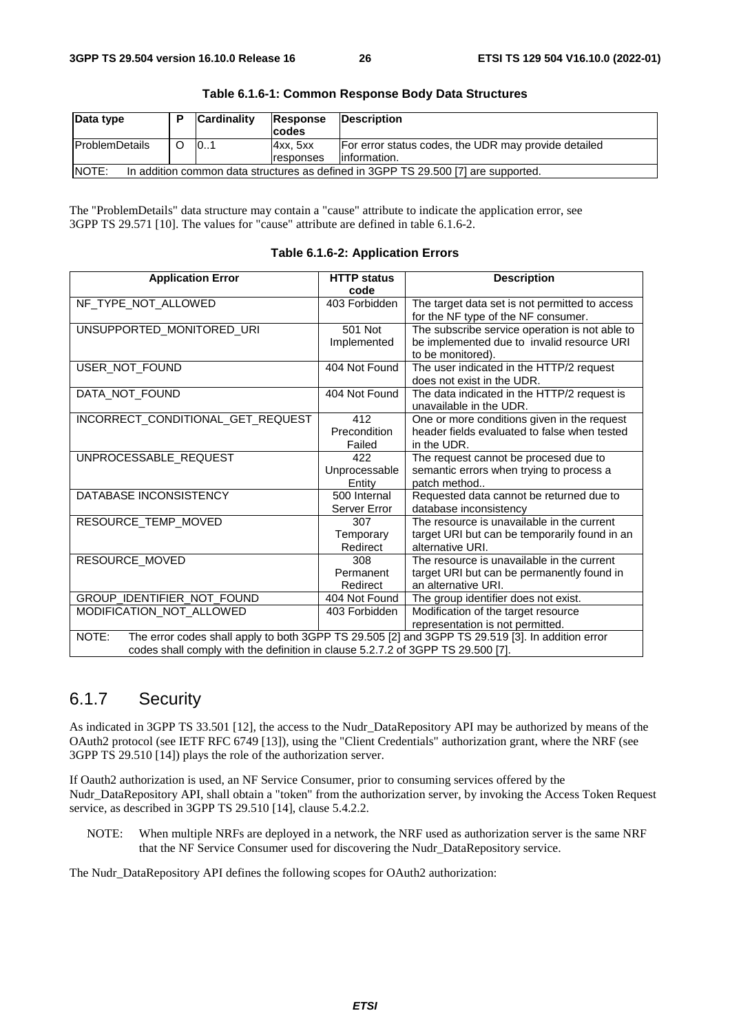**Table 6.1.6-1: Common Response Body Data Structures**

| Data type | P | Cardinality | Response codes | Description |
| --- | --- | --- | --- | --- |
| ProblemDetails | O | 0..1 | 4xx, 5xx responses | For error status codes, the UDR may provide detailed information. |
| NOTE: In addition common data structures as defined in 3GPP TS 29.500 [7] are supported. | | | | |

The "ProblemDetails" data structure may contain a "cause" attribute to indicate the application error, see 3GPP TS 29.571 [10]. The values for "cause" attribute are defined in table 6.1.6-2.

**Table 6.1.6-2: Application Errors**

| Application Error | HTTP status code | Description |
| --- | --- | --- |
| NF_TYPE_NOT_ALLOWED | 403 Forbidden | The target data set is not permitted to access for the NF type of the NF consumer. |
| UNSUPPORTED_MONITORED_URI | 501 Not Implemented | The subscribe service operation is not able to be implemented due to invalid resource URI to be monitored). |
| USER_NOT_FOUND | 404 Not Found | The user indicated in the HTTP/2 request does not exist in the UDR. |
| DATA_NOT_FOUND | 404 Not Found | The data indicated in the HTTP/2 request is unavailable in the UDR. |
| INCORRECT_CONDITIONAL_GET_REQUEST | 412 Precondition Failed | One or more conditions given in the request header fields evaluated to false when tested in the UDR. |
| UNPROCESSABLE_REQUEST | 422 Unprocessable Entity | The request cannot be procesed due to semantic errors when trying to process a patch method.. |
| DATABASE INCONSISTENCY | 500 Internal Server Error | Requested data cannot be returned due to database inconsistency |
| RESOURCE_TEMP_MOVED | 307 Temporary Redirect | The resource is unavailable in the current target URI but can be temporarily found in an alternative URI. |
| RESOURCE_MOVED | 308 Permanent Redirect | The resource is unavailable in the current target URI but can be permanently found in an alternative URI. |
| GROUP_IDENTIFIER_NOT_FOUND | 404 Not Found | The group identifier does not exist. |
| MODIFICATION_NOT_ALLOWED | 403 Forbidden | Modification of the target resource representation is not permitted. |
| NOTE: The error codes shall apply to both 3GPP TS 29.505 [2] and 3GPP TS 29.519 [3]. In addition error codes shall comply with the definition in clause 5.2.7.2 of 3GPP TS 29.500 [7]. | | |

## 6.1.7 Security

As indicated in 3GPP TS 33.501 [12], the access to the Nudr_DataRepository API may be authorized by means of the OAuth2 protocol (see IETF RFC 6749 [13]), using the "Client Credentials" authorization grant, where the NRF (see 3GPP TS 29.510 [14]) plays the role of the authorization server.

If Oauth2 authorization is used, an NF Service Consumer, prior to consuming services offered by the Nudr_DataRepository API, shall obtain a "token" from the authorization server, by invoking the Access Token Request service, as described in 3GPP TS 29.510 [14], clause 5.4.2.2.

NOTE: When multiple NRFs are deployed in a network, the NRF used as authorization server is the same NRF that the NF Service Consumer used for discovering the Nudr_DataRepository service.

The Nudr_DataRepository API defines the following scopes for OAuth2 authorization: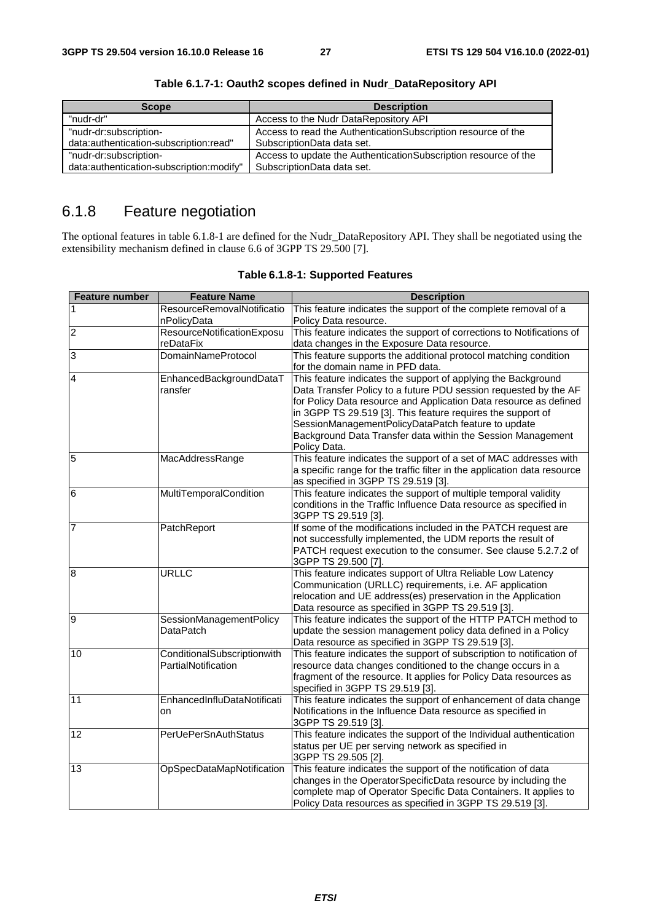**Table 6.1.7-1: Oauth2 scopes defined in Nudr_DataRepository API**

| Scope | Description |
| --- | --- |
| "nudr-dr" | Access to the Nudr DataRepository API |
| "nudr-dr:subscription-data:authentication-subscription:read" | Access to read the AuthenticationSubscription resource of the SubscriptionData data set. |
| "nudr-dr:subscription-data:authentication-subscription:modify" | Access to update the AuthenticationSubscription resource of the SubscriptionData data set. |

## 6.1.8 Feature negotiation

The optional features in table 6.1.8-1 are defined for the Nudr_DataRepository API. They shall be negotiated using the extensibility mechanism defined in clause 6.6 of 3GPP TS 29.500 [7].

**Table 6.1.8-1: Supported Features**

| Feature number | Feature Name | Description |
| --- | --- | --- |
| 1 | ResourceRemovalNotificationPolicyData | This feature indicates the support of the complete removal of a Policy Data resource. |
| 2 | ResourceNotificationExposureDataFix | This feature indicates the support of corrections to Notifications of data changes in the Exposure Data resource. |
| 3 | DomainNameProtocol | This feature supports the additional protocol matching condition for the domain name in PFD data. |
| 4 | EnhancedBackgroundDataTransfer | This feature indicates the support of applying the Background Data Transfer Policy to a future PDU session requested by the AF for Policy Data resource and Application Data resource as defined in 3GPP TS 29.519 [3]. This feature requires the support of SessionManagementPolicyDataPatch feature to update Background Data Transfer data within the Session Management Policy Data. |
| 5 | MacAddressRange | This feature indicates the support of a set of MAC addresses with a specific range for the traffic filter in the application data resource as specified in 3GPP TS 29.519 [3]. |
| 6 | MultiTemporalCondition | This feature indicates the support of multiple temporal validity conditions in the Traffic Influence Data resource as specified in 3GPP TS 29.519 [3]. |
| 7 | PatchReport | If some of the modifications included in the PATCH request are not successfully implemented, the UDM reports the result of PATCH request execution to the consumer. See clause 5.2.7.2 of 3GPP TS 29.500 [7]. |
| 8 | URLLC | This feature indicates support of Ultra Reliable Low Latency Communication (URLLC) requirements, i.e. AF application relocation and UE address(es) preservation in the Application Data resource as specified in 3GPP TS 29.519 [3]. |
| 9 | SessionManagementPolicyDataPatch | This feature indicates the support of the HTTP PATCH method to update the session management policy data defined in a Policy Data resource as specified in 3GPP TS 29.519 [3]. |
| 10 | ConditionalSubscriptionwithPartialNotification | This feature indicates the support of subscription to notification of resource data changes conditioned to the change occurs in a fragment of the resource. It applies for Policy Data resources as specified in 3GPP TS 29.519 [3]. |
| 11 | EnhancedInfluDataNotification | This feature indicates the support of enhancement of data change Notifications in the Influence Data resource as specified in 3GPP TS 29.519 [3]. |
| 12 | PerUePerSnAuthStatus | This feature indicates the support of the Individual authentication status per UE per serving network as specified in 3GPP TS 29.505 [2]. |
| 13 | OpSpecDataMapNotification | This feature indicates the support of the notification of data changes in the OperatorSpecificData resource by including the complete map of Operator Specific Data Containers. It applies to Policy Data resources as specified in 3GPP TS 29.519 [3]. |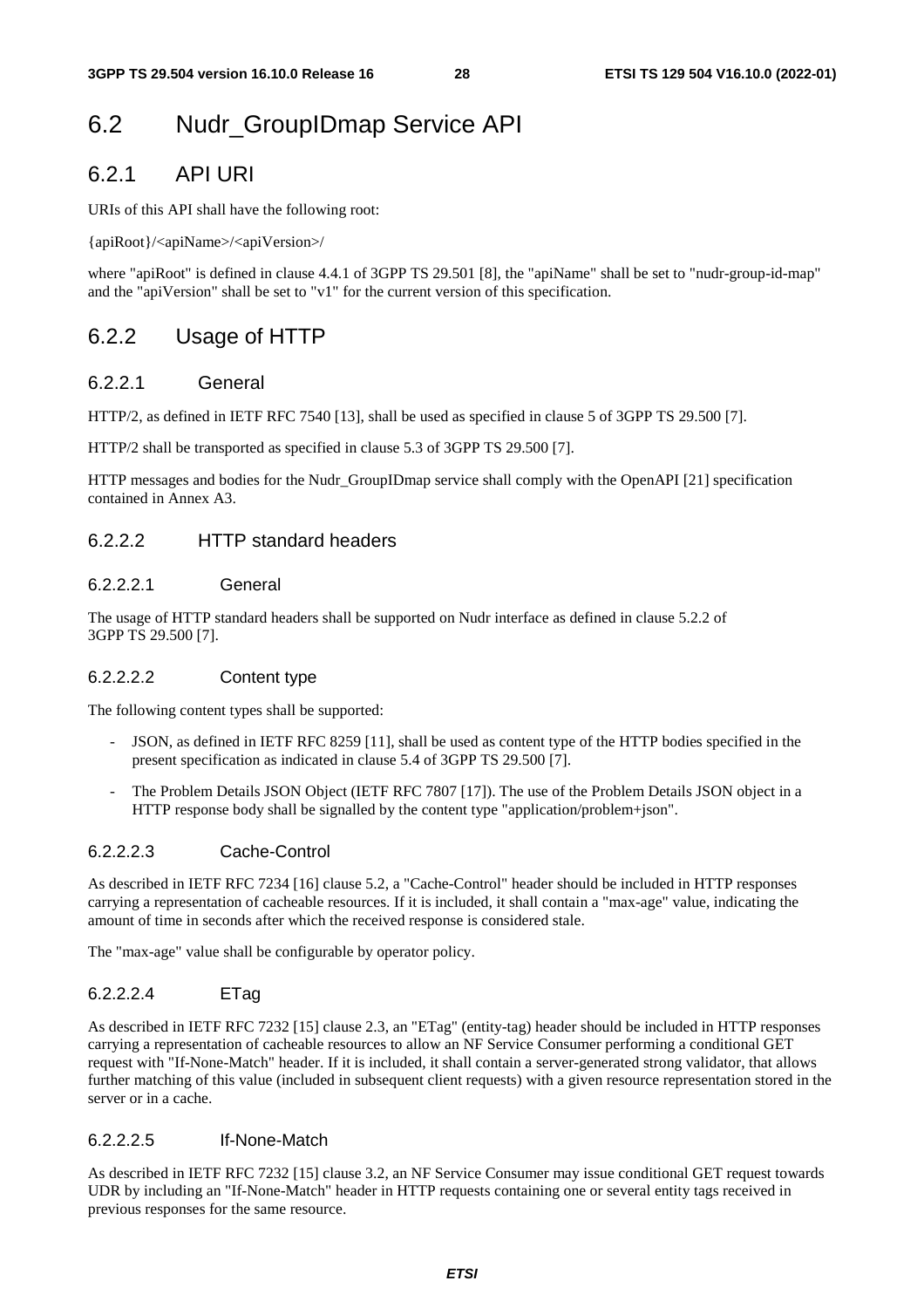# 6.2 Nudr_GroupIDmap Service API

## 6.2.1 API URI

URIs of this API shall have the following root:

{apiRoot}/<apiName>/<apiVersion>/

where "apiRoot" is defined in clause 4.4.1 of 3GPP TS 29.501 [8], the "apiName" shall be set to "nudr-group-id-map" and the "apiVersion" shall be set to "v1" for the current version of this specification.

## 6.2.2 Usage of HTTP

### 6.2.2.1 General

HTTP/2, as defined in IETF RFC 7540 [13], shall be used as specified in clause 5 of 3GPP TS 29.500 [7].

HTTP/2 shall be transported as specified in clause 5.3 of 3GPP TS 29.500 [7].

HTTP messages and bodies for the Nudr_GroupIDmap service shall comply with the OpenAPI [21] specification contained in Annex A3.

### 6.2.2.2 HTTP standard headers

#### 6.2.2.2.1 General

The usage of HTTP standard headers shall be supported on Nudr interface as defined in clause 5.2.2 of 3GPP TS 29.500 [7].

#### 6.2.2.2.2 Content type

The following content types shall be supported:

- JSON, as defined in IETF RFC 8259 [11], shall be used as content type of the HTTP bodies specified in the present specification as indicated in clause 5.4 of 3GPP TS 29.500 [7].
- The Problem Details JSON Object (IETF RFC 7807 [17]). The use of the Problem Details JSON object in a HTTP response body shall be signalled by the content type "application/problem+json".

#### 6.2.2.2.3 Cache-Control

As described in IETF RFC 7234 [16] clause 5.2, a "Cache-Control" header should be included in HTTP responses carrying a representation of cacheable resources. If it is included, it shall contain a "max-age" value, indicating the amount of time in seconds after which the received response is considered stale.

The "max-age" value shall be configurable by operator policy.

#### 6.2.2.2.4 ETag

As described in IETF RFC 7232 [15] clause 2.3, an "ETag" (entity-tag) header should be included in HTTP responses carrying a representation of cacheable resources to allow an NF Service Consumer performing a conditional GET request with "If-None-Match" header. If it is included, it shall contain a server-generated strong validator, that allows further matching of this value (included in subsequent client requests) with a given resource representation stored in the server or in a cache.

#### 6.2.2.2.5 If-None-Match

As described in IETF RFC 7232 [15] clause 3.2, an NF Service Consumer may issue conditional GET request towards UDR by including an "If-None-Match" header in HTTP requests containing one or several entity tags received in previous responses for the same resource.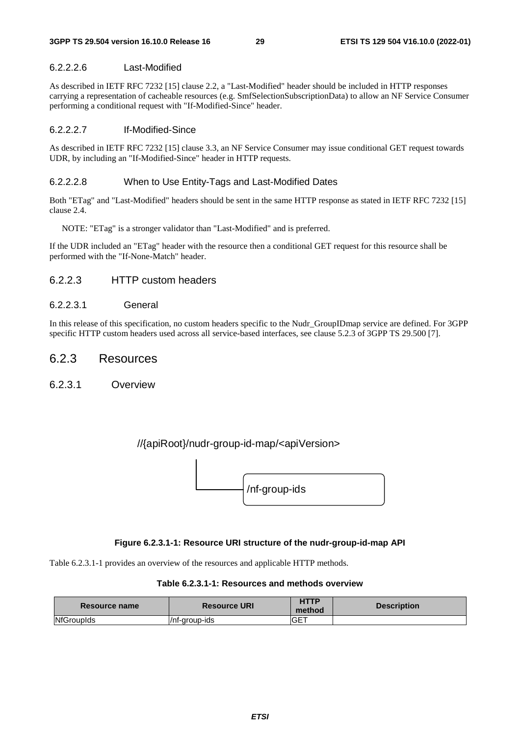#### 6.2.2.2.6 Last-Modified

As described in IETF RFC 7232 [15] clause 2.2, a "Last-Modified" header should be included in HTTP responses carrying a representation of cacheable resources (e.g. SmfSelectionSubscriptionData) to allow an NF Service Consumer performing a conditional request with "If-Modified-Since" header.

#### 6.2.2.2.7 If-Modified-Since

As described in IETF RFC 7232 [15] clause 3.3, an NF Service Consumer may issue conditional GET request towards UDR, by including an "If-Modified-Since" header in HTTP requests.

#### 6.2.2.2.8 When to Use Entity-Tags and Last-Modified Dates

Both "ETag" and "Last-Modified" headers should be sent in the same HTTP response as stated in IETF RFC 7232 [15] clause 2.4.

NOTE: "ETag" is a stronger validator than "Last-Modified" and is preferred.

If the UDR included an "ETag" header with the resource then a conditional GET request for this resource shall be performed with the "If-None-Match" header.

### 6.2.2.3 HTTP custom headers

#### 6.2.2.3.1 General

In this release of this specification, no custom headers specific to the Nudr_GroupIDmap service are defined. For 3GPP specific HTTP custom headers used across all service-based interfaces, see clause 5.2.3 of 3GPP TS 29.500 [7].

## 6.2.3 Resources

### 6.2.3.1 Overview

//{apiRoot}/nudr-group-id-map/<apiVersion>

/nf-group-ids

**Figure 6.2.3.1-1: Resource URI structure of the nudr-group-id-map API**

Table 6.2.3.1-1 provides an overview of the resources and applicable HTTP methods.

**Table 6.2.3.1-1: Resources and methods overview**

| Resource name | Resource URI | HTTP method | Description |
|---|---|---|---|
| NfGroupIds | /nf-group-ids | GET | |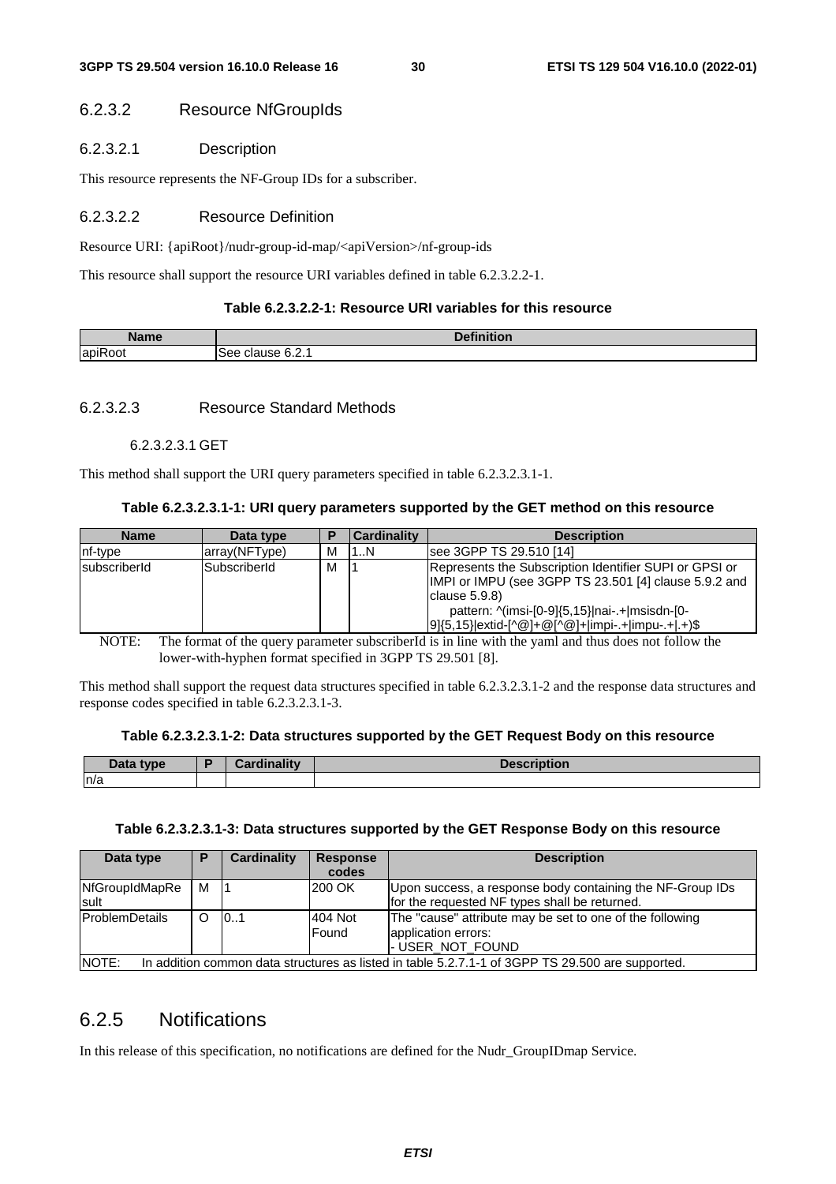#### 6.2.3.2 Resource NfGroupIds

##### 6.2.3.2.1 Description

This resource represents the NF-Group IDs for a subscriber.

##### 6.2.3.2.2 Resource Definition

Resource URI: {apiRoot}/nudr-group-id-map/<apiVersion>/nf-group-ids

This resource shall support the resource URI variables defined in table 6.2.3.2.2-1.

**Table 6.2.3.2.2-1: Resource URI variables for this resource**

| Name | Definition |
|---|---|
| apiRoot | See clause 6.2.1 |

##### 6.2.3.2.3 Resource Standard Methods

###### 6.2.3.2.3.1 GET

This method shall support the URI query parameters specified in table 6.2.3.2.3.1-1.

**Table 6.2.3.2.3.1-1: URI query parameters supported by the GET method on this resource**

| Name | Data type | P | Cardinality | Description |
|---|---|---|---|---|
| nf-type | array(NFType) | M | 1..N | see 3GPP TS 29.510 [14] |
| subscriberId | SubscriberId | M | 1 | Represents the Subscription Identifier SUPI or GPSI or IMPI or IMPU (see 3GPP TS 23.501 [4] clause 5.9.2 and clause 5.9.8)<br>pattern: ^(imsi-[0-9]{5,15}\|nai-.+\|msisdn-[0-9]{5,15}\|extid-[^@]+@[^@]+\|impi-.+\|impu-.+\|.+)$ |

NOTE: The format of the query parameter subscriberId is in line with the yaml and thus does not follow the lower-with-hyphen format specified in 3GPP TS 29.501 [8].

This method shall support the request data structures specified in table 6.2.3.2.3.1-2 and the response data structures and response codes specified in table 6.2.3.2.3.1-3.

**Table 6.2.3.2.3.1-2: Data structures supported by the GET Request Body on this resource**

| Data type | P | Cardinality | Description |
|---|---|---|---|
| n/a | | | |

**Table 6.2.3.2.3.1-3: Data structures supported by the GET Response Body on this resource**

| Data type | P | Cardinality | Response codes | Description |
|---|---|---|---|---|
| NfGroupIdMapResult | M | 1 | 200 OK | Upon success, a response body containing the NF-Group IDs for the requested NF types shall be returned. |
| ProblemDetails | O | 0..1 | 404 Not Found | The "cause" attribute may be set to one of the following application errors:<br>- USER_NOT_FOUND |
| NOTE: In addition common data structures as listed in table 5.2.7.1-1 of 3GPP TS 29.500 are supported. | | | | |

### 6.2.5 Notifications

In this release of this specification, no notifications are defined for the Nudr_GroupIDmap Service.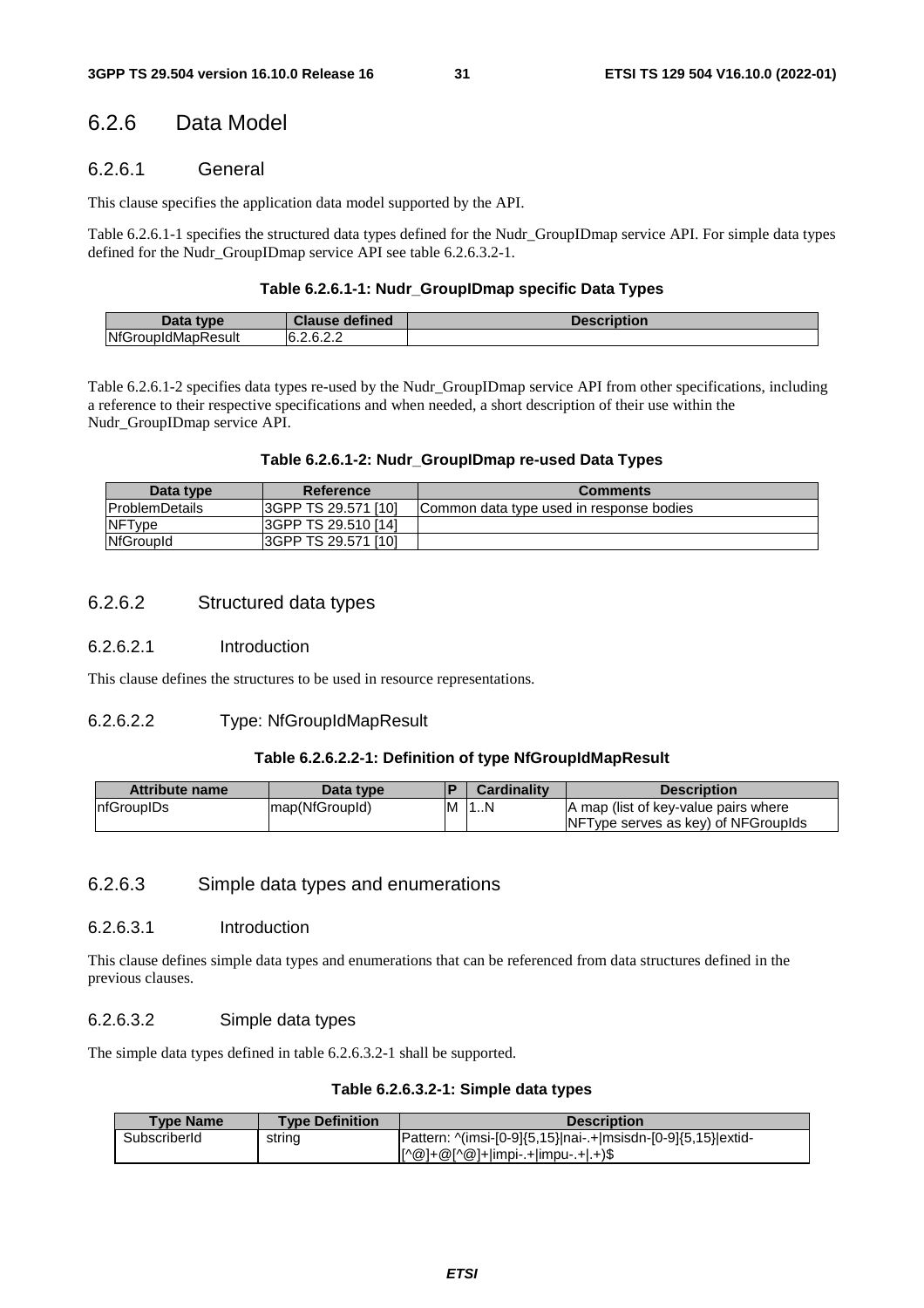## 6.2.6 Data Model

### 6.2.6.1 General

This clause specifies the application data model supported by the API.

Table 6.2.6.1-1 specifies the structured data types defined for the Nudr_GroupIDmap service API. For simple data types defined for the Nudr_GroupIDmap service API see table 6.2.6.3.2-1.

**Table 6.2.6.1-1: Nudr_GroupIDmap specific Data Types**

| Data type | Clause defined | Description |
| --- | --- | --- |
| NfGroupIdMapResult | 6.2.6.2.2 | |

Table 6.2.6.1-2 specifies data types re-used by the Nudr_GroupIDmap service API from other specifications, including a reference to their respective specifications and when needed, a short description of their use within the Nudr_GroupIDmap service API.

**Table 6.2.6.1-2: Nudr_GroupIDmap re-used Data Types**

| Data type | Reference | Comments |
| --- | --- | --- |
| ProblemDetails | 3GPP TS 29.571 [10] | Common data type used in response bodies |
| NFType | 3GPP TS 29.510 [14] | |
| NfGroupId | 3GPP TS 29.571 [10] | |

### 6.2.6.2 Structured data types

#### 6.2.6.2.1 Introduction

This clause defines the structures to be used in resource representations.

#### 6.2.6.2.2 Type: NfGroupIdMapResult

**Table 6.2.6.2.2-1: Definition of type NfGroupIdMapResult**

| Attribute name | Data type | P | Cardinality | Description |
| --- | --- | --- | --- | --- |
| nfGroupIDs | map(NfGroupId) | M | 1..N | A map (list of key-value pairs where NFType serves as key) of NFGroupIds |

### 6.2.6.3 Simple data types and enumerations

#### 6.2.6.3.1 Introduction

This clause defines simple data types and enumerations that can be referenced from data structures defined in the previous clauses.

#### 6.2.6.3.2 Simple data types

The simple data types defined in table 6.2.6.3.2-1 shall be supported.

**Table 6.2.6.3.2-1: Simple data types**

| Type Name | Type Definition | Description |
| --- | --- | --- |
| SubscriberId | string | Pattern: ^(imsi-[0-9]{5,15}\|nai-.+\|msisdn-[0-9]{5,15}\|extid-[^@]+@[^@]+\|impi-.+\|impu-.+\|.+)$ |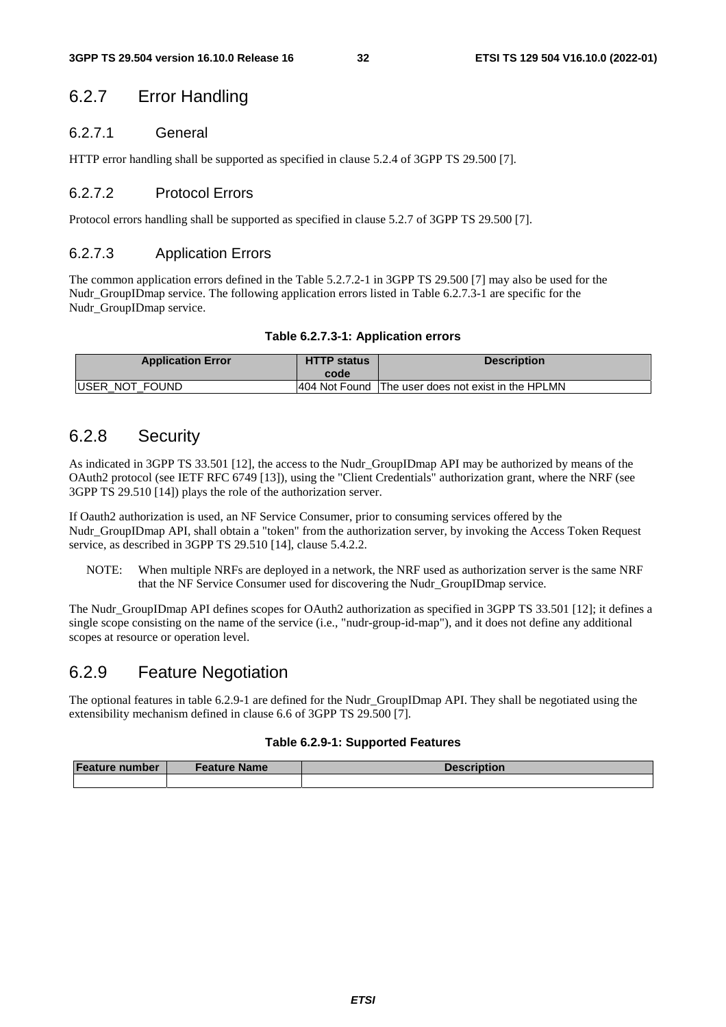### 6.2.7 Error Handling

#### 6.2.7.1 General

HTTP error handling shall be supported as specified in clause 5.2.4 of 3GPP TS 29.500 [7].

#### 6.2.7.2 Protocol Errors

Protocol errors handling shall be supported as specified in clause 5.2.7 of 3GPP TS 29.500 [7].

#### 6.2.7.3 Application Errors

The common application errors defined in the Table 5.2.7.2-1 in 3GPP TS 29.500 [7] may also be used for the Nudr_GroupIDmap service. The following application errors listed in Table 6.2.7.3-1 are specific for the Nudr_GroupIDmap service.

**Table 6.2.7.3-1: Application errors**

| Application Error | HTTP status code | Description |
| --- | --- | --- |
| USER_NOT_FOUND | 404 Not Found | The user does not exist in the HPLMN |

### 6.2.8 Security

As indicated in 3GPP TS 33.501 [12], the access to the Nudr_GroupIDmap API may be authorized by means of the OAuth2 protocol (see IETF RFC 6749 [13]), using the "Client Credentials" authorization grant, where the NRF (see 3GPP TS 29.510 [14]) plays the role of the authorization server.

If Oauth2 authorization is used, an NF Service Consumer, prior to consuming services offered by the Nudr_GroupIDmap API, shall obtain a "token" from the authorization server, by invoking the Access Token Request service, as described in 3GPP TS 29.510 [14], clause 5.4.2.2.

NOTE: When multiple NRFs are deployed in a network, the NRF used as authorization server is the same NRF that the NF Service Consumer used for discovering the Nudr_GroupIDmap service.

The Nudr_GroupIDmap API defines scopes for OAuth2 authorization as specified in 3GPP TS 33.501 [12]; it defines a single scope consisting on the name of the service (i.e., "nudr-group-id-map"), and it does not define any additional scopes at resource or operation level.

### 6.2.9 Feature Negotiation

The optional features in table 6.2.9-1 are defined for the Nudr_GroupIDmap API. They shall be negotiated using the extensibility mechanism defined in clause 6.6 of 3GPP TS 29.500 [7].

**Table 6.2.9-1: Supported Features**

| Feature number | Feature Name | Description |
| --- | --- | --- |
| | | |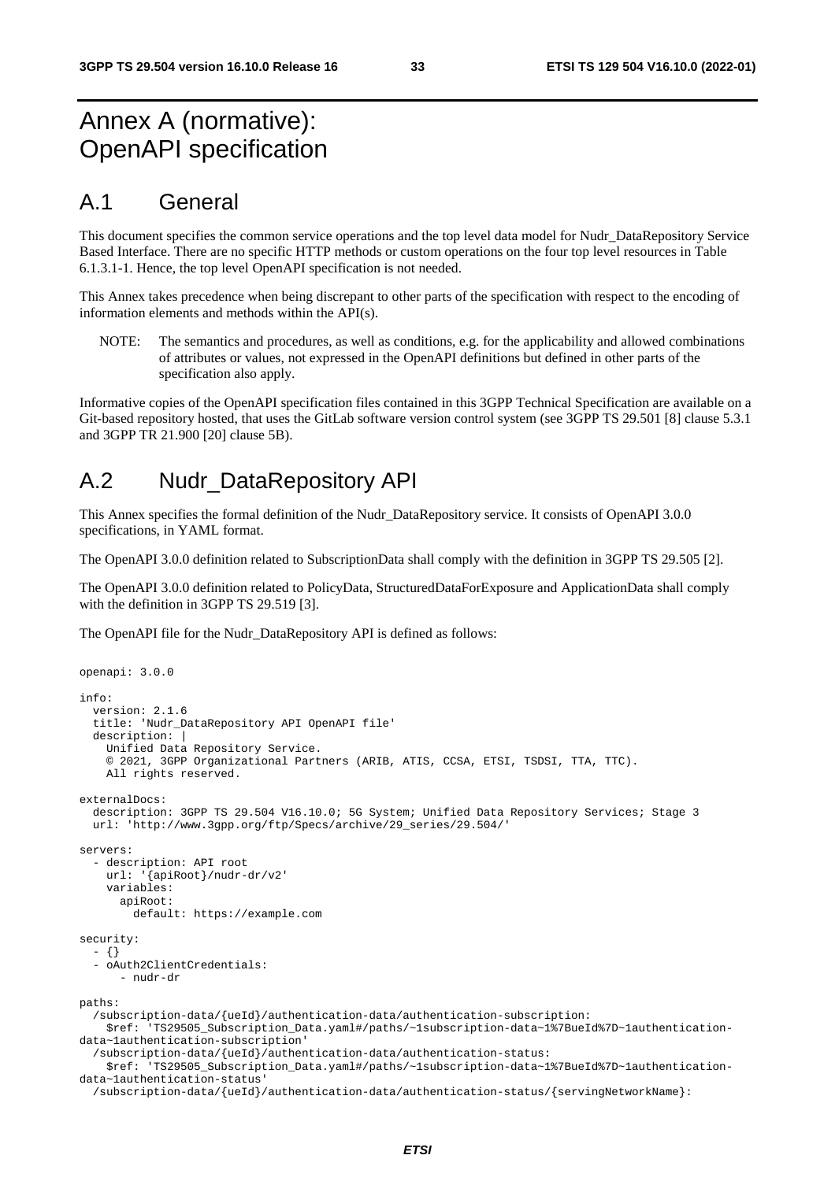# Annex A (normative): OpenAPI specification

## A.1 General

This document specifies the common service operations and the top level data model for Nudr_DataRepository Service Based Interface. There are no specific HTTP methods or custom operations on the four top level resources in Table 6.1.3.1-1. Hence, the top level OpenAPI specification is not needed.

This Annex takes precedence when being discrepant to other parts of the specification with respect to the encoding of information elements and methods within the API(s).

NOTE: The semantics and procedures, as well as conditions, e.g. for the applicability and allowed combinations of attributes or values, not expressed in the OpenAPI definitions but defined in other parts of the specification also apply.

Informative copies of the OpenAPI specification files contained in this 3GPP Technical Specification are available on a Git-based repository hosted, that uses the GitLab software version control system (see 3GPP TS 29.501 [8] clause 5.3.1 and 3GPP TR 21.900 [20] clause 5B).

## A.2 Nudr_DataRepository API

This Annex specifies the formal definition of the Nudr_DataRepository service. It consists of OpenAPI 3.0.0 specifications, in YAML format.

The OpenAPI 3.0.0 definition related to SubscriptionData shall comply with the definition in 3GPP TS 29.505 [2].

The OpenAPI 3.0.0 definition related to PolicyData, StructuredDataForExposure and ApplicationData shall comply with the definition in 3GPP TS 29.519 [3].

The OpenAPI file for the Nudr_DataRepository API is defined as follows:

```
openapi: 3.0.0

info:
  version: 2.1.6
  title: 'Nudr_DataRepository API OpenAPI file'
  description: |
    Unified Data Repository Service.
    © 2021, 3GPP Organizational Partners (ARIB, ATIS, CCSA, ETSI, TSDSI, TTA, TTC).
    All rights reserved.

externalDocs:
  description: 3GPP TS 29.504 V16.10.0; 5G System; Unified Data Repository Services; Stage 3
  url: 'http://www.3gpp.org/ftp/Specs/archive/29_series/29.504/'

servers:
  - description: API root
    url: '{apiRoot}/nudr-dr/v2'
    variables:
      apiRoot:
        default: https://example.com

security:
  - {}
  - oAuth2ClientCredentials:
      - nudr-dr

paths:
  /subscription-data/{ueId}/authentication-data/authentication-subscription:
    $ref: 'TS29505_Subscription_Data.yaml#/paths/~1subscription-data~1%7BueId%7D~1authentication-data~1authentication-subscription'
  /subscription-data/{ueId}/authentication-data/authentication-status:
    $ref: 'TS29505_Subscription_Data.yaml#/paths/~1subscription-data~1%7BueId%7D~1authentication-data~1authentication-status'
  /subscription-data/{ueId}/authentication-data/authentication-status/{servingNetworkName}:
```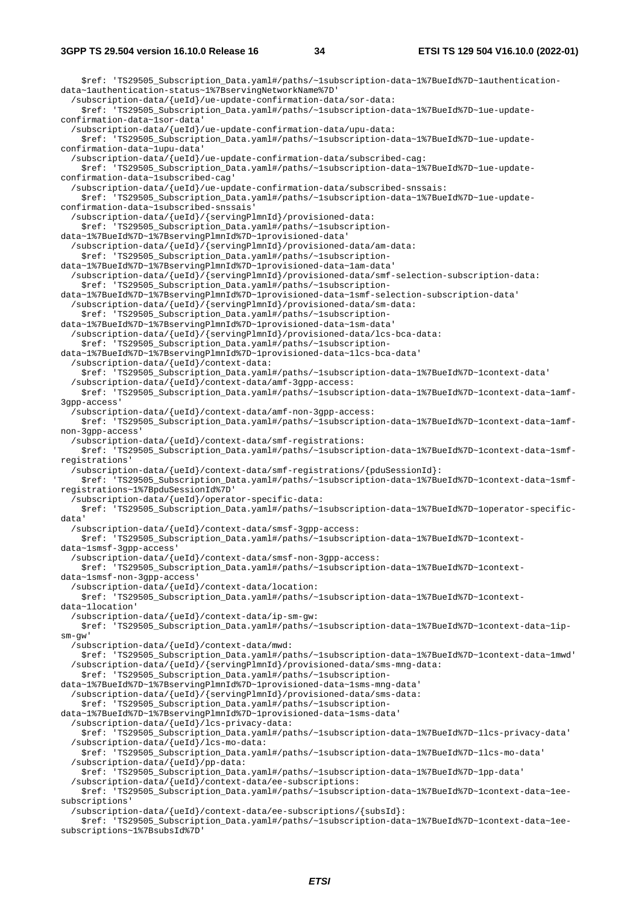```
    $ref: 'TS29505_Subscription_Data.yaml#/paths/~1subscription-data~1%7BueId%7D~1authentication-data~1authentication-status~1%7BservingNetworkName%7D'
  /subscription-data/{ueId}/ue-update-confirmation-data/sor-data:
    $ref: 'TS29505_Subscription_Data.yaml#/paths/~1subscription-data~1%7BueId%7D~1ue-update-confirmation-data~1sor-data'
  /subscription-data/{ueId}/ue-update-confirmation-data/upu-data:
    $ref: 'TS29505_Subscription_Data.yaml#/paths/~1subscription-data~1%7BueId%7D~1ue-update-confirmation-data~1upu-data'
  /subscription-data/{ueId}/ue-update-confirmation-data/subscribed-cag:
    $ref: 'TS29505_Subscription_Data.yaml#/paths/~1subscription-data~1%7BueId%7D~1ue-update-confirmation-data~1subscribed-cag'
  /subscription-data/{ueId}/ue-update-confirmation-data/subscribed-snssais:
    $ref: 'TS29505_Subscription_Data.yaml#/paths/~1subscription-data~1%7BueId%7D~1ue-update-confirmation-data~1subscribed-snssais'
  /subscription-data/{ueId}/{servingPlmnId}/provisioned-data:
    $ref: 'TS29505_Subscription_Data.yaml#/paths/~1subscription-data~1%7BueId%7D~1%7BservingPlmnId%7D~1provisioned-data'
  /subscription-data/{ueId}/{servingPlmnId}/provisioned-data/am-data:
    $ref: 'TS29505_Subscription_Data.yaml#/paths/~1subscription-data~1%7BueId%7D~1%7BservingPlmnId%7D~1provisioned-data~1am-data'
  /subscription-data/{ueId}/{servingPlmnId}/provisioned-data/smf-selection-subscription-data:
    $ref: 'TS29505_Subscription_Data.yaml#/paths/~1subscription-data~1%7BueId%7D~1%7BservingPlmnId%7D~1provisioned-data~1smf-selection-subscription-data'
  /subscription-data/{ueId}/{servingPlmnId}/provisioned-data/sm-data:
    $ref: 'TS29505_Subscription_Data.yaml#/paths/~1subscription-data~1%7BueId%7D~1%7BservingPlmnId%7D~1provisioned-data~1sm-data'
  /subscription-data/{ueId}/{servingPlmnId}/provisioned-data/lcs-bca-data:
    $ref: 'TS29505_Subscription_Data.yaml#/paths/~1subscription-data~1%7BueId%7D~1%7BservingPlmnId%7D~1provisioned-data~1lcs-bca-data'
  /subscription-data/{ueId}/context-data:
    $ref: 'TS29505_Subscription_Data.yaml#/paths/~1subscription-data~1%7BueId%7D~1context-data'
  /subscription-data/{ueId}/context-data/amf-3gpp-access:
    $ref: 'TS29505_Subscription_Data.yaml#/paths/~1subscription-data~1%7BueId%7D~1context-data~1amf-3gpp-access'
  /subscription-data/{ueId}/context-data/amf-non-3gpp-access:
    $ref: 'TS29505_Subscription_Data.yaml#/paths/~1subscription-data~1%7BueId%7D~1context-data~1amf-non-3gpp-access'
  /subscription-data/{ueId}/context-data/smf-registrations:
    $ref: 'TS29505_Subscription_Data.yaml#/paths/~1subscription-data~1%7BueId%7D~1context-data~1smf-registrations'
  /subscription-data/{ueId}/context-data/smf-registrations/{pduSessionId}:
    $ref: 'TS29505_Subscription_Data.yaml#/paths/~1subscription-data~1%7BueId%7D~1context-data~1smf-registrations~1%7BpduSessionId%7D'
  /subscription-data/{ueId}/operator-specific-data:
    $ref: 'TS29505_Subscription_Data.yaml#/paths/~1subscription-data~1%7BueId%7D~1operator-specific-data'
  /subscription-data/{ueId}/context-data/smsf-3gpp-access:
    $ref: 'TS29505_Subscription_Data.yaml#/paths/~1subscription-data~1%7BueId%7D~1context-data~1smsf-3gpp-access'
  /subscription-data/{ueId}/context-data/smsf-non-3gpp-access:
    $ref: 'TS29505_Subscription_Data.yaml#/paths/~1subscription-data~1%7BueId%7D~1context-data~1smsf-non-3gpp-access'
  /subscription-data/{ueId}/context-data/location:
    $ref: 'TS29505_Subscription_Data.yaml#/paths/~1subscription-data~1%7BueId%7D~1context-data~1location'
  /subscription-data/{ueId}/context-data/ip-sm-gw:
    $ref: 'TS29505_Subscription_Data.yaml#/paths/~1subscription-data~1%7BueId%7D~1context-data~1ip-sm-gw'
  /subscription-data/{ueId}/context-data/mwd:
    $ref: 'TS29505_Subscription_Data.yaml#/paths/~1subscription-data~1%7BueId%7D~1context-data~1mwd'
  /subscription-data/{ueId}/{servingPlmnId}/provisioned-data/sms-mng-data:
    $ref: 'TS29505_Subscription_Data.yaml#/paths/~1subscription-data~1%7BueId%7D~1%7BservingPlmnId%7D~1provisioned-data~1sms-mng-data'
  /subscription-data/{ueId}/{servingPlmnId}/provisioned-data/sms-data:
    $ref: 'TS29505_Subscription_Data.yaml#/paths/~1subscription-data~1%7BueId%7D~1%7BservingPlmnId%7D~1provisioned-data~1sms-data'
  /subscription-data/{ueId}/lcs-privacy-data:
    $ref: 'TS29505_Subscription_Data.yaml#/paths/~1subscription-data~1%7BueId%7D~1lcs-privacy-data'
  /subscription-data/{ueId}/lcs-mo-data:
    $ref: 'TS29505_Subscription_Data.yaml#/paths/~1subscription-data~1%7BueId%7D~1lcs-mo-data'
  /subscription-data/{ueId}/pp-data:
    $ref: 'TS29505_Subscription_Data.yaml#/paths/~1subscription-data~1%7BueId%7D~1pp-data'
  /subscription-data/{ueId}/context-data/ee-subscriptions:
    $ref: 'TS29505_Subscription_Data.yaml#/paths/~1subscription-data~1%7BueId%7D~1context-data~1ee-subscriptions'
  /subscription-data/{ueId}/context-data/ee-subscriptions/{subsId}:
    $ref: 'TS29505_Subscription_Data.yaml#/paths/~1subscription-data~1%7BueId%7D~1context-data~1ee-subscriptions~1%7BsubsId%7D'
```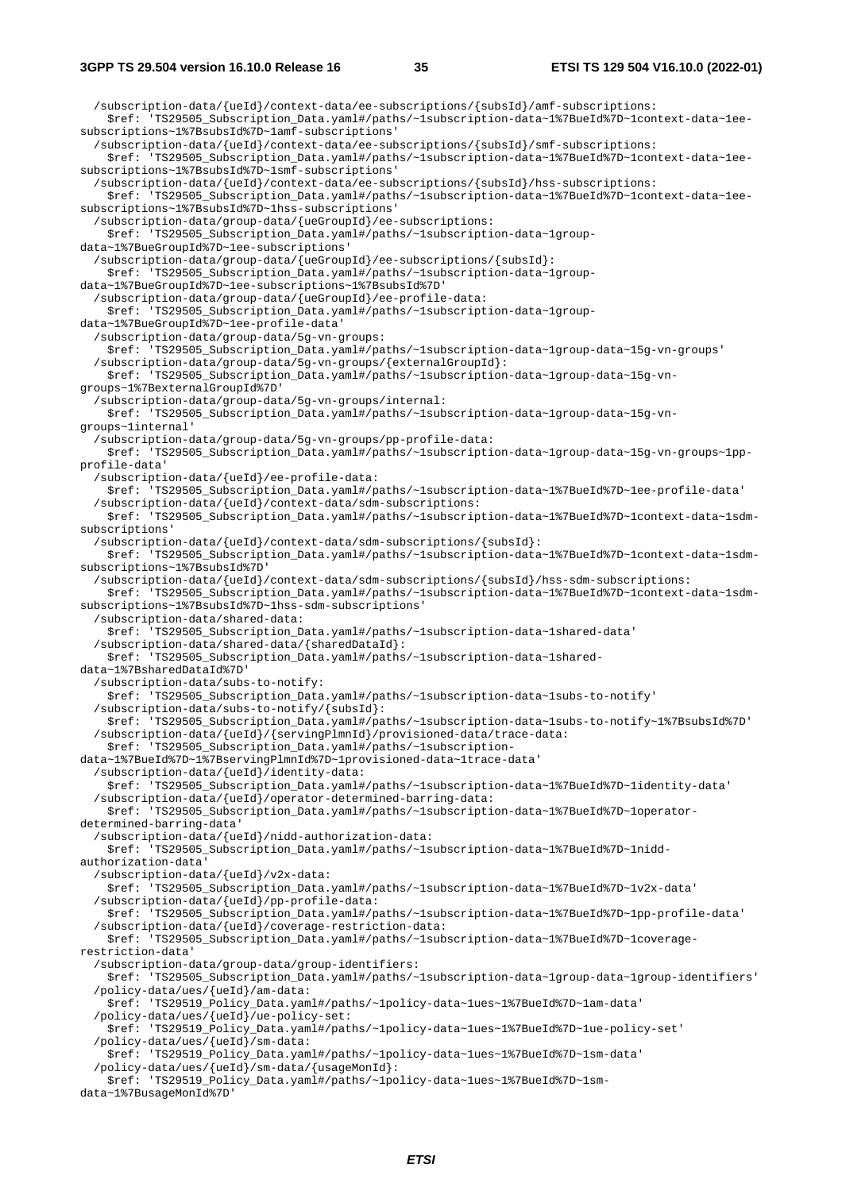```
  /subscription-data/{ueId}/context-data/ee-subscriptions/{subsId}/amf-subscriptions:
    $ref: 'TS29505_Subscription_Data.yaml#/paths/~1subscription-data~1%7BueId%7D~1context-data~1ee-subscriptions~1%7BsubsId%7D~1amf-subscriptions'
  /subscription-data/{ueId}/context-data/ee-subscriptions/{subsId}/smf-subscriptions:
    $ref: 'TS29505_Subscription_Data.yaml#/paths/~1subscription-data~1%7BueId%7D~1context-data~1ee-subscriptions~1%7BsubsId%7D~1smf-subscriptions'
  /subscription-data/{ueId}/context-data/ee-subscriptions/{subsId}/hss-subscriptions:
    $ref: 'TS29505_Subscription_Data.yaml#/paths/~1subscription-data~1%7BueId%7D~1context-data~1ee-subscriptions~1%7BsubsId%7D~1hss-subscriptions'
  /subscription-data/group-data/{ueGroupId}/ee-subscriptions:
    $ref: 'TS29505_Subscription_Data.yaml#/paths/~1subscription-data~1group-data~1%7BueGroupId%7D~1ee-subscriptions'
  /subscription-data/group-data/{ueGroupId}/ee-subscriptions/{subsId}:
    $ref: 'TS29505_Subscription_Data.yaml#/paths/~1subscription-data~1group-data~1%7BueGroupId%7D~1ee-subscriptions~1%7BsubsId%7D'
  /subscription-data/group-data/{ueGroupId}/ee-profile-data:
    $ref: 'TS29505_Subscription_Data.yaml#/paths/~1subscription-data~1group-data~1%7BueGroupId%7D~1ee-profile-data'
  /subscription-data/group-data/5g-vn-groups:
    $ref: 'TS29505_Subscription_Data.yaml#/paths/~1subscription-data~1group-data~15g-vn-groups'
  /subscription-data/group-data/5g-vn-groups/{externalGroupId}:
    $ref: 'TS29505_Subscription_Data.yaml#/paths/~1subscription-data~1group-data~15g-vn-groups~1%7BexternalGroupId%7D'
  /subscription-data/group-data/5g-vn-groups/internal:
    $ref: 'TS29505_Subscription_Data.yaml#/paths/~1subscription-data~1group-data~15g-vn-groups~1internal'
  /subscription-data/group-data/5g-vn-groups/pp-profile-data:
    $ref: 'TS29505_Subscription_Data.yaml#/paths/~1subscription-data~1group-data~15g-vn-groups~1pp-profile-data'
  /subscription-data/{ueId}/ee-profile-data:
    $ref: 'TS29505_Subscription_Data.yaml#/paths/~1subscription-data~1%7BueId%7D~1ee-profile-data'
  /subscription-data/{ueId}/context-data/sdm-subscriptions:
    $ref: 'TS29505_Subscription_Data.yaml#/paths/~1subscription-data~1%7BueId%7D~1context-data~1sdm-subscriptions'
  /subscription-data/{ueId}/context-data/sdm-subscriptions/{subsId}:
    $ref: 'TS29505_Subscription_Data.yaml#/paths/~1subscription-data~1%7BueId%7D~1context-data~1sdm-subscriptions~1%7BsubsId%7D'
  /subscription-data/{ueId}/context-data/sdm-subscriptions/{subsId}/hss-sdm-subscriptions:
    $ref: 'TS29505_Subscription_Data.yaml#/paths/~1subscription-data~1%7BueId%7D~1context-data~1sdm-subscriptions~1%7BsubsId%7D~1hss-sdm-subscriptions'
  /subscription-data/shared-data:
    $ref: 'TS29505_Subscription_Data.yaml#/paths/~1subscription-data~1shared-data'
  /subscription-data/shared-data/{sharedDataId}:
    $ref: 'TS29505_Subscription_Data.yaml#/paths/~1subscription-data~1shared-data~1%7BsharedDataId%7D'
  /subscription-data/subs-to-notify:
    $ref: 'TS29505_Subscription_Data.yaml#/paths/~1subscription-data~1subs-to-notify'
  /subscription-data/subs-to-notify/{subsId}:
    $ref: 'TS29505_Subscription_Data.yaml#/paths/~1subscription-data~1subs-to-notify~1%7BsubsId%7D'
  /subscription-data/{ueId}/{servingPlmnId}/provisioned-data/trace-data:
    $ref: 'TS29505_Subscription_Data.yaml#/paths/~1subscription-data~1%7BueId%7D~1%7BservingPlmnId%7D~1provisioned-data~1trace-data'
  /subscription-data/{ueId}/identity-data:
    $ref: 'TS29505_Subscription_Data.yaml#/paths/~1subscription-data~1%7BueId%7D~1identity-data'
  /subscription-data/{ueId}/operator-determined-barring-data:
    $ref: 'TS29505_Subscription_Data.yaml#/paths/~1subscription-data~1%7BueId%7D~1operator-determined-barring-data'
  /subscription-data/{ueId}/nidd-authorization-data:
    $ref: 'TS29505_Subscription_Data.yaml#/paths/~1subscription-data~1%7BueId%7D~1nidd-authorization-data'
  /subscription-data/{ueId}/v2x-data:
    $ref: 'TS29505_Subscription_Data.yaml#/paths/~1subscription-data~1%7BueId%7D~1v2x-data'
  /subscription-data/{ueId}/pp-profile-data:
    $ref: 'TS29505_Subscription_Data.yaml#/paths/~1subscription-data~1%7BueId%7D~1pp-profile-data'
  /subscription-data/{ueId}/coverage-restriction-data:
    $ref: 'TS29505_Subscription_Data.yaml#/paths/~1subscription-data~1%7BueId%7D~1coverage-restriction-data'
  /subscription-data/group-data/group-identifiers:
    $ref: 'TS29505_Subscription_Data.yaml#/paths/~1subscription-data~1group-data~1group-identifiers'
  /policy-data/ues/{ueId}/am-data:
    $ref: 'TS29519_Policy_Data.yaml#/paths/~1policy-data~1ues~1%7BueId%7D~1am-data'
  /policy-data/ues/{ueId}/ue-policy-set:
    $ref: 'TS29519_Policy_Data.yaml#/paths/~1policy-data~1ues~1%7BueId%7D~1ue-policy-set'
  /policy-data/ues/{ueId}/sm-data:
    $ref: 'TS29519_Policy_Data.yaml#/paths/~1policy-data~1ues~1%7BueId%7D~1sm-data'
  /policy-data/ues/{ueId}/sm-data/{usageMonId}:
    $ref: 'TS29519_Policy_Data.yaml#/paths/~1policy-data~1ues~1%7BueId%7D~1sm-data~1%7BusageMonId%7D'
```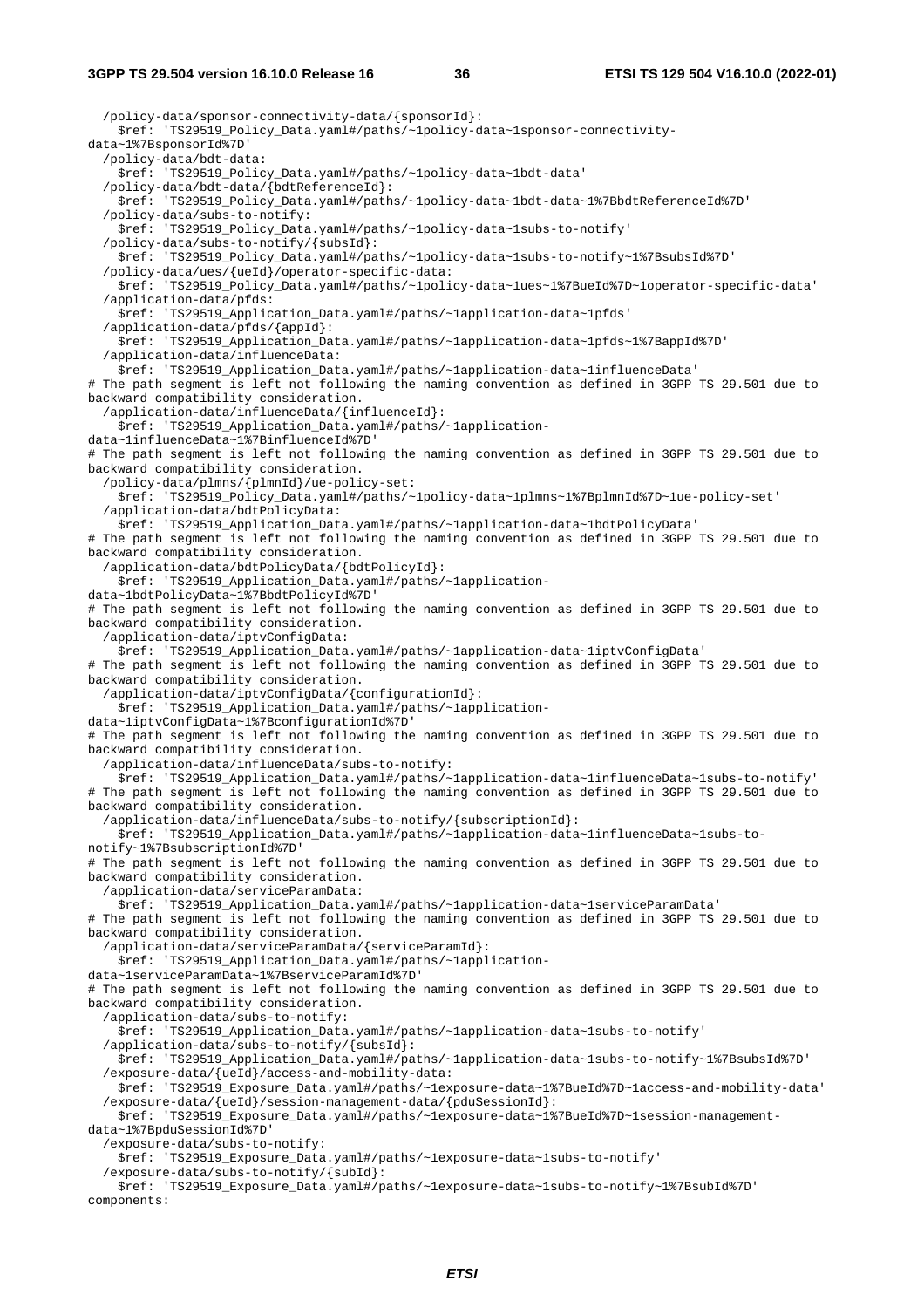```
  /policy-data/sponsor-connectivity-data/{sponsorId}:
    $ref: 'TS29519_Policy_Data.yaml#/paths/~1policy-data~1sponsor-connectivity-
data~1%7BsponsorId%7D'
  /policy-data/bdt-data:
    $ref: 'TS29519_Policy_Data.yaml#/paths/~1policy-data~1bdt-data'
  /policy-data/bdt-data/{bdtReferenceId}:
    $ref: 'TS29519_Policy_Data.yaml#/paths/~1policy-data~1bdt-data~1%7BbdtReferenceId%7D'
  /policy-data/subs-to-notify:
    $ref: 'TS29519_Policy_Data.yaml#/paths/~1policy-data~1subs-to-notify'
  /policy-data/subs-to-notify/{subsId}:
    $ref: 'TS29519_Policy_Data.yaml#/paths/~1policy-data~1subs-to-notify~1%7BsubsId%7D'
  /policy-data/ues/{ueId}/operator-specific-data:
    $ref: 'TS29519_Policy_Data.yaml#/paths/~1policy-data~1ues~1%7BueId%7D~1operator-specific-data'
  /application-data/pfds:
    $ref: 'TS29519_Application_Data.yaml#/paths/~1application-data~1pfds'
  /application-data/pfds/{appId}:
    $ref: 'TS29519_Application_Data.yaml#/paths/~1application-data~1pfds~1%7BappId%7D'
  /application-data/influenceData:
    $ref: 'TS29519_Application_Data.yaml#/paths/~1application-data~1influenceData'
# The path segment is left not following the naming convention as defined in 3GPP TS 29.501 due to
backward compatibility consideration.
  /application-data/influenceData/{influenceId}:
    $ref: 'TS29519_Application_Data.yaml#/paths/~1application-
data~1influenceData~1%7BinfluenceId%7D'
# The path segment is left not following the naming convention as defined in 3GPP TS 29.501 due to
backward compatibility consideration.
  /policy-data/plmns/{plmnId}/ue-policy-set:
    $ref: 'TS29519_Policy_Data.yaml#/paths/~1policy-data~1plmns~1%7BplmnId%7D~1ue-policy-set'
  /application-data/bdtPolicyData:
    $ref: 'TS29519_Application_Data.yaml#/paths/~1application-data~1bdtPolicyData'
# The path segment is left not following the naming convention as defined in 3GPP TS 29.501 due to
backward compatibility consideration.
  /application-data/bdtPolicyData/{bdtPolicyId}:
    $ref: 'TS29519_Application_Data.yaml#/paths/~1application-
data~1bdtPolicyData~1%7BbdtPolicyId%7D'
# The path segment is left not following the naming convention as defined in 3GPP TS 29.501 due to
backward compatibility consideration.
  /application-data/iptvConfigData:
    $ref: 'TS29519_Application_Data.yaml#/paths/~1application-data~1iptvConfigData'
# The path segment is left not following the naming convention as defined in 3GPP TS 29.501 due to
backward compatibility consideration.
  /application-data/iptvConfigData/{configurationId}:
    $ref: 'TS29519_Application_Data.yaml#/paths/~1application-
data~1iptvConfigData~1%7BconfigurationId%7D'
# The path segment is left not following the naming convention as defined in 3GPP TS 29.501 due to
backward compatibility consideration.
  /application-data/influenceData/subs-to-notify:
    $ref: 'TS29519_Application_Data.yaml#/paths/~1application-data~1influenceData~1subs-to-notify'
# The path segment is left not following the naming convention as defined in 3GPP TS 29.501 due to
backward compatibility consideration.
  /application-data/influenceData/subs-to-notify/{subscriptionId}:
    $ref: 'TS29519_Application_Data.yaml#/paths/~1application-data~1influenceData~1subs-to-
notify~1%7BsubscriptionId%7D'
# The path segment is left not following the naming convention as defined in 3GPP TS 29.501 due to
backward compatibility consideration.
  /application-data/serviceParamData:
    $ref: 'TS29519_Application_Data.yaml#/paths/~1application-data~1serviceParamData'
# The path segment is left not following the naming convention as defined in 3GPP TS 29.501 due to
backward compatibility consideration.
  /application-data/serviceParamData/{serviceParamId}:
    $ref: 'TS29519_Application_Data.yaml#/paths/~1application-
data~1serviceParamData~1%7BserviceParamId%7D'
# The path segment is left not following the naming convention as defined in 3GPP TS 29.501 due to
backward compatibility consideration.
  /application-data/subs-to-notify:
    $ref: 'TS29519_Application_Data.yaml#/paths/~1application-data~1subs-to-notify'
  /application-data/subs-to-notify/{subsId}:
    $ref: 'TS29519_Application_Data.yaml#/paths/~1application-data~1subs-to-notify~1%7BsubsId%7D'
  /exposure-data/{ueId}/access-and-mobility-data:
    $ref: 'TS29519_Exposure_Data.yaml#/paths/~1exposure-data~1%7BueId%7D~1access-and-mobility-data'
  /exposure-data/{ueId}/session-management-data/{pduSessionId}:
    $ref: 'TS29519_Exposure_Data.yaml#/paths/~1exposure-data~1%7BueId%7D~1session-management-
data~1%7BpduSessionId%7D'
  /exposure-data/subs-to-notify:
    $ref: 'TS29519_Exposure_Data.yaml#/paths/~1exposure-data~1subs-to-notify'
  /exposure-data/subs-to-notify/{subId}:
    $ref: 'TS29519_Exposure_Data.yaml#/paths/~1exposure-data~1subs-to-notify~1%7BsubId%7D'
components:
```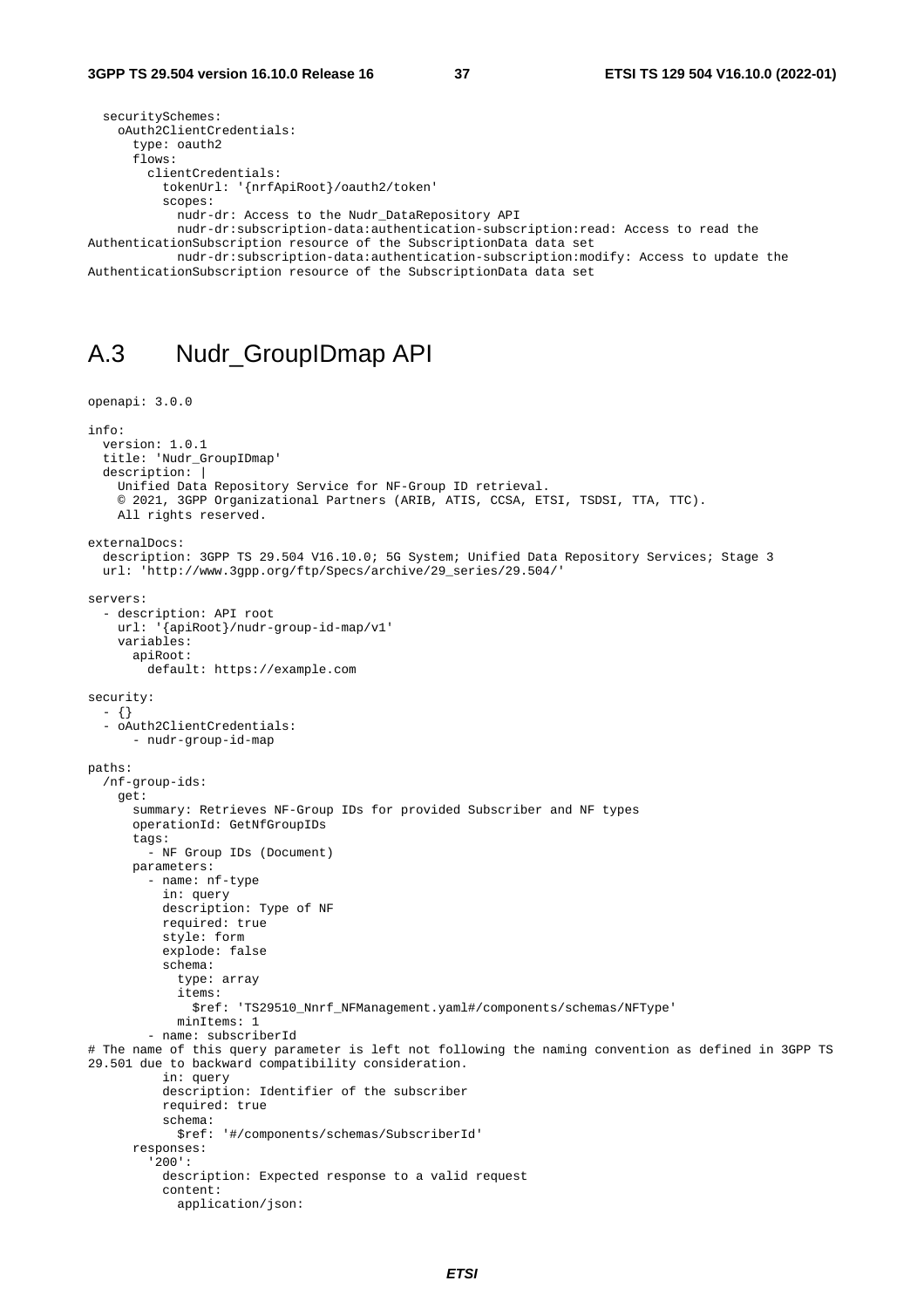```
  securitySchemes:
    oAuth2ClientCredentials:
      type: oauth2
      flows:
        clientCredentials:
          tokenUrl: '{nrfApiRoot}/oauth2/token'
          scopes:
            nudr-dr: Access to the Nudr_DataRepository API
            nudr-dr:subscription-data:authentication-subscription:read: Access to read the 
AuthenticationSubscription resource of the SubscriptionData data set
            nudr-dr:subscription-data:authentication-subscription:modify: Access to update the 
AuthenticationSubscription resource of the SubscriptionData data set
```

## A.3 Nudr_GroupIDmap API

```
openapi: 3.0.0

info:
  version: 1.0.1
  title: 'Nudr_GroupIDmap'
  description: |
    Unified Data Repository Service for NF-Group ID retrieval.
    © 2021, 3GPP Organizational Partners (ARIB, ATIS, CCSA, ETSI, TSDSI, TTA, TTC).
    All rights reserved.

externalDocs:
  description: 3GPP TS 29.504 V16.10.0; 5G System; Unified Data Repository Services; Stage 3
  url: 'http://www.3gpp.org/ftp/Specs/archive/29_series/29.504/'

servers:
  - description: API root
    url: '{apiRoot}/nudr-group-id-map/v1'
    variables:
      apiRoot:
        default: https://example.com

security:
  - {}
  - oAuth2ClientCredentials:
      - nudr-group-id-map

paths:
  /nf-group-ids:
    get:
      summary: Retrieves NF-Group IDs for provided Subscriber and NF types
      operationId: GetNfGroupIDs
      tags:
        - NF Group IDs (Document)
      parameters:
        - name: nf-type
          in: query
          description: Type of NF
          required: true
          style: form
          explode: false
          schema:
            type: array
            items:
              $ref: 'TS29510_Nnrf_NFManagement.yaml#/components/schemas/NFType'
            minItems: 1
        - name: subscriberId
# The name of this query parameter is left not following the naming convention as defined in 3GPP TS 
29.501 due to backward compatibility consideration.
          in: query
          description: Identifier of the subscriber
          required: true
          schema:
            $ref: '#/components/schemas/SubscriberId'
      responses:
        '200':
          description: Expected response to a valid request
          content:
            application/json:
```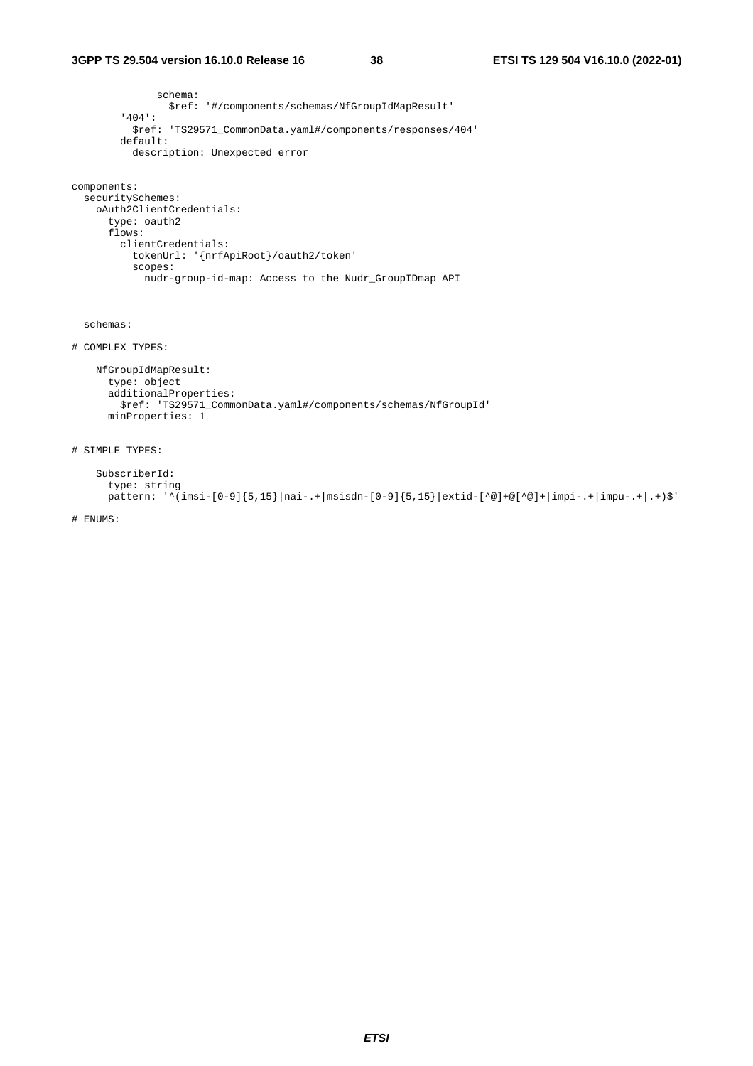```
              schema:
                $ref: '#/components/schemas/NfGroupIdMapResult'
        '404':
          $ref: 'TS29571_CommonData.yaml#/components/responses/404'
        default:
          description: Unexpected error

components:
  securitySchemes:
    oAuth2ClientCredentials:
      type: oauth2
      flows:
        clientCredentials:
          tokenUrl: '{nrfApiRoot}/oauth2/token'
          scopes:
            nudr-group-id-map: Access to the Nudr_GroupIDmap API


  schemas:

# COMPLEX TYPES:

    NfGroupIdMapResult:
      type: object
      additionalProperties:
        $ref: 'TS29571_CommonData.yaml#/components/schemas/NfGroupId'
      minProperties: 1

# SIMPLE TYPES:

    SubscriberId:
      type: string
      pattern: '^(imsi-[0-9]{5,15}|nai-.+|msisdn-[0-9]{5,15}|extid-[^@]+@[^@]+|impi-.+|impu-.+|.+)$'

# ENUMS:
```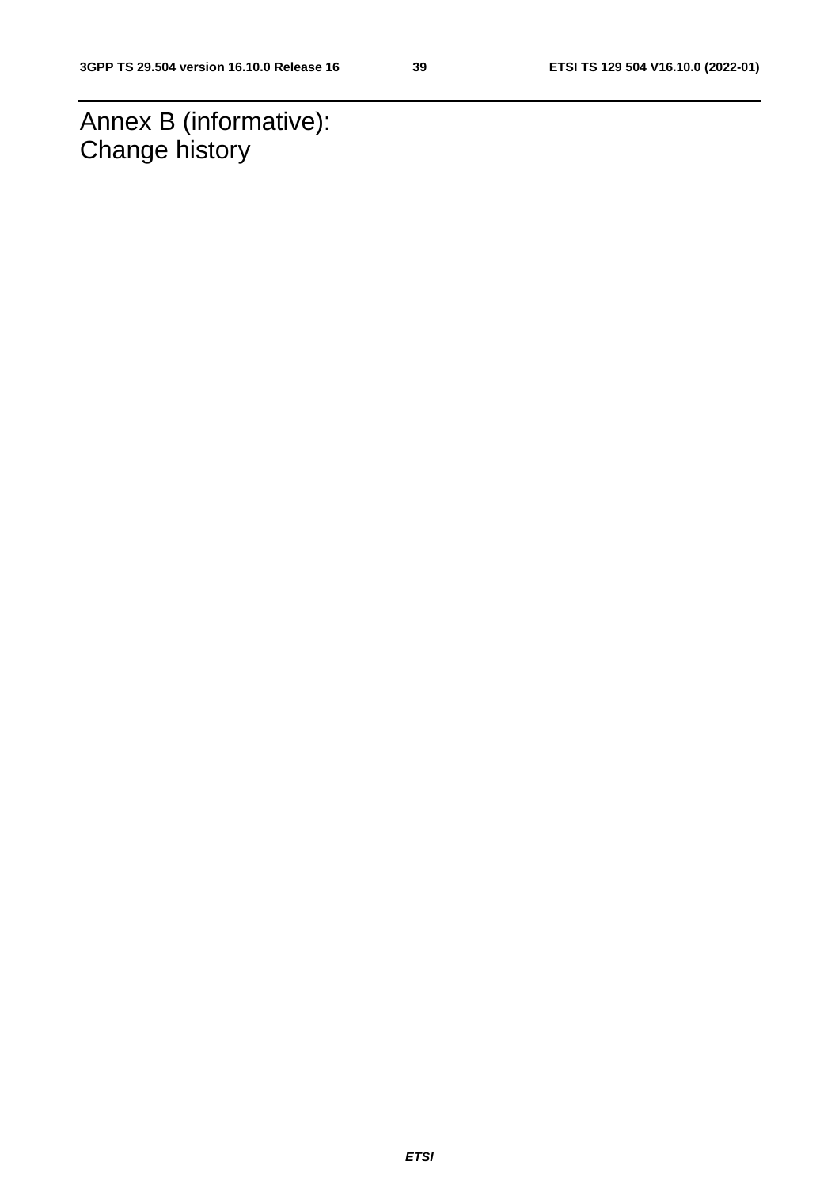# Annex B (informative): Change history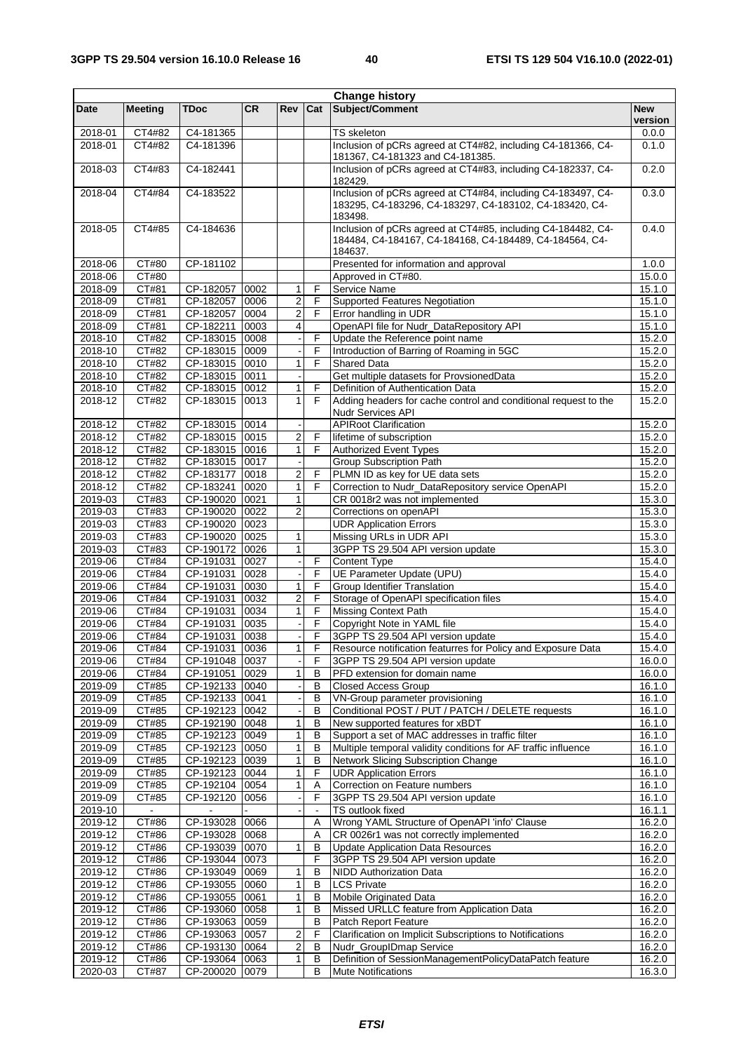| Change history | | | | | | | |
|---|---|---|---|---|---|---|---|
| **Date** | **Meeting** | **TDoc** | **CR** | **Rev** | **Cat** | **Subject/Comment** | **New version** |
| 2018-01 | CT4#82 | C4-181365 | | | | TS skeleton | 0.0.0 |
| 2018-01 | CT4#82 | C4-181396 | | | | Inclusion of pCRs agreed at CT4#82, including C4-181366, C4-181367, C4-181323 and C4-181385. | 0.1.0 |
| 2018-03 | CT4#83 | C4-182441 | | | | Inclusion of pCRs agreed at CT4#83, including C4-182337, C4-182429. | 0.2.0 |
| 2018-04 | CT4#84 | C4-183522 | | | | Inclusion of pCRs agreed at CT4#84, including C4-183497, C4-183295, C4-183296, C4-183297, C4-183102, C4-183420, C4-183498. | 0.3.0 |
| 2018-05 | CT4#85 | C4-184636 | | | | Inclusion of pCRs agreed at CT4#85, including C4-184482, C4-184484, C4-184167, C4-184168, C4-184489, C4-184564, C4-184637. | 0.4.0 |
| 2018-06 | CT#80 | CP-181102 | | | | Presented for information and approval | 1.0.0 |
| 2018-06 | CT#80 | | | | | Approved in CT#80. | 15.0.0 |
| 2018-09 | CT#81 | CP-182057 | 0002 | 1 | F | Service Name | 15.1.0 |
| 2018-09 | CT#81 | CP-182057 | 0006 | 2 | F | Supported Features Negotiation | 15.1.0 |
| 2018-09 | CT#81 | CP-182057 | 0004 | 2 | F | Error handling in UDR | 15.1.0 |
| 2018-09 | CT#81 | CP-182211 | 0003 | 4 | | OpenAPI file for Nudr_DataRepository API | 15.1.0 |
| 2018-10 | CT#82 | CP-183015 | 0008 | - | F | Update the Reference point name | 15.2.0 |
| 2018-10 | CT#82 | CP-183015 | 0009 | - | F | Introduction of Barring of Roaming in 5GC | 15.2.0 |
| 2018-10 | CT#82 | CP-183015 | 0010 | 1 | F | Shared Data | 15.2.0 |
| 2018-10 | CT#82 | CP-183015 | 0011 | - | | Get multiple datasets for ProvsionedData | 15.2.0 |
| 2018-10 | CT#82 | CP-183015 | 0012 | 1 | F | Definition of Authentication Data | 15.2.0 |
| 2018-12 | CT#82 | CP-183015 | 0013 | 1 | F | Adding headers for cache control and conditional request to the Nudr Services API | 15.2.0 |
| 2018-12 | CT#82 | CP-183015 | 0014 | - | | APIRoot Clarification | 15.2.0 |
| 2018-12 | CT#82 | CP-183015 | 0015 | 2 | F | lifetime of subscription | 15.2.0 |
| 2018-12 | CT#82 | CP-183015 | 0016 | 1 | F | Authorized Event Types | 15.2.0 |
| 2018-12 | CT#82 | CP-183015 | 0017 | - | | Group Subscription Path | 15.2.0 |
| 2018-12 | CT#82 | CP-183177 | 0018 | 2 | F | PLMN ID as key for UE data sets | 15.2.0 |
| 2018-12 | CT#82 | CP-183241 | 0020 | 1 | F | Correction to Nudr_DataRepository service OpenAPI | 15.2.0 |
| 2019-03 | CT#83 | CP-190020 | 0021 | 1 | | CR 0018r2 was not implemented | 15.3.0 |
| 2019-03 | CT#83 | CP-190020 | 0022 | 2 | | Corrections on openAPI | 15.3.0 |
| 2019-03 | CT#83 | CP-190020 | 0023 | | | UDR Application Errors | 15.3.0 |
| 2019-03 | CT#83 | CP-190020 | 0025 | 1 | | Missing URLs in UDR API | 15.3.0 |
| 2019-03 | CT#83 | CP-190172 | 0026 | 1 | | 3GPP TS 29.504 API version update | 15.3.0 |
| 2019-06 | CT#84 | CP-191031 | 0027 | - | F | Content Type | 15.4.0 |
| 2019-06 | CT#84 | CP-191031 | 0028 | - | F | UE Parameter Update (UPU) | 15.4.0 |
| 2019-06 | CT#84 | CP-191031 | 0030 | 1 | F | Group Identifier Translation | 15.4.0 |
| 2019-06 | CT#84 | CP-191031 | 0032 | 2 | F | Storage of OpenAPI specification files | 15.4.0 |
| 2019-06 | CT#84 | CP-191031 | 0034 | 1 | F | Missing Context Path | 15.4.0 |
| 2019-06 | CT#84 | CP-191031 | 0035 | - | F | Copyright Note in YAML file | 15.4.0 |
| 2019-06 | CT#84 | CP-191031 | 0038 | - | F | 3GPP TS 29.504 API version update | 15.4.0 |
| 2019-06 | CT#84 | CP-191031 | 0036 | 1 | F | Resource notification featurres for Policy and Exposure Data | 15.4.0 |
| 2019-06 | CT#84 | CP-191048 | 0037 | - | F | 3GPP TS 29.504 API version update | 16.0.0 |
| 2019-06 | CT#84 | CP-191051 | 0029 | 1 | B | PFD extension for domain name | 16.0.0 |
| 2019-09 | CT#85 | CP-192133 | 0040 | - | B | Closed Access Group | 16.1.0 |
| 2019-09 | CT#85 | CP-192133 | 0041 | - | B | VN-Group parameter provisioning | 16.1.0 |
| 2019-09 | CT#85 | CP-192123 | 0042 | - | B | Conditional POST / PUT / PATCH / DELETE requests | 16.1.0 |
| 2019-09 | CT#85 | CP-192190 | 0048 | 1 | B | New supported features for xBDT | 16.1.0 |
| 2019-09 | CT#85 | CP-192123 | 0049 | 1 | B | Support a set of MAC addresses in traffic filter | 16.1.0 |
| 2019-09 | CT#85 | CP-192123 | 0050 | 1 | B | Multiple temporal validity conditions for AF traffic influence | 16.1.0 |
| 2019-09 | CT#85 | CP-192123 | 0039 | 1 | B | Network Slicing Subscription Change | 16.1.0 |
| 2019-09 | CT#85 | CP-192123 | 0044 | 1 | F | UDR Application Errors | 16.1.0 |
| 2019-09 | CT#85 | CP-192104 | 0054 | 1 | A | Correction on Feature numbers | 16.1.0 |
| 2019-09 | CT#85 | CP-192120 | 0056 | - | F | 3GPP TS 29.504 API version update | 16.1.0 |
| 2019-10 | - | - | - | - | - | TS outlook fixed | 16.1.1 |
| 2019-12 | CT#86 | CP-193028 | 0066 | | A | Wrong YAML Structure of OpenAPI 'info' Clause | 16.2.0 |
| 2019-12 | CT#86 | CP-193028 | 0068 | | A | CR 0026r1 was not correctly implemented | 16.2.0 |
| 2019-12 | CT#86 | CP-193039 | 0070 | 1 | B | Update Application Data Resources | 16.2.0 |
| 2019-12 | CT#86 | CP-193044 | 0073 | | F | 3GPP TS 29.504 API version update | 16.2.0 |
| 2019-12 | CT#86 | CP-193049 | 0069 | 1 | B | NIDD Authorization Data | 16.2.0 |
| 2019-12 | CT#86 | CP-193055 | 0060 | 1 | B | LCS Private | 16.2.0 |
| 2019-12 | CT#86 | CP-193055 | 0061 | 1 | B | Mobile Originated Data | 16.2.0 |
| 2019-12 | CT#86 | CP-193060 | 0058 | 1 | B | Missed URLLC feature from Application Data | 16.2.0 |
| 2019-12 | CT#86 | CP-193063 | 0059 | | B | Patch Report Feature | 16.2.0 |
| 2019-12 | CT#86 | CP-193063 | 0057 | 2 | F | Clarification on Implicit Subscriptions to Notifications | 16.2.0 |
| 2019-12 | CT#86 | CP-193130 | 0064 | 2 | B | Nudr_GroupIDmap Service | 16.2.0 |
| 2019-12 | CT#86 | CP-193064 | 0063 | 1 | B | Definition of SessionManagementPolicyDataPatch feature | 16.2.0 |
| 2020-03 | CT#87 | CP-200020 | 0079 | | B | Mute Notifications | 16.3.0 |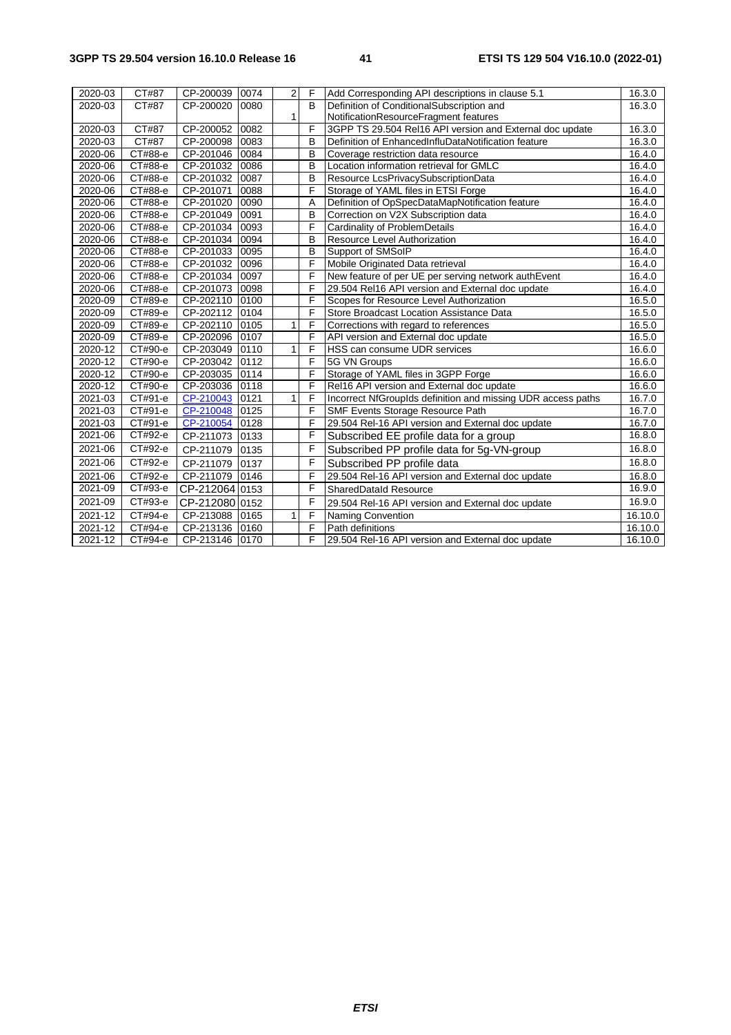| 2020-03 | CT#87 | CP-200039 | 0074 | 2 | F | Add Corresponding API descriptions in clause 5.1 | 16.3.0 |
|---|---|---|---|---|---|---|---|
| 2020-03 | CT#87 | CP-200020 | 0080 | 1 | B | Definition of ConditionalSubscription and NotificationResourceFragment features | 16.3.0 |
| 2020-03 | CT#87 | CP-200052 | 0082 | | F | 3GPP TS 29.504 Rel16 API version and External doc update | 16.3.0 |
| 2020-03 | CT#87 | CP-200098 | 0083 | | B | Definition of EnhancedInfluDataNotification feature | 16.3.0 |
| 2020-06 | CT#88-e | CP-201046 | 0084 | | B | Coverage restriction data resource | 16.4.0 |
| 2020-06 | CT#88-e | CP-201032 | 0086 | | B | Location information retrieval for GMLC | 16.4.0 |
| 2020-06 | CT#88-e | CP-201032 | 0087 | | B | Resource LcsPrivacySubscriptionData | 16.4.0 |
| 2020-06 | CT#88-e | CP-201071 | 0088 | | F | Storage of YAML files in ETSI Forge | 16.4.0 |
| 2020-06 | CT#88-e | CP-201020 | 0090 | | A | Definition of OpSpecDataMapNotification feature | 16.4.0 |
| 2020-06 | CT#88-e | CP-201049 | 0091 | | B | Correction on V2X Subscription data | 16.4.0 |
| 2020-06 | CT#88-e | CP-201034 | 0093 | | F | Cardinality of ProblemDetails | 16.4.0 |
| 2020-06 | CT#88-e | CP-201034 | 0094 | | B | Resource Level Authorization | 16.4.0 |
| 2020-06 | CT#88-e | CP-201033 | 0095 | | B | Support of SMSoIP | 16.4.0 |
| 2020-06 | CT#88-e | CP-201032 | 0096 | | F | Mobile Originated Data retrieval | 16.4.0 |
| 2020-06 | CT#88-e | CP-201034 | 0097 | | F | New feature of per UE per serving network authEvent | 16.4.0 |
| 2020-06 | CT#88-e | CP-201073 | 0098 | | F | 29.504 Rel16 API version and External doc update | 16.4.0 |
| 2020-09 | CT#89-e | CP-202110 | 0100 | | F | Scopes for Resource Level Authorization | 16.5.0 |
| 2020-09 | CT#89-e | CP-202112 | 0104 | | F | Store Broadcast Location Assistance Data | 16.5.0 |
| 2020-09 | CT#89-e | CP-202110 | 0105 | 1 | F | Corrections with regard to references | 16.5.0 |
| 2020-09 | CT#89-e | CP-202096 | 0107 | | F | API version and External doc update | 16.5.0 |
| 2020-12 | CT#90-e | CP-203049 | 0110 | 1 | F | HSS can consume UDR services | 16.6.0 |
| 2020-12 | CT#90-e | CP-203042 | 0112 | | F | 5G VN Groups | 16.6.0 |
| 2020-12 | CT#90-e | CP-203035 | 0114 | | F | Storage of YAML files in 3GPP Forge | 16.6.0 |
| 2020-12 | CT#90-e | CP-203036 | 0118 | | F | Rel16 API version and External doc update | 16.6.0 |
| 2021-03 | CT#91-e | CP-210043 | 0121 | 1 | F | Incorrect NfGroupIds definition and missing UDR access paths | 16.7.0 |
| 2021-03 | CT#91-e | CP-210048 | 0125 | | F | SMF Events Storage Resource Path | 16.7.0 |
| 2021-03 | CT#91-e | CP-210054 | 0128 | | F | 29.504 Rel-16 API version and External doc update | 16.7.0 |
| 2021-06 | CT#92-e | CP-211073 | 0133 | | F | Subscribed EE profile data for a group | 16.8.0 |
| 2021-06 | CT#92-e | CP-211079 | 0135 | | F | Subscribed PP profile data for 5g-VN-group | 16.8.0 |
| 2021-06 | CT#92-e | CP-211079 | 0137 | | F | Subscribed PP profile data | 16.8.0 |
| 2021-06 | CT#92-e | CP-211079 | 0146 | | F | 29.504 Rel-16 API version and External doc update | 16.8.0 |
| 2021-09 | CT#93-e | CP-212064 | 0153 | | F | SharedDataId Resource | 16.9.0 |
| 2021-09 | CT#93-e | CP-212080 | 0152 | | F | 29.504 Rel-16 API version and External doc update | 16.9.0 |
| 2021-12 | CT#94-e | CP-213088 | 0165 | 1 | F | Naming Convention | 16.10.0 |
| 2021-12 | CT#94-e | CP-213136 | 0160 | | F | Path definitions | 16.10.0 |
| 2021-12 | CT#94-e | CP-213146 | 0170 | | F | 29.504 Rel-16 API version and External doc update | 16.10.0 |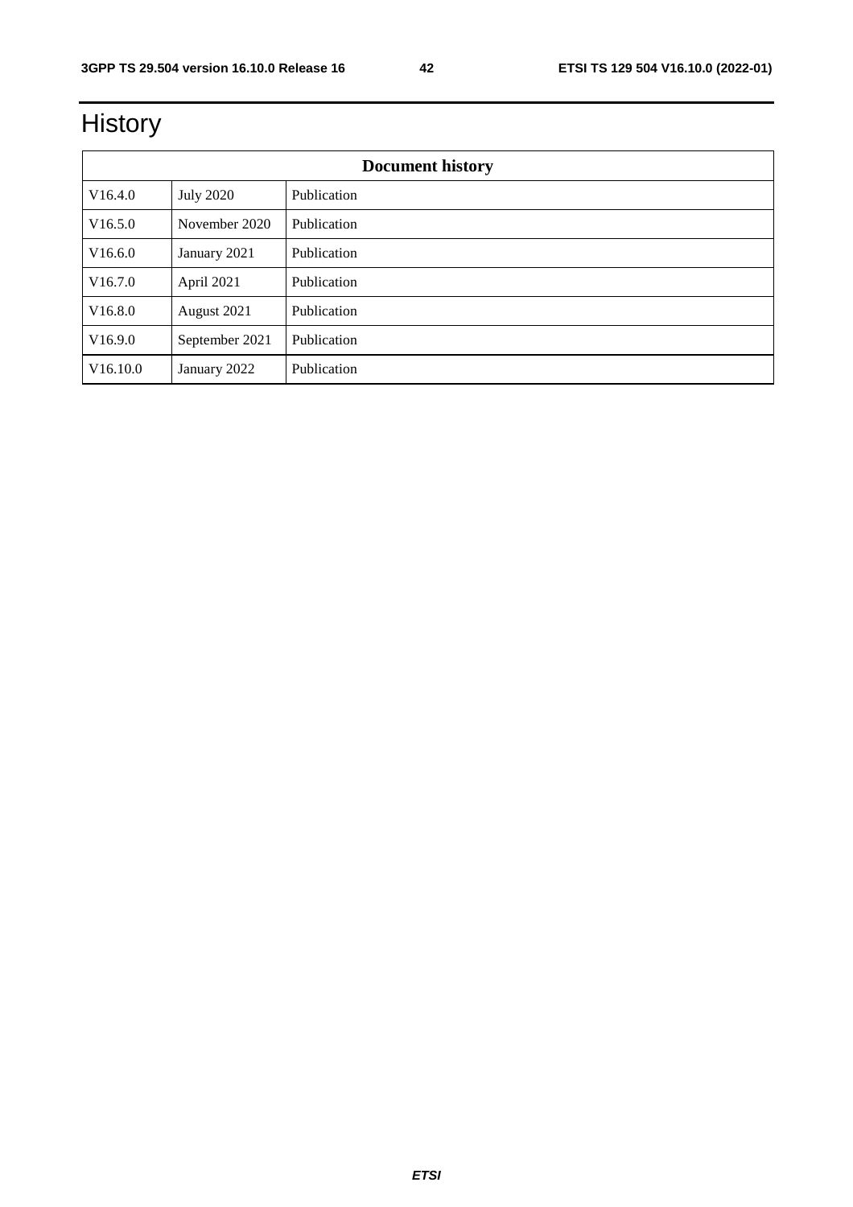# History

| Document history | | |
|---|---|---|
| V16.4.0 | July 2020 | Publication |
| V16.5.0 | November 2020 | Publication |
| V16.6.0 | January 2021 | Publication |
| V16.7.0 | April 2021 | Publication |
| V16.8.0 | August 2021 | Publication |
| V16.9.0 | September 2021 | Publication |
| V16.10.0 | January 2022 | Publication |